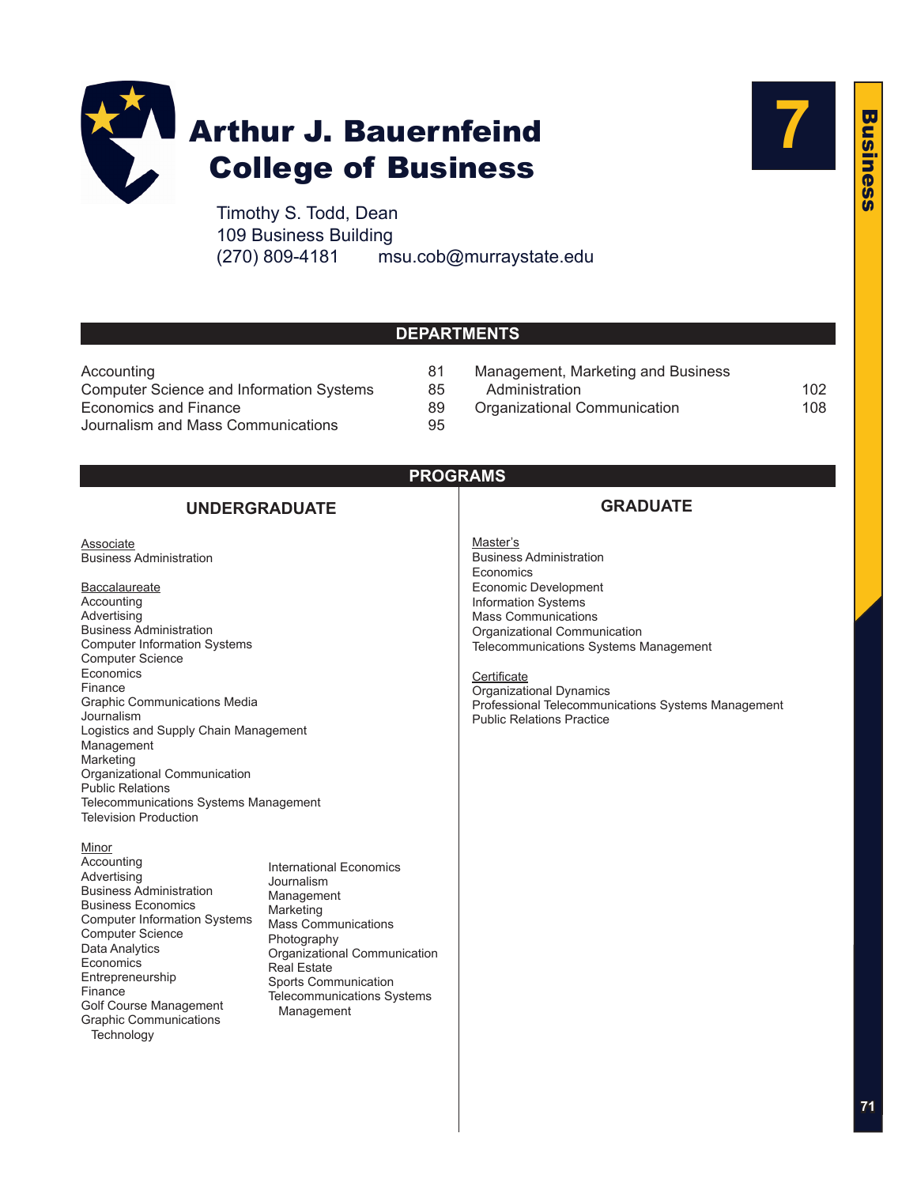# Arthur J. Bauernfeind College of Business

Timothy S. Todd, Dean
109 Business Building
(270) 809-4181 msu.cob@murraystate.edu

## DEPARTMENTS

| Department | Page |
|---|---|
| Accounting | 81 |
| Computer Science and Information Systems | 85 |
| Economics and Finance | 89 |
| Journalism and Mass Communications | 95 |
| Management, Marketing and Business Administration | 102 |
| Organizational Communication | 108 |

## PROGRAMS

### UNDERGRADUATE

Associate
- Business Administration

Baccalaureate
- Accounting
- Advertising
- Business Administration
- Computer Information Systems
- Computer Science
- Economics
- Finance
- Graphic Communications Media
- Journalism
- Logistics and Supply Chain Management
- Management
- Marketing
- Organizational Communication
- Public Relations
- Telecommunications Systems Management
- Television Production

Minor
- Accounting
- Advertising
- Business Administration
- Business Economics
- Computer Information Systems
- Computer Science
- Data Analytics
- Economics
- Entrepreneurship
- Finance
- Golf Course Management
- Graphic Communications Technology
- International Economics
- Journalism
- Management
- Marketing
- Mass Communications
- Photography
- Organizational Communication
- Real Estate
- Sports Communication
- Telecommunications Systems Management

### GRADUATE

Master's
- Business Administration
- Economics
- Economic Development
- Information Systems
- Mass Communications
- Organizational Communication
- Telecommunications Systems Management

Certificate
- Organizational Dynamics
- Professional Telecommunications Systems Management
- Public Relations Practice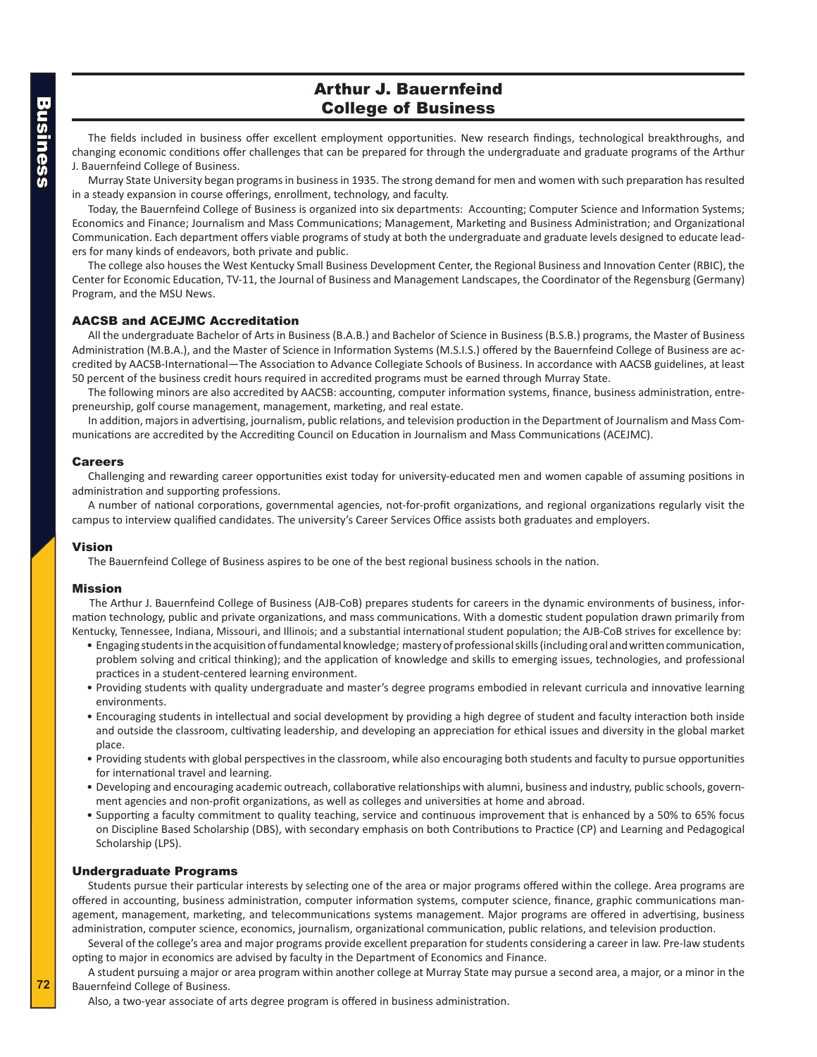# Arthur J. Bauernfeind College of Business

The fields included in business offer excellent employment opportunities. New research findings, technological breakthroughs, and changing economic conditions offer challenges that can be prepared for through the undergraduate and graduate programs of the Arthur J. Bauernfeind College of Business.

Murray State University began programs in business in 1935. The strong demand for men and women with such preparation has resulted in a steady expansion in course offerings, enrollment, technology, and faculty.

Today, the Bauernfeind College of Business is organized into six departments: Accounting; Computer Science and Information Systems; Economics and Finance; Journalism and Mass Communications; Management, Marketing and Business Administration; and Organizational Communication. Each department offers viable programs of study at both the undergraduate and graduate levels designed to educate leaders for many kinds of endeavors, both private and public.

The college also houses the West Kentucky Small Business Development Center, the Regional Business and Innovation Center (RBIC), the Center for Economic Education, TV-11, the Journal of Business and Management Landscapes, the Coordinator of the Regensburg (Germany) Program, and the MSU News.

## AACSB and ACEJMC Accreditation

All the undergraduate Bachelor of Arts in Business (B.A.B.) and Bachelor of Science in Business (B.S.B.) programs, the Master of Business Administration (M.B.A.), and the Master of Science in Information Systems (M.S.I.S.) offered by the Bauernfeind College of Business are accredited by AACSB-International—The Association to Advance Collegiate Schools of Business. In accordance with AACSB guidelines, at least 50 percent of the business credit hours required in accredited programs must be earned through Murray State.

The following minors are also accredited by AACSB: accounting, computer information systems, finance, business administration, entrepreneurship, golf course management, management, marketing, and real estate.

In addition, majors in advertising, journalism, public relations, and television production in the Department of Journalism and Mass Communications are accredited by the Accrediting Council on Education in Journalism and Mass Communications (ACEJMC).

## Careers

Challenging and rewarding career opportunities exist today for university-educated men and women capable of assuming positions in administration and supporting professions.

A number of national corporations, governmental agencies, not-for-profit organizations, and regional organizations regularly visit the campus to interview qualified candidates. The university's Career Services Office assists both graduates and employers.

## Vision

The Bauernfeind College of Business aspires to be one of the best regional business schools in the nation.

## Mission

The Arthur J. Bauernfeind College of Business (AJB-CoB) prepares students for careers in the dynamic environments of business, information technology, public and private organizations, and mass communications. With a domestic student population drawn primarily from Kentucky, Tennessee, Indiana, Missouri, and Illinois; and a substantial international student population; the AJB-CoB strives for excellence by:

- Engaging students in the acquisition of fundamental knowledge; mastery of professional skills (including oral and written communication, problem solving and critical thinking); and the application of knowledge and skills to emerging issues, technologies, and professional practices in a student-centered learning environment.
- Providing students with quality undergraduate and master's degree programs embodied in relevant curricula and innovative learning environments.
- Encouraging students in intellectual and social development by providing a high degree of student and faculty interaction both inside and outside the classroom, cultivating leadership, and developing an appreciation for ethical issues and diversity in the global market place.
- Providing students with global perspectives in the classroom, while also encouraging both students and faculty to pursue opportunities for international travel and learning.
- Developing and encouraging academic outreach, collaborative relationships with alumni, business and industry, public schools, government agencies and non-profit organizations, as well as colleges and universities at home and abroad.
- Supporting a faculty commitment to quality teaching, service and continuous improvement that is enhanced by a 50% to 65% focus on Discipline Based Scholarship (DBS), with secondary emphasis on both Contributions to Practice (CP) and Learning and Pedagogical Scholarship (LPS).

## Undergraduate Programs

Students pursue their particular interests by selecting one of the area or major programs offered within the college. Area programs are offered in accounting, business administration, computer information systems, computer science, finance, graphic communications management, management, marketing, and telecommunications systems management. Major programs are offered in advertising, business administration, computer science, economics, journalism, organizational communication, public relations, and television production.

Several of the college's area and major programs provide excellent preparation for students considering a career in law. Pre-law students opting to major in economics are advised by faculty in the Department of Economics and Finance.

A student pursuing a major or area program within another college at Murray State may pursue a second area, a major, or a minor in the Bauernfeind College of Business.

Also, a two-year associate of arts degree program is offered in business administration.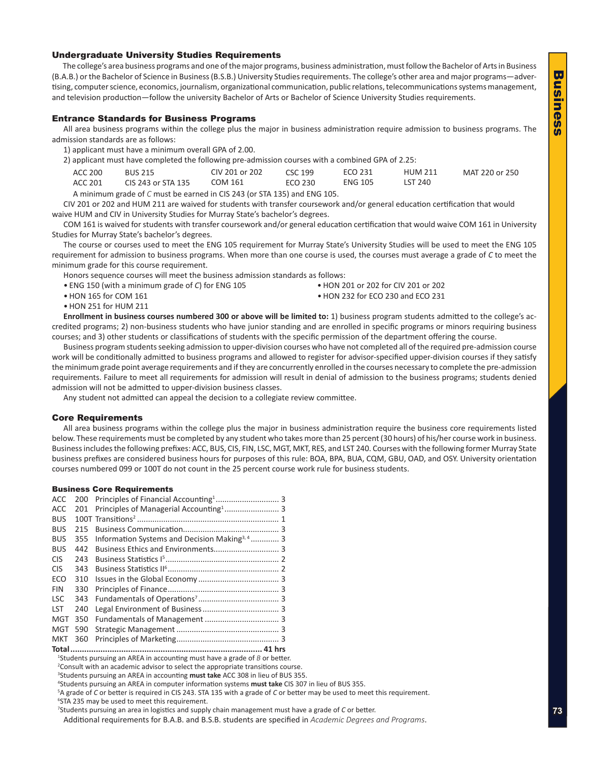### Undergraduate University Studies Requirements

The college's area business programs and one of the major programs, business administration, must follow the Bachelor of Arts in Business (B.A.B.) or the Bachelor of Science in Business (B.S.B.) University Studies requirements. The college's other area and major programs—advertising, computer science, economics, journalism, organizational communication, public relations, telecommunications systems management, and television production—follow the university Bachelor of Arts or Bachelor of Science University Studies requirements.

### Entrance Standards for Business Programs

All area business programs within the college plus the major in business administration require admission to business programs. The admission standards are as follows:

1) applicant must have a minimum overall GPA of 2.00.

2) applicant must have completed the following pre-admission courses with a combined GPA of 2.25:

| | | | | | | |
|---|---|---|---|---|---|---|
| ACC 200 | BUS 215 | CIV 201 or 202 | CSC 199 | ECO 231 | HUM 211 | MAT 220 or 250 |
| ACC 201 | CIS 243 or STA 135 | COM 161 | ECO 230 | ENG 105 | LST 240 | |

A minimum grade of *C* must be earned in CIS 243 (or STA 135) and ENG 105.

CIV 201 or 202 and HUM 211 are waived for students with transfer coursework and/or general education certification that would waive HUM and CIV in University Studies for Murray State's bachelor's degrees.

COM 161 is waived for students with transfer coursework and/or general education certification that would waive COM 161 in University Studies for Murray State's bachelor's degrees.

The course or courses used to meet the ENG 105 requirement for Murray State's University Studies will be used to meet the ENG 105 requirement for admission to business programs. When more than one course is used, the courses must average a grade of *C* to meet the minimum grade for this course requirement.

Honors sequence courses will meet the business admission standards as follows:

- ENG 150 (with a minimum grade of *C*) for ENG 105
- HON 165 for COM 161
- HON 251 for HUM 211
- HON 201 or 202 for CIV 201 or 202
- HON 232 for ECO 230 and ECO 231

**Enrollment in business courses numbered 300 or above will be limited to:** 1) business program students admitted to the college's accredited programs; 2) non-business students who have junior standing and are enrolled in specific programs or minors requiring business courses; and 3) other students or classifications of students with the specific permission of the department offering the course.

Business program students seeking admission to upper-division courses who have not completed all of the required pre-admission course work will be conditionally admitted to business programs and allowed to register for advisor-specified upper-division courses if they satisfy the minimum grade point average requirements and if they are concurrently enrolled in the courses necessary to complete the pre-admission requirements. Failure to meet all requirements for admission will result in denial of admission to the business programs; students denied admission will not be admitted to upper-division business classes.

Any student not admitted can appeal the decision to a collegiate review committee.

### Core Requirements

All area business programs within the college plus the major in business administration require the business core requirements listed below. These requirements must be completed by any student who takes more than 25 percent (30 hours) of his/her course work in business. Business includes the following prefixes: ACC, BUS, CIS, FIN, LSC, MGT, MKT, RES, and LST 240. Courses with the following former Murray State business prefixes are considered business hours for purposes of this rule: BOA, BPA, BUA, CQM, GBU, OAD, and OSY. University orientation courses numbered 099 or 100T do not count in the 25 percent course work rule for business students.

#### Business Core Requirements

| | | | |
|---|---|---|---|
| ACC | 200 | Principles of Financial Accounting[1] | 3 |
| ACC | 201 | Principles of Managerial Accounting[1] | 3 |
| BUS | 100T | Transitions[2] | 1 |
| BUS | 215 | Business Communication | 3 |
| BUS | 355 | Information Systems and Decision Making[3, 4] | 3 |
| BUS | 442 | Business Ethics and Environments | 3 |
| CIS | 243 | Business Statistics I[5] | 2 |
| CIS | 343 | Business Statistics II[6] | 2 |
| ECO | 310 | Issues in the Global Economy | 3 |
| FIN | 330 | Principles of Finance | 3 |
| LSC | 343 | Fundamentals of Operations[7] | 3 |
| LST | 240 | Legal Environment of Business | 3 |
| MGT | 350 | Fundamentals of Management | 3 |
| MGT | 590 | Strategic Management | 3 |
| MKT | 360 | Principles of Marketing | 3 |
| **Total** | | | **41 hrs** |

[1]Students pursuing an AREA in accounting must have a grade of *B* or better.
[2]Consult with an academic advisor to select the appropriate transitions course.
[3]Students pursuing an AREA in accounting **must take** ACC 308 in lieu of BUS 355.
[4]Students pursuing an AREA in computer information systems **must take** CIS 307 in lieu of BUS 355.
[5]A grade of *C* or better is required in CIS 243. STA 135 with a grade of *C* or better may be used to meet this requirement.
[6]STA 235 may be used to meet this requirement.
[7]Students pursuing an area in logistics and supply chain management must have a grade of *C* or better.

Additional requirements for B.A.B. and B.S.B. students are specified in *Academic Degrees and Programs*.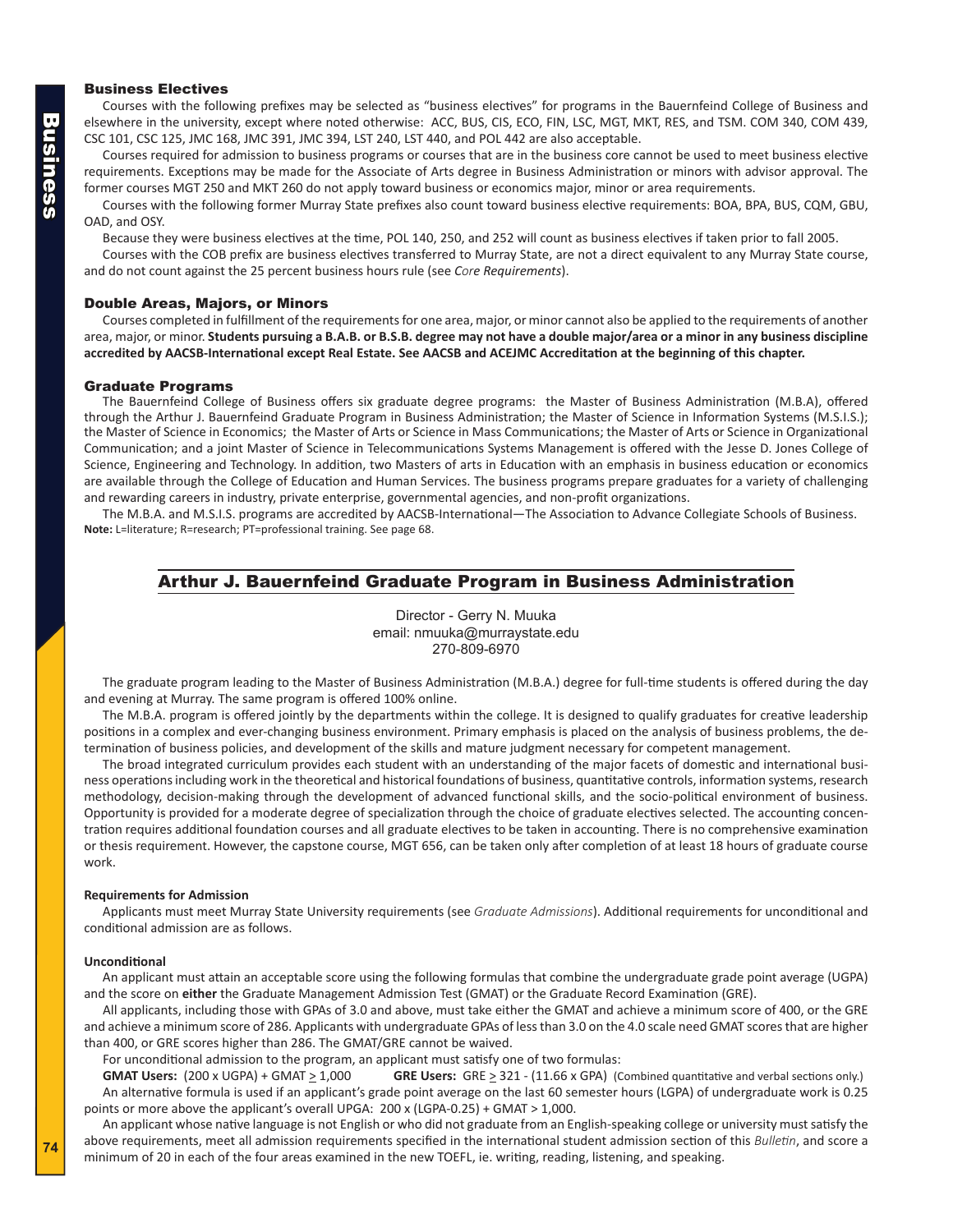## Business Electives

Courses with the following prefixes may be selected as "business electives" for programs in the Bauernfeind College of Business and elsewhere in the university, except where noted otherwise: ACC, BUS, CIS, ECO, FIN, LSC, MGT, MKT, RES, and TSM. COM 340, COM 439, CSC 101, CSC 125, JMC 168, JMC 391, JMC 394, LST 240, LST 440, and POL 442 are also acceptable.

Courses required for admission to business programs or courses that are in the business core cannot be used to meet business elective requirements. Exceptions may be made for the Associate of Arts degree in Business Administration or minors with advisor approval. The former courses MGT 250 and MKT 260 do not apply toward business or economics major, minor or area requirements.

Courses with the following former Murray State prefixes also count toward business elective requirements: BOA, BPA, BUS, CQM, GBU, OAD, and OSY.

Because they were business electives at the time, POL 140, 250, and 252 will count as business electives if taken prior to fall 2005.

Courses with the COB prefix are business electives transferred to Murray State, are not a direct equivalent to any Murray State course, and do not count against the 25 percent business hours rule (see *Core Requirements*).

## Double Areas, Majors, or Minors

Courses completed in fulfillment of the requirements for one area, major, or minor cannot also be applied to the requirements of another area, major, or minor. **Students pursuing a B.A.B. or B.S.B. degree may not have a double major/area or a minor in any business discipline accredited by AACSB-International except Real Estate. See AACSB and ACEJMC Accreditation at the beginning of this chapter.**

## Graduate Programs

The Bauernfeind College of Business offers six graduate degree programs: the Master of Business Administration (M.B.A), offered through the Arthur J. Bauernfeind Graduate Program in Business Administration; the Master of Science in Information Systems (M.S.I.S.); the Master of Science in Economics; the Master of Arts or Science in Mass Communications; the Master of Arts or Science in Organizational Communication; and a joint Master of Science in Telecommunications Systems Management is offered with the Jesse D. Jones College of Science, Engineering and Technology. In addition, two Masters of arts in Education with an emphasis in business education or economics are available through the College of Education and Human Services. The business programs prepare graduates for a variety of challenging and rewarding careers in industry, private enterprise, governmental agencies, and non-profit organizations.

The M.B.A. and M.S.I.S. programs are accredited by AACSB-International—The Association to Advance Collegiate Schools of Business.

**Note:** L=literature; R=research; PT=professional training. See page 68.

# Arthur J. Bauernfeind Graduate Program in Business Administration

Director - Gerry N. Muuka
email: nmuuka@murraystate.edu
270-809-6970

The graduate program leading to the Master of Business Administration (M.B.A.) degree for full-time students is offered during the day and evening at Murray. The same program is offered 100% online.

The M.B.A. program is offered jointly by the departments within the college. It is designed to qualify graduates for creative leadership positions in a complex and ever-changing business environment. Primary emphasis is placed on the analysis of business problems, the determination of business policies, and development of the skills and mature judgment necessary for competent management.

The broad integrated curriculum provides each student with an understanding of the major facets of domestic and international business operations including work in the theoretical and historical foundations of business, quantitative controls, information systems, research methodology, decision-making through the development of advanced functional skills, and the socio-political environment of business. Opportunity is provided for a moderate degree of specialization through the choice of graduate electives selected. The accounting concentration requires additional foundation courses and all graduate electives to be taken in accounting. There is no comprehensive examination or thesis requirement. However, the capstone course, MGT 656, can be taken only after completion of at least 18 hours of graduate course work.

**Requirements for Admission**

Applicants must meet Murray State University requirements (see *Graduate Admissions*). Additional requirements for unconditional and conditional admission are as follows.

**Unconditional**

An applicant must attain an acceptable score using the following formulas that combine the undergraduate grade point average (UGPA) and the score on **either** the Graduate Management Admission Test (GMAT) or the Graduate Record Examination (GRE).

All applicants, including those with GPAs of 3.0 and above, must take either the GMAT and achieve a minimum score of 400, or the GRE and achieve a minimum score of 286. Applicants with undergraduate GPAs of less than 3.0 on the 4.0 scale need GMAT scores that are higher than 400, or GRE scores higher than 286. The GMAT/GRE cannot be waived.

For unconditional admission to the program, an applicant must satisfy one of two formulas:

**GMAT Users:** $(200 \times \text{UGPA}) + \text{GMAT} \geq 1{,}000$ **GRE Users:** $\text{GRE} \geq 321 - (11.66 \times \text{GPA})$ (Combined quantitative and verbal sections only.)

An alternative formula is used if an applicant's grade point average on the last 60 semester hours (LGPA) of undergraduate work is 0.25 points or more above the applicant's overall UPGA: $200 \times (\text{LGPA}-0.25) + \text{GMAT} > 1{,}000$.

An applicant whose native language is not English or who did not graduate from an English-speaking college or university must satisfy the above requirements, meet all admission requirements specified in the international student admission section of this *Bulletin*, and score a minimum of 20 in each of the four areas examined in the new TOEFL, ie. writing, reading, listening, and speaking.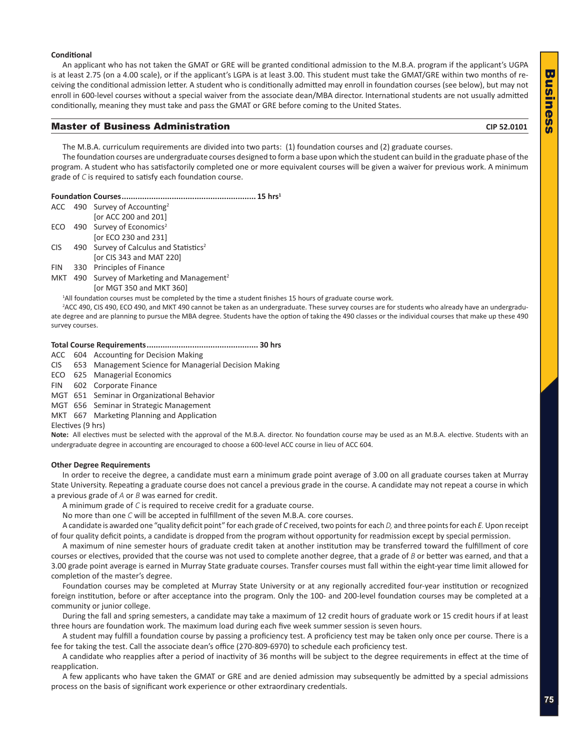**Conditional**

An applicant who has not taken the GMAT or GRE will be granted conditional admission to the M.B.A. program if the applicant's UGPA is at least 2.75 (on a 4.00 scale), or if the applicant's LGPA is at least 3.00. This student must take the GMAT/GRE within two months of receiving the conditional admission letter. A student who is conditionally admitted may enroll in foundation courses (see below), but may not enroll in 600-level courses without a special waiver from the associate dean/MBA director. International students are not usually admitted conditionally, meaning they must take and pass the GMAT or GRE before coming to the United States.

## Master of Business Administration

CIP 52.0101

The M.B.A. curriculum requirements are divided into two parts: (1) foundation courses and (2) graduate courses.

The foundation courses are undergraduate courses designed to form a base upon which the student can build in the graduate phase of the program. A student who has satisfactorily completed one or more equivalent courses will be given a waiver for previous work. A minimum grade of *C* is required to satisfy each foundation course.

**Foundation Courses.......................................................... 15 hrs[1]**

- ACC 490 Survey of Accounting[2] [or ACC 200 and 201]
- ECO 490 Survey of Economics[2] [or ECO 230 and 231]
- CIS 490 Survey of Calculus and Statistics[2] [or CIS 343 and MAT 220]
- FIN 330 Principles of Finance
- MKT 490 Survey of Marketing and Management[2] [or MGT 350 and MKT 360]

[1]All foundation courses must be completed by the time a student finishes 15 hours of graduate course work.

[2]ACC 490, CIS 490, ECO 490, and MKT 490 cannot be taken as an undergraduate. These survey courses are for students who already have an undergraduate degree and are planning to pursue the MBA degree. Students have the option of taking the 490 classes or the individual courses that make up these 490 survey courses.

**Total Course Requirements................................................ 30 hrs**

- ACC 604 Accounting for Decision Making
- CIS 653 Management Science for Managerial Decision Making
- ECO 625 Managerial Economics
- FIN 602 Corporate Finance
- MGT 651 Seminar in Organizational Behavior
- MGT 656 Seminar in Strategic Management
- MKT 667 Marketing Planning and Application
- Electives (9 hrs)

**Note:** All electives must be selected with the approval of the M.B.A. director. No foundation course may be used as an M.B.A. elective. Students with an undergraduate degree in accounting are encouraged to choose a 600-level ACC course in lieu of ACC 604.

**Other Degree Requirements**

In order to receive the degree, a candidate must earn a minimum grade point average of 3.00 on all graduate courses taken at Murray State University. Repeating a graduate course does not cancel a previous grade in the course. A candidate may not repeat a course in which a previous grade of *A* or *B* was earned for credit.

A minimum grade of *C* is required to receive credit for a graduate course.

No more than one *C* will be accepted in fulfillment of the seven M.B.A. core courses.

A candidate is awarded one "quality deficit point" for each grade of *C* received, two points for each *D,* and three points for each *E.* Upon receipt of four quality deficit points, a candidate is dropped from the program without opportunity for readmission except by special permission.

A maximum of nine semester hours of graduate credit taken at another institution may be transferred toward the fulfillment of core courses or electives, provided that the course was not used to complete another degree, that a grade of *B* or better was earned, and that a 3.00 grade point average is earned in Murray State graduate courses. Transfer courses must fall within the eight-year time limit allowed for completion of the master's degree.

Foundation courses may be completed at Murray State University or at any regionally accredited four-year institution or recognized foreign institution, before or after acceptance into the program. Only the 100- and 200-level foundation courses may be completed at a community or junior college.

During the fall and spring semesters, a candidate may take a maximum of 12 credit hours of graduate work or 15 credit hours if at least three hours are foundation work. The maximum load during each five week summer session is seven hours.

A student may fulfill a foundation course by passing a proficiency test. A proficiency test may be taken only once per course. There is a fee for taking the test. Call the associate dean's office (270-809-6970) to schedule each proficiency test.

A candidate who reapplies after a period of inactivity of 36 months will be subject to the degree requirements in effect at the time of reapplication.

A few applicants who have taken the GMAT or GRE and are denied admission may subsequently be admitted by a special admissions process on the basis of significant work experience or other extraordinary credentials.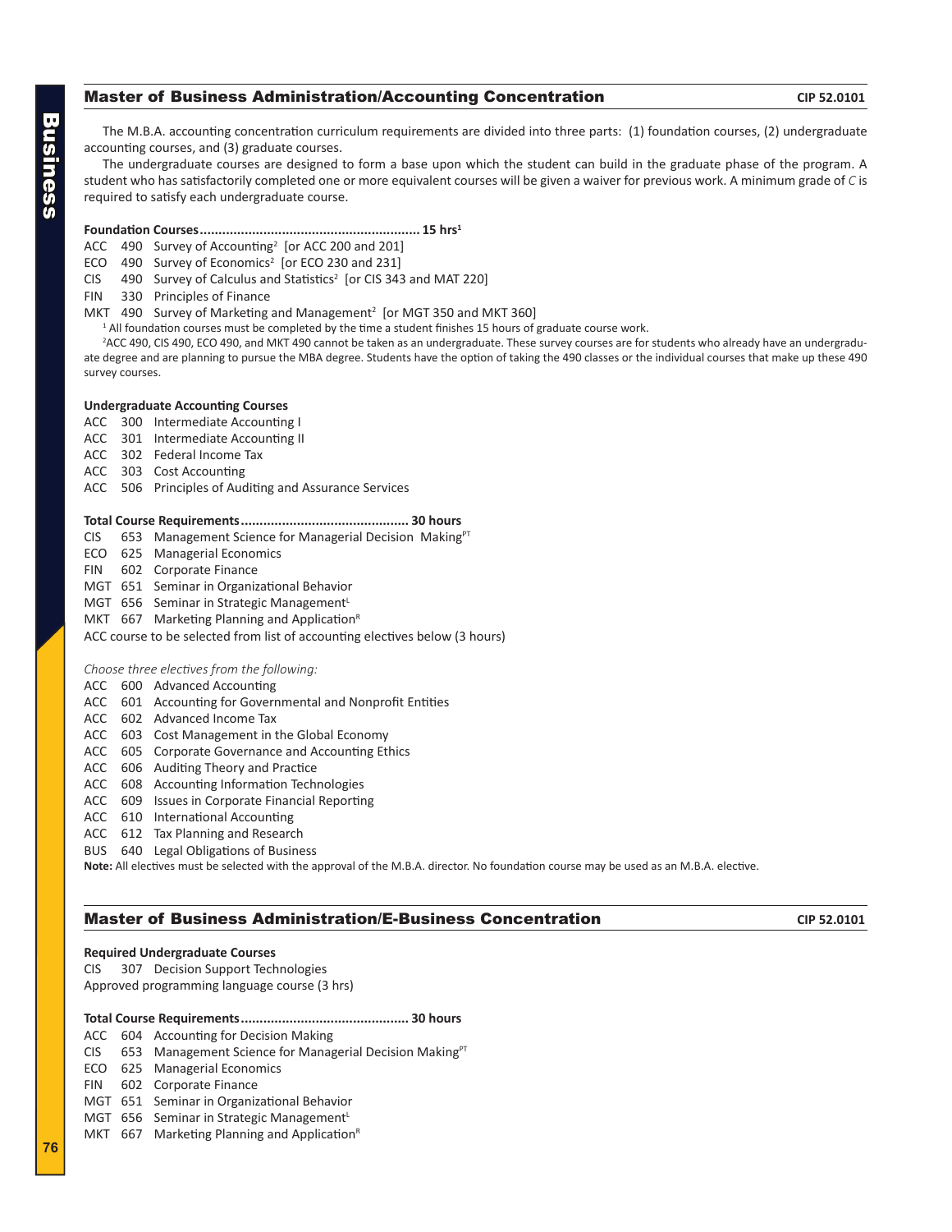## Master of Business Administration/Accounting Concentration

CIP 52.0101

The M.B.A. accounting concentration curriculum requirements are divided into three parts: (1) foundation courses, (2) undergraduate accounting courses, and (3) graduate courses.

The undergraduate courses are designed to form a base upon which the student can build in the graduate phase of the program. A student who has satisfactorily completed one or more equivalent courses will be given a waiver for previous work. A minimum grade of *C* is required to satisfy each undergraduate course.

**Foundation Courses.......................................................... 15 hrs[1]**

ACC 490 Survey of Accounting[2] [or ACC 200 and 201]
ECO 490 Survey of Economics[2] [or ECO 230 and 231]
CIS 490 Survey of Calculus and Statistics[2] [or CIS 343 and MAT 220]
FIN 330 Principles of Finance
MKT 490 Survey of Marketing and Management[2] [or MGT 350 and MKT 360]

[1] All foundation courses must be completed by the time a student finishes 15 hours of graduate course work.

[2]ACC 490, CIS 490, ECO 490, and MKT 490 cannot be taken as an undergraduate. These survey courses are for students who already have an undergraduate degree and are planning to pursue the MBA degree. Students have the option of taking the 490 classes or the individual courses that make up these 490 survey courses.

**Undergraduate Accounting Courses**

ACC 300 Intermediate Accounting I
ACC 301 Intermediate Accounting II
ACC 302 Federal Income Tax
ACC 303 Cost Accounting
ACC 506 Principles of Auditing and Assurance Services

**Total Course Requirements............................................ 30 hours**

CIS 653 Management Science for Managerial Decision Making[PT]
ECO 625 Managerial Economics
FIN 602 Corporate Finance
MGT 651 Seminar in Organizational Behavior
MGT 656 Seminar in Strategic Management[L]
MKT 667 Marketing Planning and Application[R]
ACC course to be selected from list of accounting electives below (3 hours)

*Choose three electives from the following:*

ACC 600 Advanced Accounting
ACC 601 Accounting for Governmental and Nonprofit Entities
ACC 602 Advanced Income Tax
ACC 603 Cost Management in the Global Economy
ACC 605 Corporate Governance and Accounting Ethics
ACC 606 Auditing Theory and Practice
ACC 608 Accounting Information Technologies
ACC 609 Issues in Corporate Financial Reporting
ACC 610 International Accounting
ACC 612 Tax Planning and Research
BUS 640 Legal Obligations of Business

**Note:** All electives must be selected with the approval of the M.B.A. director. No foundation course may be used as an M.B.A. elective.

## Master of Business Administration/E-Business Concentration

CIP 52.0101

**Required Undergraduate Courses**

CIS 307 Decision Support Technologies
Approved programming language course (3 hrs)

**Total Course Requirements............................................ 30 hours**

ACC 604 Accounting for Decision Making
CIS 653 Management Science for Managerial Decision Making[PT]
ECO 625 Managerial Economics
FIN 602 Corporate Finance
MGT 651 Seminar in Organizational Behavior
MGT 656 Seminar in Strategic Management[L]
MKT 667 Marketing Planning and Application[R]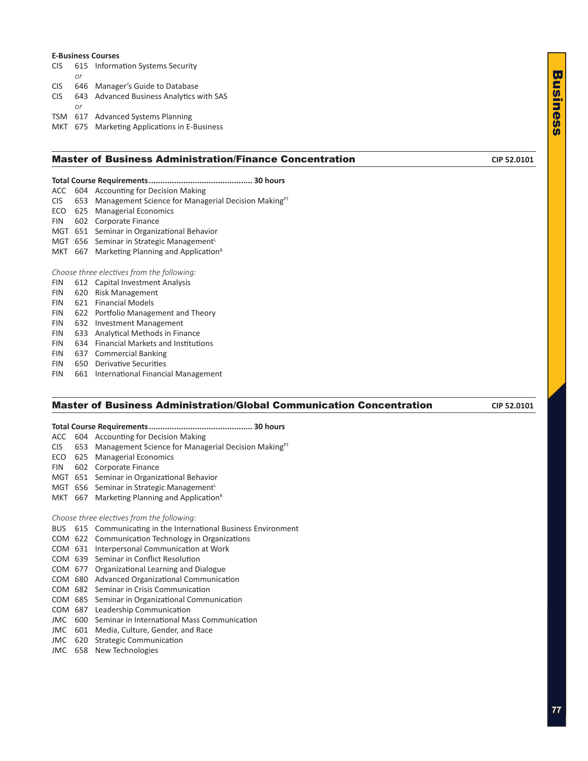**E-Business Courses**

CIS 615 Information Systems Security
*or*
CIS 646 Manager's Guide to Database
CIS 643 Advanced Business Analytics with SAS
*or*
TSM 617 Advanced Systems Planning
MKT 675 Marketing Applications in E-Business

## Master of Business Administration/Finance Concentration

CIP 52.0101

**Total Course Requirements............................................ 30 hours**

ACC 604 Accounting for Decision Making
CIS 653 Management Science for Managerial Decision Making[PT]
ECO 625 Managerial Economics
FIN 602 Corporate Finance
MGT 651 Seminar in Organizational Behavior
MGT 656 Seminar in Strategic Management[L]
MKT 667 Marketing Planning and Application[R]

*Choose three electives from the following:*

FIN 612 Capital Investment Analysis
FIN 620 Risk Management
FIN 621 Financial Models
FIN 622 Portfolio Management and Theory
FIN 632 Investment Management
FIN 633 Analytical Methods in Finance
FIN 634 Financial Markets and Institutions
FIN 637 Commercial Banking
FIN 650 Derivative Securities
FIN 661 International Financial Management

## Master of Business Administration/Global Communication Concentration

CIP 52.0101

**Total Course Requirements............................................ 30 hours**

ACC 604 Accounting for Decision Making
CIS 653 Management Science for Managerial Decision Making[PT]
ECO 625 Managerial Economics
FIN 602 Corporate Finance
MGT 651 Seminar in Organizational Behavior
MGT 656 Seminar in Strategic Management[L]
MKT 667 Marketing Planning and Application[R]

*Choose three electives from the following:*

BUS 615 Communicating in the International Business Environment
COM 622 Communication Technology in Organizations
COM 631 Interpersonal Communication at Work
COM 639 Seminar in Conflict Resolution
COM 677 Organizational Learning and Dialogue
COM 680 Advanced Organizational Communication
COM 682 Seminar in Crisis Communication
COM 685 Seminar in Organizational Communication
COM 687 Leadership Communication
JMC 600 Seminar in International Mass Communication
JMC 601 Media, Culture, Gender, and Race
JMC 620 Strategic Communication
JMC 658 New Technologies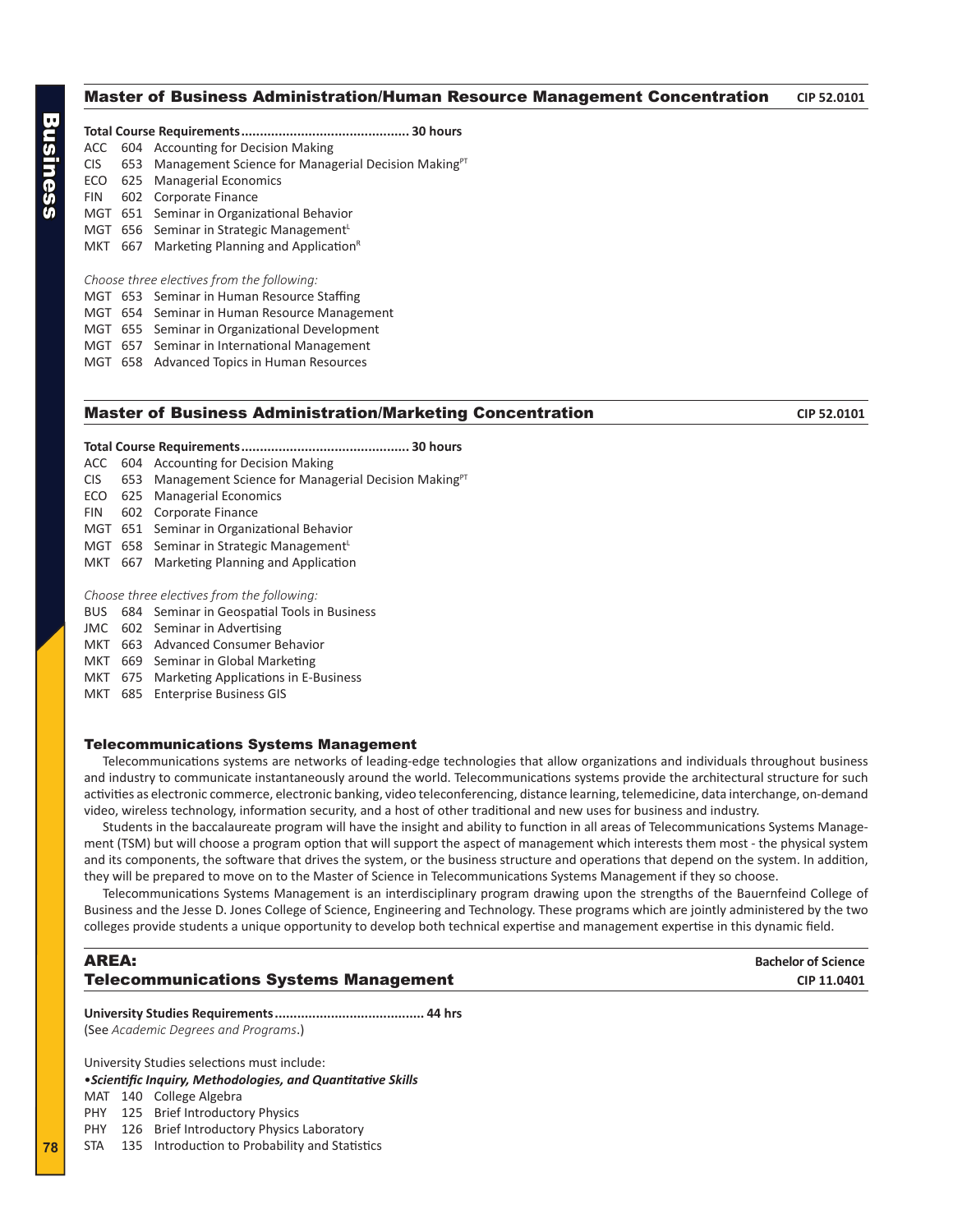## Master of Business Administration/Human Resource Management Concentration

CIP 52.0101

**Total Course Requirements............................................ 30 hours**

ACC 604 Accounting for Decision Making
CIS 653 Management Science for Managerial Decision Making[PT]
ECO 625 Managerial Economics
FIN 602 Corporate Finance
MGT 651 Seminar in Organizational Behavior
MGT 656 Seminar in Strategic Management[L]
MKT 667 Marketing Planning and Application[R]

*Choose three electives from the following:*

MGT 653 Seminar in Human Resource Staffing
MGT 654 Seminar in Human Resource Management
MGT 655 Seminar in Organizational Development
MGT 657 Seminar in International Management
MGT 658 Advanced Topics in Human Resources

## Master of Business Administration/Marketing Concentration

CIP 52.0101

**Total Course Requirements............................................ 30 hours**

ACC 604 Accounting for Decision Making
CIS 653 Management Science for Managerial Decision Making[PT]
ECO 625 Managerial Economics
FIN 602 Corporate Finance
MGT 651 Seminar in Organizational Behavior
MGT 658 Seminar in Strategic Management[L]
MKT 667 Marketing Planning and Application

*Choose three electives from the following:*

BUS 684 Seminar in Geospatial Tools in Business
JMC 602 Seminar in Advertising
MKT 663 Advanced Consumer Behavior
MKT 669 Seminar in Global Marketing
MKT 675 Marketing Applications in E-Business
MKT 685 Enterprise Business GIS

### Telecommunications Systems Management

Telecommunications systems are networks of leading-edge technologies that allow organizations and individuals throughout business and industry to communicate instantaneously around the world. Telecommunications systems provide the architectural structure for such activities as electronic commerce, electronic banking, video teleconferencing, distance learning, telemedicine, data interchange, on-demand video, wireless technology, information security, and a host of other traditional and new uses for business and industry.

Students in the baccalaureate program will have the insight and ability to function in all areas of Telecommunications Systems Management (TSM) but will choose a program option that will support the aspect of management which interests them most - the physical system and its components, the software that drives the system, or the business structure and operations that depend on the system. In addition, they will be prepared to move on to the Master of Science in Telecommunications Systems Management if they so choose.

Telecommunications Systems Management is an interdisciplinary program drawing upon the strengths of the Bauernfeind College of Business and the Jesse D. Jones College of Science, Engineering and Technology. These programs which are jointly administered by the two colleges provide students a unique opportunity to develop both technical expertise and management expertise in this dynamic field.

## AREA: Telecommunications Systems Management

Bachelor of Science
CIP 11.0401

**University Studies Requirements....................................... 44 hrs**
(See *Academic Degrees and Programs*.)

University Studies selections must include:

•***Scientific Inquiry, Methodologies, and Quantitative Skills***

MAT 140 College Algebra
PHY 125 Brief Introductory Physics
PHY 126 Brief Introductory Physics Laboratory
STA 135 Introduction to Probability and Statistics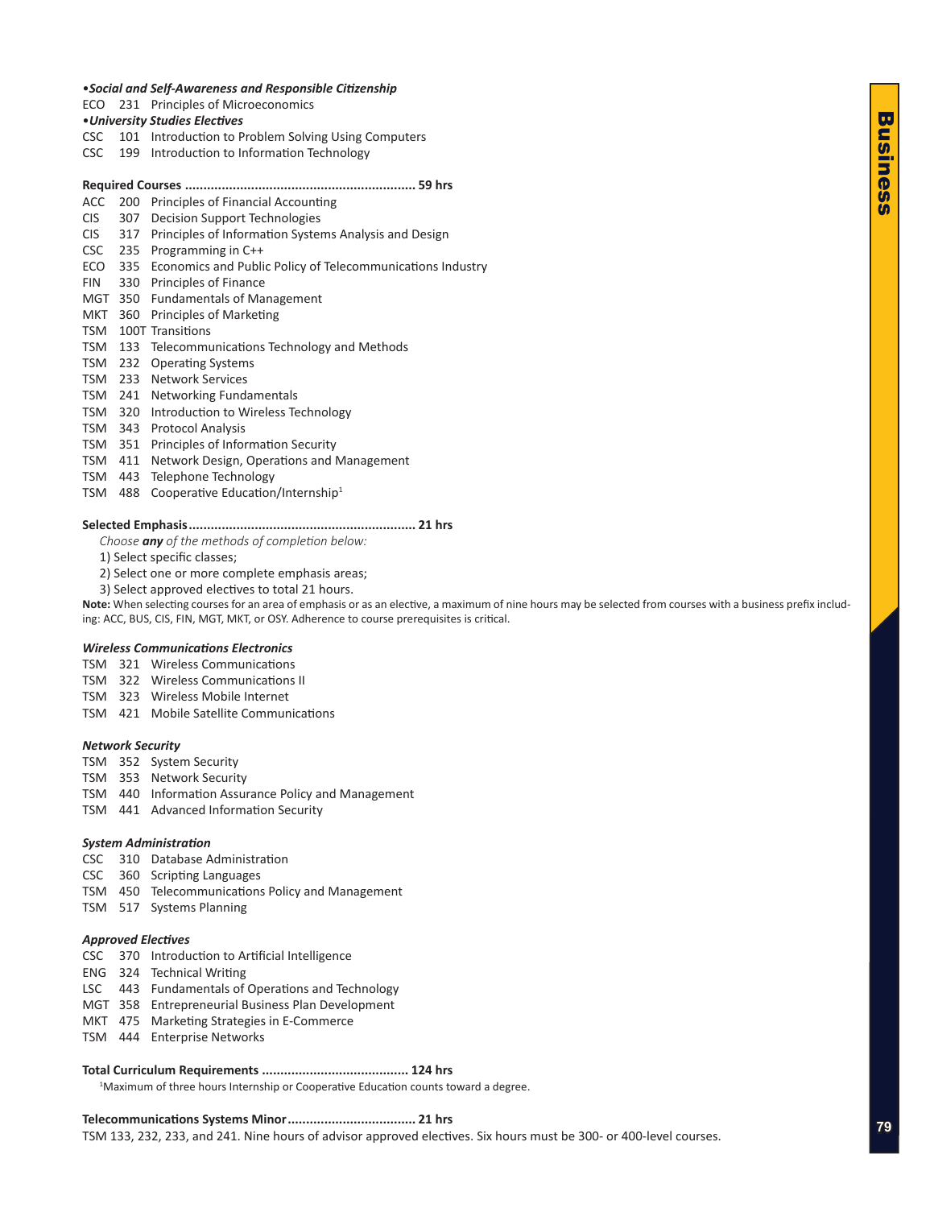*•Social and Self-Awareness and Responsible Citizenship*

ECO 231 Principles of Microeconomics

*•University Studies Electives*

CSC 101 Introduction to Problem Solving Using Computers
CSC 199 Introduction to Information Technology

**Required Courses ............................................................ 59 hrs**

ACC 200 Principles of Financial Accounting
CIS 307 Decision Support Technologies
CIS 317 Principles of Information Systems Analysis and Design
CSC 235 Programming in C++
ECO 335 Economics and Public Policy of Telecommunications Industry
FIN 330 Principles of Finance
MGT 350 Fundamentals of Management
MKT 360 Principles of Marketing
TSM 100T Transitions
TSM 133 Telecommunications Technology and Methods
TSM 232 Operating Systems
TSM 233 Network Services
TSM 241 Networking Fundamentals
TSM 320 Introduction to Wireless Technology
TSM 343 Protocol Analysis
TSM 351 Principles of Information Security
TSM 411 Network Design, Operations and Management
TSM 443 Telephone Technology
TSM 488 Cooperative Education/Internship[1]

**Selected Emphasis............................................................ 21 hrs**

*Choose **any** of the methods of completion below:*

1) Select specific classes;
2) Select one or more complete emphasis areas;
3) Select approved electives to total 21 hours.

**Note:** When selecting courses for an area of emphasis or as an elective, a maximum of nine hours may be selected from courses with a business prefix including: ACC, BUS, CIS, FIN, MGT, MKT, or OSY. Adherence to course prerequisites is critical.

***Wireless Communications Electronics***

TSM 321 Wireless Communications
TSM 322 Wireless Communications II
TSM 323 Wireless Mobile Internet
TSM 421 Mobile Satellite Communications

***Network Security***

TSM 352 System Security
TSM 353 Network Security
TSM 440 Information Assurance Policy and Management
TSM 441 Advanced Information Security

***System Administration***

CSC 310 Database Administration
CSC 360 Scripting Languages
TSM 450 Telecommunications Policy and Management
TSM 517 Systems Planning

***Approved Electives***

CSC 370 Introduction to Artificial Intelligence
ENG 324 Technical Writing
LSC 443 Fundamentals of Operations and Technology
MGT 358 Entrepreneurial Business Plan Development
MKT 475 Marketing Strategies in E-Commerce
TSM 444 Enterprise Networks

**Total Curriculum Requirements ....................................... 124 hrs**

[1]Maximum of three hours Internship or Cooperative Education counts toward a degree.

**Telecommunications Systems Minor.................................. 21 hrs**

TSM 133, 232, 233, and 241. Nine hours of advisor approved electives. Six hours must be 300- or 400-level courses.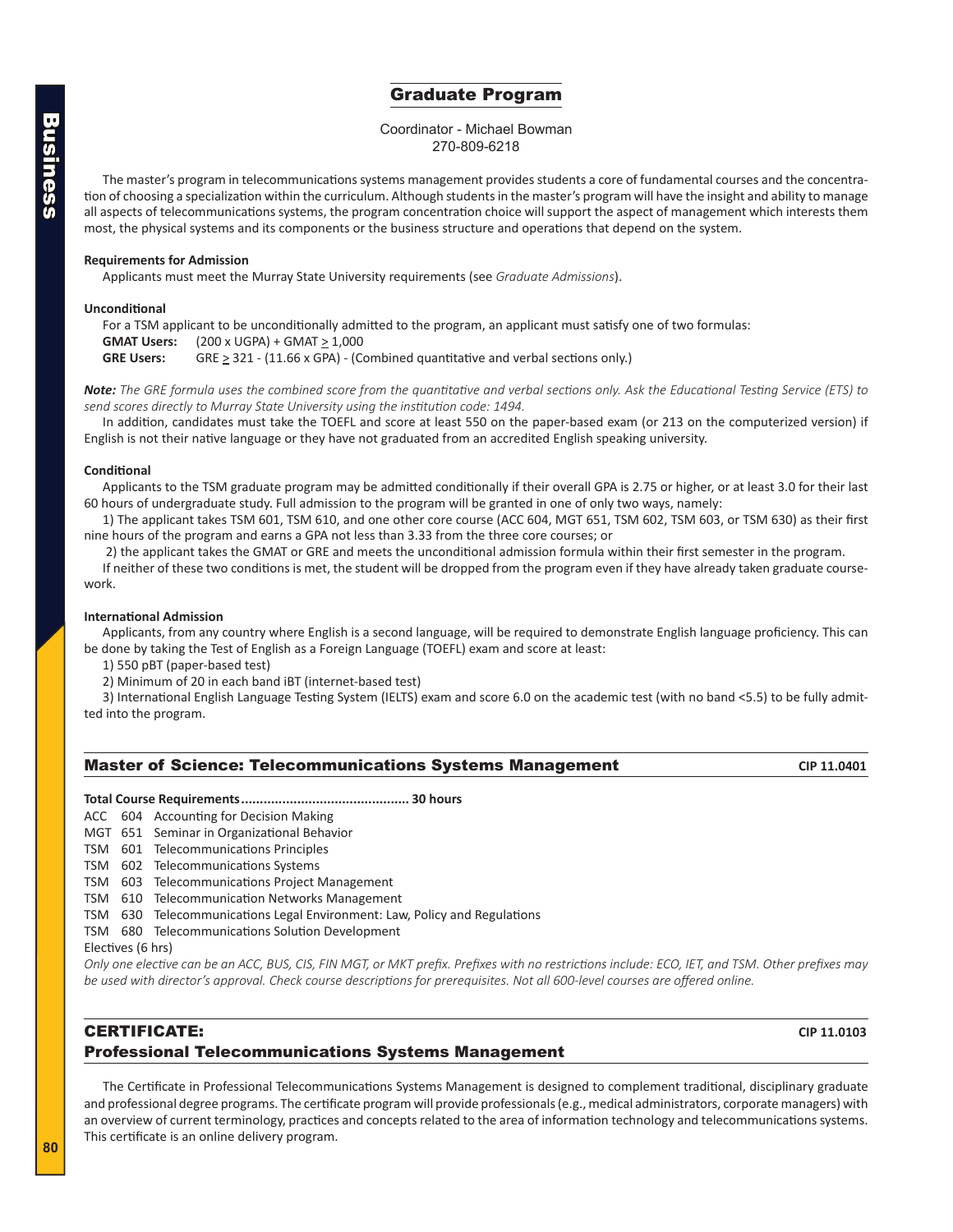## Graduate Program

Coordinator - Michael Bowman
270-809-6218

The master's program in telecommunications systems management provides students a core of fundamental courses and the concentration of choosing a specialization within the curriculum. Although students in the master's program will have the insight and ability to manage all aspects of telecommunications systems, the program concentration choice will support the aspect of management which interests them most, the physical systems and its components or the business structure and operations that depend on the system.

**Requirements for Admission**

Applicants must meet the Murray State University requirements (see *Graduate Admissions*).

**Unconditional**

For a TSM applicant to be unconditionally admitted to the program, an applicant must satisfy one of two formulas:

**GMAT Users:** (200 x UGPA) + GMAT $\geq$ 1,000

**GRE Users:** GRE $\geq$ 321 - (11.66 x GPA) - (Combined quantitative and verbal sections only.)

***Note:*** *The GRE formula uses the combined score from the quantitative and verbal sections only. Ask the Educational Testing Service (ETS) to send scores directly to Murray State University using the institution code: 1494.*

In addition, candidates must take the TOEFL and score at least 550 on the paper-based exam (or 213 on the computerized version) if English is not their native language or they have not graduated from an accredited English speaking university.

**Conditional**

Applicants to the TSM graduate program may be admitted conditionally if their overall GPA is 2.75 or higher, or at least 3.0 for their last 60 hours of undergraduate study. Full admission to the program will be granted in one of only two ways, namely:

1) The applicant takes TSM 601, TSM 610, and one other core course (ACC 604, MGT 651, TSM 602, TSM 603, or TSM 630) as their first nine hours of the program and earns a GPA not less than 3.33 from the three core courses; or

2) the applicant takes the GMAT or GRE and meets the unconditional admission formula within their first semester in the program.

If neither of these two conditions is met, the student will be dropped from the program even if they have already taken graduate coursework.

**International Admission**

Applicants, from any country where English is a second language, will be required to demonstrate English language proficiency. This can be done by taking the Test of English as a Foreign Language (TOEFL) exam and score at least:

1) 550 pBT (paper-based test)

2) Minimum of 20 in each band iBT (internet-based test)

3) International English Language Testing System (IELTS) exam and score 6.0 on the academic test (with no band <5.5) to be fully admitted into the program.

## Master of Science: Telecommunications Systems Management

**CIP 11.0401**

**Total Course Requirements............................................ 30 hours**

ACC 604 Accounting for Decision Making
MGT 651 Seminar in Organizational Behavior
TSM 601 Telecommunications Principles
TSM 602 Telecommunications Systems
TSM 603 Telecommunications Project Management
TSM 610 Telecommunication Networks Management
TSM 630 Telecommunications Legal Environment: Law, Policy and Regulations
TSM 680 Telecommunications Solution Development
Electives (6 hrs)

*Only one elective can be an ACC, BUS, CIS, FIN MGT, or MKT prefix. Prefixes with no restrictions include: ECO, IET, and TSM. Other prefixes may be used with director's approval. Check course descriptions for prerequisites. Not all 600-level courses are offered online.*

## CERTIFICATE: Professional Telecommunications Systems Management

**CIP 11.0103**

The Certificate in Professional Telecommunications Systems Management is designed to complement traditional, disciplinary graduate and professional degree programs. The certificate program will provide professionals (e.g., medical administrators, corporate managers) with an overview of current terminology, practices and concepts related to the area of information technology and telecommunications systems. This certificate is an online delivery program.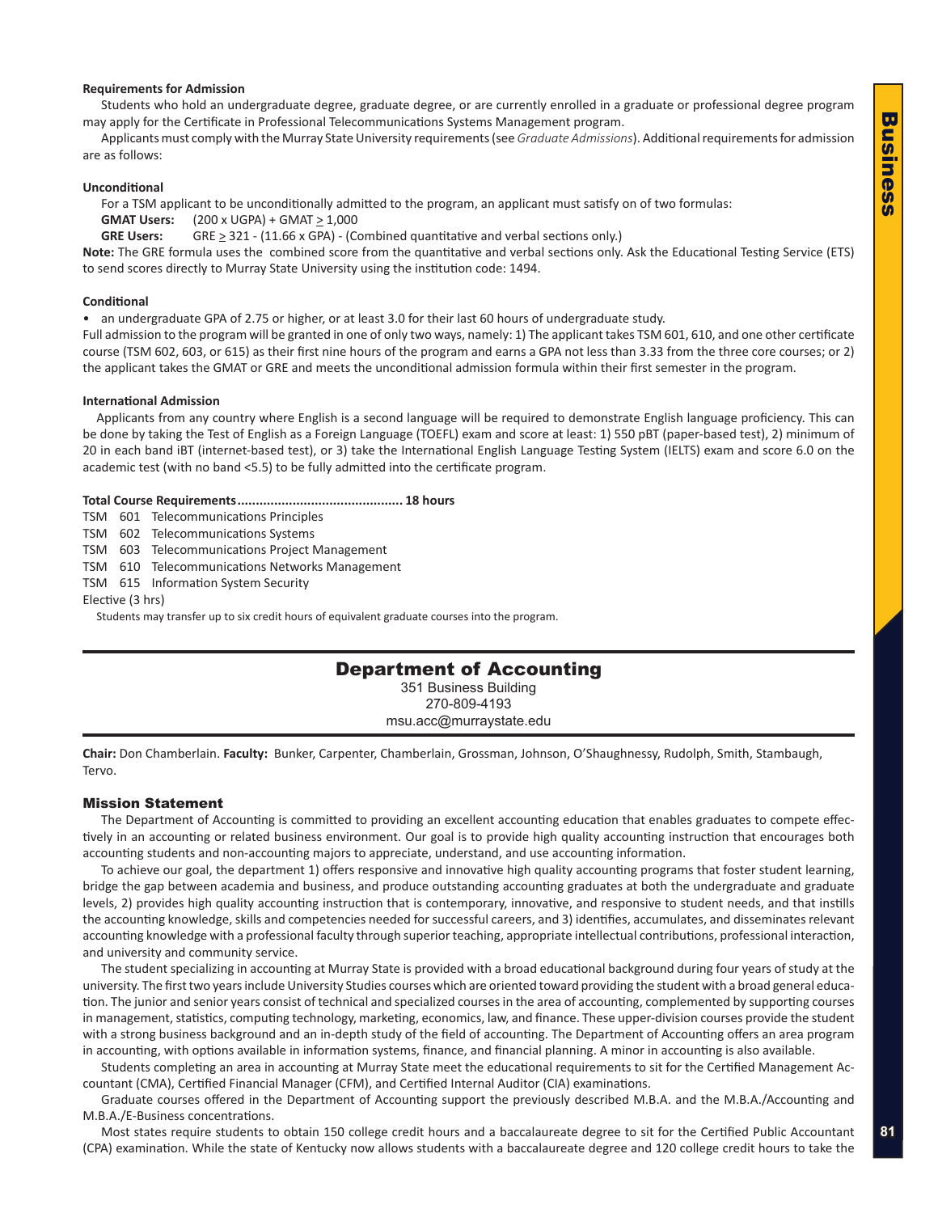**Requirements for Admission**

Students who hold an undergraduate degree, graduate degree, or are currently enrolled in a graduate or professional degree program may apply for the Certificate in Professional Telecommunications Systems Management program.

Applicants must comply with the Murray State University requirements (see *Graduate Admissions*). Additional requirements for admission are as follows:

**Unconditional**

For a TSM applicant to be unconditionally admitted to the program, an applicant must satisfy on of two formulas:

**GMAT Users:** (200 x UGPA) + GMAT $\geq$ 1,000

**GRE Users:** GRE $\geq$ 321 - (11.66 x GPA) - (Combined quantitative and verbal sections only.)

**Note:** The GRE formula uses the combined score from the quantitative and verbal sections only. Ask the Educational Testing Service (ETS) to send scores directly to Murray State University using the institution code: 1494.

**Conditional**

- an undergraduate GPA of 2.75 or higher, or at least 3.0 for their last 60 hours of undergraduate study.

Full admission to the program will be granted in one of only two ways, namely: 1) The applicant takes TSM 601, 610, and one other certificate course (TSM 602, 603, or 615) as their first nine hours of the program and earns a GPA not less than 3.33 from the three core courses; or 2) the applicant takes the GMAT or GRE and meets the unconditional admission formula within their first semester in the program.

**International Admission**

Applicants from any country where English is a second language will be required to demonstrate English language proficiency. This can be done by taking the Test of English as a Foreign Language (TOEFL) exam and score at least: 1) 550 pBT (paper-based test), 2) minimum of 20 in each band iBT (internet-based test), or 3) take the International English Language Testing System (IELTS) exam and score 6.0 on the academic test (with no band <5.5) to be fully admitted into the certificate program.

**Total Course Requirements............................................ 18 hours**

TSM 601 Telecommunications Principles
TSM 602 Telecommunications Systems
TSM 603 Telecommunications Project Management
TSM 610 Telecommunications Networks Management
TSM 615 Information System Security
Elective (3 hrs)

Students may transfer up to six credit hours of equivalent graduate courses into the program.

## Department of Accounting

351 Business Building
270-809-4193
msu.acc@murraystate.edu

**Chair:** Don Chamberlain. **Faculty:** Bunker, Carpenter, Chamberlain, Grossman, Johnson, O'Shaughnessy, Rudolph, Smith, Stambaugh, Tervo.

### Mission Statement

The Department of Accounting is committed to providing an excellent accounting education that enables graduates to compete effectively in an accounting or related business environment. Our goal is to provide high quality accounting instruction that encourages both accounting students and non-accounting majors to appreciate, understand, and use accounting information.

To achieve our goal, the department 1) offers responsive and innovative high quality accounting programs that foster student learning, bridge the gap between academia and business, and produce outstanding accounting graduates at both the undergraduate and graduate levels, 2) provides high quality accounting instruction that is contemporary, innovative, and responsive to student needs, and that instills the accounting knowledge, skills and competencies needed for successful careers, and 3) identifies, accumulates, and disseminates relevant accounting knowledge with a professional faculty through superior teaching, appropriate intellectual contributions, professional interaction, and university and community service.

The student specializing in accounting at Murray State is provided with a broad educational background during four years of study at the university. The first two years include University Studies courses which are oriented toward providing the student with a broad general education. The junior and senior years consist of technical and specialized courses in the area of accounting, complemented by supporting courses in management, statistics, computing technology, marketing, economics, law, and finance. These upper-division courses provide the student with a strong business background and an in-depth study of the field of accounting. The Department of Accounting offers an area program in accounting, with options available in information systems, finance, and financial planning. A minor in accounting is also available.

Students completing an area in accounting at Murray State meet the educational requirements to sit for the Certified Management Accountant (CMA), Certified Financial Manager (CFM), and Certified Internal Auditor (CIA) examinations.

Graduate courses offered in the Department of Accounting support the previously described M.B.A. and the M.B.A./Accounting and M.B.A./E-Business concentrations.

Most states require students to obtain 150 college credit hours and a baccalaureate degree to sit for the Certified Public Accountant (CPA) examination. While the state of Kentucky now allows students with a baccalaureate degree and 120 college credit hours to take the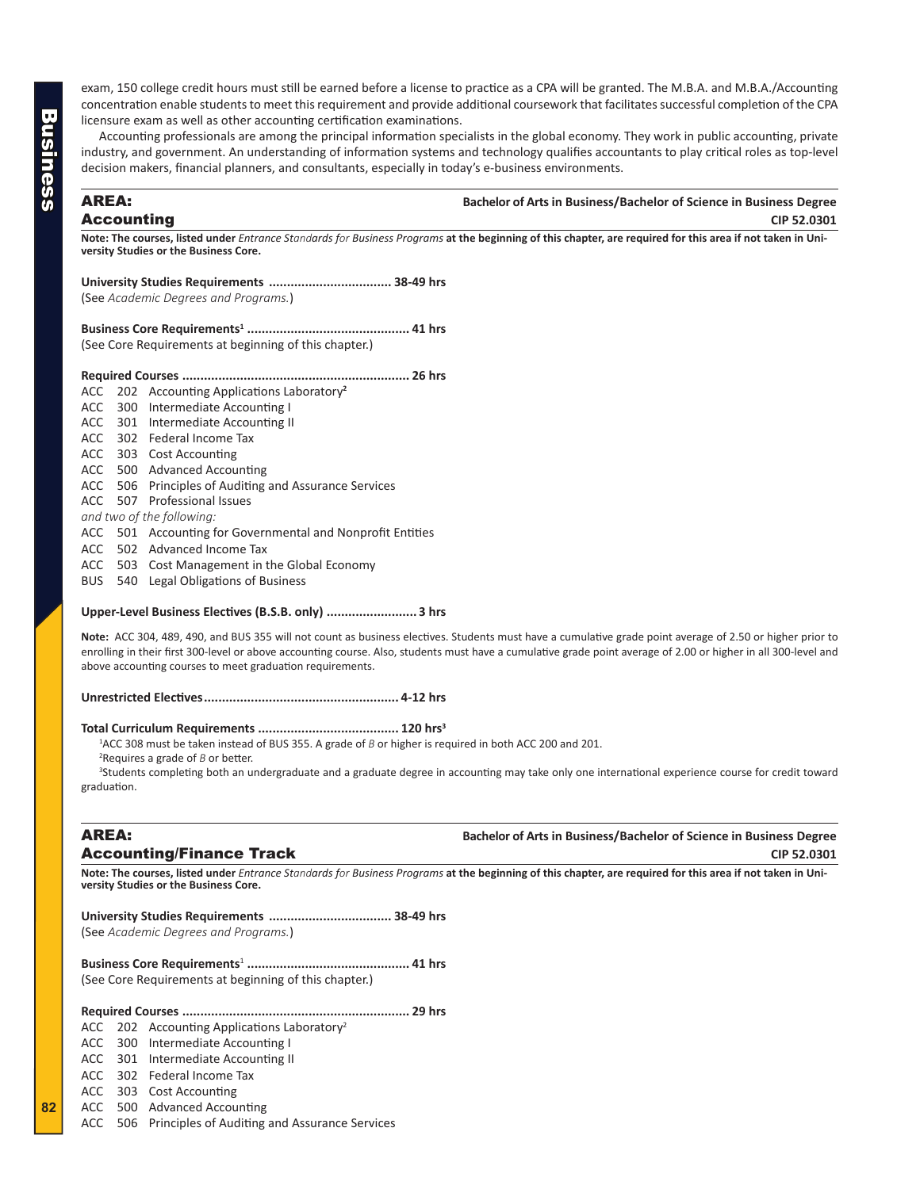exam, 150 college credit hours must still be earned before a license to practice as a CPA will be granted. The M.B.A. and M.B.A./Accounting concentration enable students to meet this requirement and provide additional coursework that facilitates successful completion of the CPA licensure exam as well as other accounting certification examinations.

Accounting professionals are among the principal information specialists in the global economy. They work in public accounting, private industry, and government. An understanding of information systems and technology qualifies accountants to play critical roles as top-level decision makers, financial planners, and consultants, especially in today's e-business environments.

## AREA: Accounting

**Bachelor of Arts in Business/Bachelor of Science in Business Degree**
**CIP 52.0301**

**Note: The courses, listed under** *Entrance Standards for Business Programs* **at the beginning of this chapter, are required for this area if not taken in University Studies or the Business Core.**

**University Studies Requirements .................................. 38-49 hrs**
(See *Academic Degrees and Programs.*)

**Business Core Requirements[1] ............................................ 41 hrs**
(See Core Requirements at beginning of this chapter.)

**Required Courses .............................................................. 26 hrs**

ACC 202 Accounting Applications Laboratory[2]
ACC 300 Intermediate Accounting I
ACC 301 Intermediate Accounting II
ACC 302 Federal Income Tax
ACC 303 Cost Accounting
ACC 500 Advanced Accounting
ACC 506 Principles of Auditing and Assurance Services
ACC 507 Professional Issues
*and two of the following:*
ACC 501 Accounting for Governmental and Nonprofit Entities
ACC 502 Advanced Income Tax
ACC 503 Cost Management in the Global Economy
BUS 540 Legal Obligations of Business

**Upper-Level Business Electives (B.S.B. only) ......................... 3 hrs**

**Note:** ACC 304, 489, 490, and BUS 355 will not count as business electives. Students must have a cumulative grade point average of 2.50 or higher prior to enrolling in their first 300-level or above accounting course. Also, students must have a cumulative grade point average of 2.00 or higher in all 300-level and above accounting courses to meet graduation requirements.

**Unrestricted Electives..................................................... 4-12 hrs**

**Total Curriculum Requirements ....................................... 120 hrs[3]**

[1]ACC 308 must be taken instead of BUS 355. A grade of *B* or higher is required in both ACC 200 and 201.

[2]Requires a grade of *B* or better.

[3]Students completing both an undergraduate and a graduate degree in accounting may take only one international experience course for credit toward graduation.

## AREA: Accounting/Finance Track

**Bachelor of Arts in Business/Bachelor of Science in Business Degree**
**CIP 52.0301**

**Note: The courses, listed under** *Entrance Standards for Business Programs* **at the beginning of this chapter, are required for this area if not taken in University Studies or the Business Core.**

**University Studies Requirements .................................. 38-49 hrs**
(See *Academic Degrees and Programs.*)

**Business Core Requirements[1] ............................................ 41 hrs**
(See Core Requirements at beginning of this chapter.)

**Required Courses .............................................................. 29 hrs**

ACC 202 Accounting Applications Laboratory[2]
ACC 300 Intermediate Accounting I
ACC 301 Intermediate Accounting II
ACC 302 Federal Income Tax
ACC 303 Cost Accounting
ACC 500 Advanced Accounting
ACC 506 Principles of Auditing and Assurance Services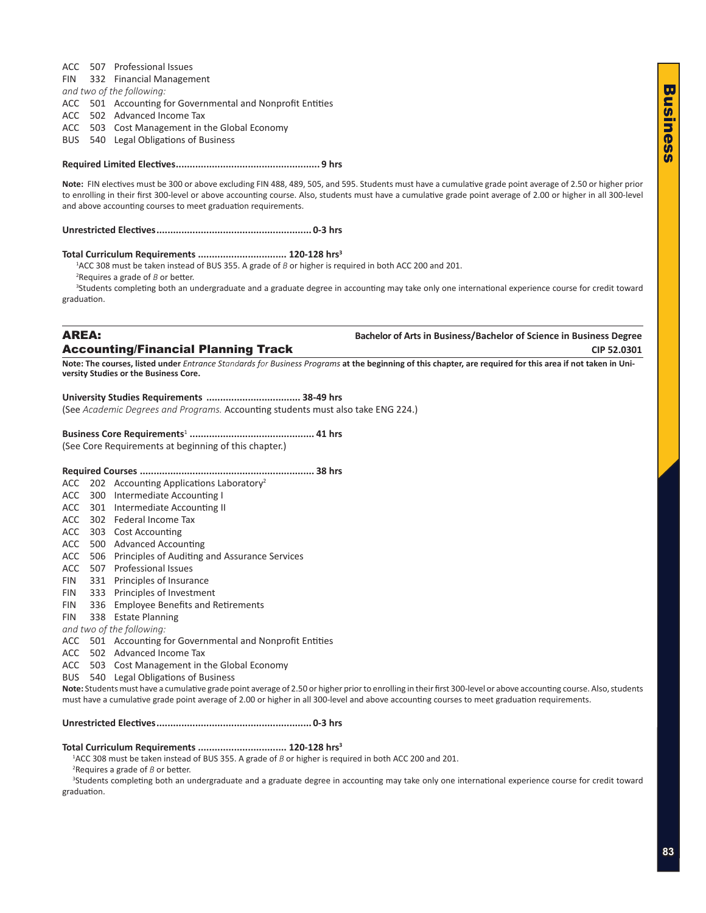ACC 507 Professional Issues
FIN 332 Financial Management
*and two of the following:*
ACC 501 Accounting for Governmental and Nonprofit Entities
ACC 502 Advanced Income Tax
ACC 503 Cost Management in the Global Economy
BUS 540 Legal Obligations of Business

**Required Limited Electives.................................................... 9 hrs**

**Note:** FIN electives must be 300 or above excluding FIN 488, 489, 505, and 595. Students must have a cumulative grade point average of 2.50 or higher prior to enrolling in their first 300-level or above accounting course. Also, students must have a cumulative grade point average of 2.00 or higher in all 300-level and above accounting courses to meet graduation requirements.

**Unrestricted Electives........................................................ 0-3 hrs**

**Total Curriculum Requirements ................................ 120-128 hrs[3]**

[1]ACC 308 must be taken instead of BUS 355. A grade of *B* or higher is required in both ACC 200 and 201.
[2]Requires a grade of *B* or better.
[3]Students completing both an undergraduate and a graduate degree in accounting may take only one international experience course for credit toward graduation.

## AREA: Accounting/Financial Planning Track

**Bachelor of Arts in Business/Bachelor of Science in Business Degree**
**CIP 52.0301**

**Note: The courses, listed under *Entrance Standards for Business Programs* at the beginning of this chapter, are required for this area if not taken in University Studies or the Business Core.**

**University Studies Requirements .................................. 38-49 hrs**
(See *Academic Degrees and Programs.* Accounting students must also take ENG 224.)

**Business Core Requirements[1] ............................................. 41 hrs**
(See Core Requirements at beginning of this chapter.)

**Required Courses .............................................................. 38 hrs**
ACC 202 Accounting Applications Laboratory[2]
ACC 300 Intermediate Accounting I
ACC 301 Intermediate Accounting II
ACC 302 Federal Income Tax
ACC 303 Cost Accounting
ACC 500 Advanced Accounting
ACC 506 Principles of Auditing and Assurance Services
ACC 507 Professional Issues
FIN 331 Principles of Insurance
FIN 333 Principles of Investment
FIN 336 Employee Benefits and Retirements
FIN 338 Estate Planning
*and two of the following:*
ACC 501 Accounting for Governmental and Nonprofit Entities
ACC 502 Advanced Income Tax
ACC 503 Cost Management in the Global Economy
BUS 540 Legal Obligations of Business

**Note:** Students must have a cumulative grade point average of 2.50 or higher prior to enrolling in their first 300-level or above accounting course. Also, students must have a cumulative grade point average of 2.00 or higher in all 300-level and above accounting courses to meet graduation requirements.

**Unrestricted Electives........................................................ 0-3 hrs**

**Total Curriculum Requirements ................................ 120-128 hrs[3]**

[1]ACC 308 must be taken instead of BUS 355. A grade of *B* or higher is required in both ACC 200 and 201.
[2]Requires a grade of *B* or better.
[3]Students completing both an undergraduate and a graduate degree in accounting may take only one international experience course for credit toward graduation.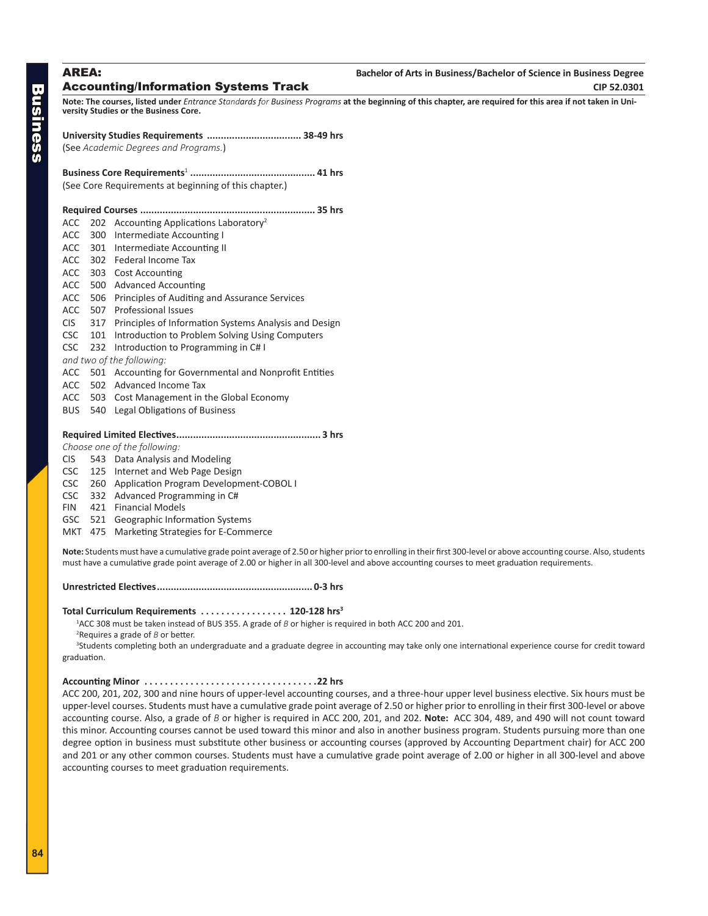## AREA: Accounting/Information Systems Track

**Bachelor of Arts in Business/Bachelor of Science in Business Degree**
**CIP 52.0301**

**Note: The courses, listed under** *Entrance Standards for Business Programs* **at the beginning of this chapter, are required for this area if not taken in University Studies or the Business Core.**

**University Studies Requirements ................................. 38-49 hrs**
(See *Academic Degrees and Programs.*)

**Business Core Requirements[1] ............................................ 41 hrs**
(See Core Requirements at beginning of this chapter.)

**Required Courses .............................................................. 35 hrs**

- ACC 202 Accounting Applications Laboratory[2]
- ACC 300 Intermediate Accounting I
- ACC 301 Intermediate Accounting II
- ACC 302 Federal Income Tax
- ACC 303 Cost Accounting
- ACC 500 Advanced Accounting
- ACC 506 Principles of Auditing and Assurance Services
- ACC 507 Professional Issues
- CIS 317 Principles of Information Systems Analysis and Design
- CSC 101 Introduction to Problem Solving Using Computers
- CSC 232 Introduction to Programming in C# I

*and two of the following:*

- ACC 501 Accounting for Governmental and Nonprofit Entities
- ACC 502 Advanced Income Tax
- ACC 503 Cost Management in the Global Economy
- BUS 540 Legal Obligations of Business

**Required Limited Electives................................................... 3 hrs**

*Choose one of the following:*

- CIS 543 Data Analysis and Modeling
- CSC 125 Internet and Web Page Design
- CSC 260 Application Program Development-COBOL I
- CSC 332 Advanced Programming in C#
- FIN 421 Financial Models
- GSC 521 Geographic Information Systems
- MKT 475 Marketing Strategies for E-Commerce

**Note:** Students must have a cumulative grade point average of 2.50 or higher prior to enrolling in their first 300-level or above accounting course. Also, students must have a cumulative grade point average of 2.00 or higher in all 300-level and above accounting courses to meet graduation requirements.

**Unrestricted Electives....................................................... 0-3 hrs**

**Total Curriculum Requirements ................. 120-128 hrs[3]**

[1]ACC 308 must be taken instead of BUS 355. A grade of *B* or higher is required in both ACC 200 and 201.

[2]Requires a grade of *B* or better.

[3]Students completing both an undergraduate and a graduate degree in accounting may take only one international experience course for credit toward graduation.

**Accounting Minor .................................22 hrs**

ACC 200, 201, 202, 300 and nine hours of upper-level accounting courses, and a three-hour upper level business elective. Six hours must be upper-level courses. Students must have a cumulative grade point average of 2.50 or higher prior to enrolling in their first 300-level or above accounting course. Also, a grade of *B* or higher is required in ACC 200, 201, and 202. **Note:** ACC 304, 489, and 490 will not count toward this minor. Accounting courses cannot be used toward this minor and also in another business program. Students pursuing more than one degree option in business must substitute other business or accounting courses (approved by Accounting Department chair) for ACC 200 and 201 or any other common courses. Students must have a cumulative grade point average of 2.00 or higher in all 300-level and above accounting courses to meet graduation requirements.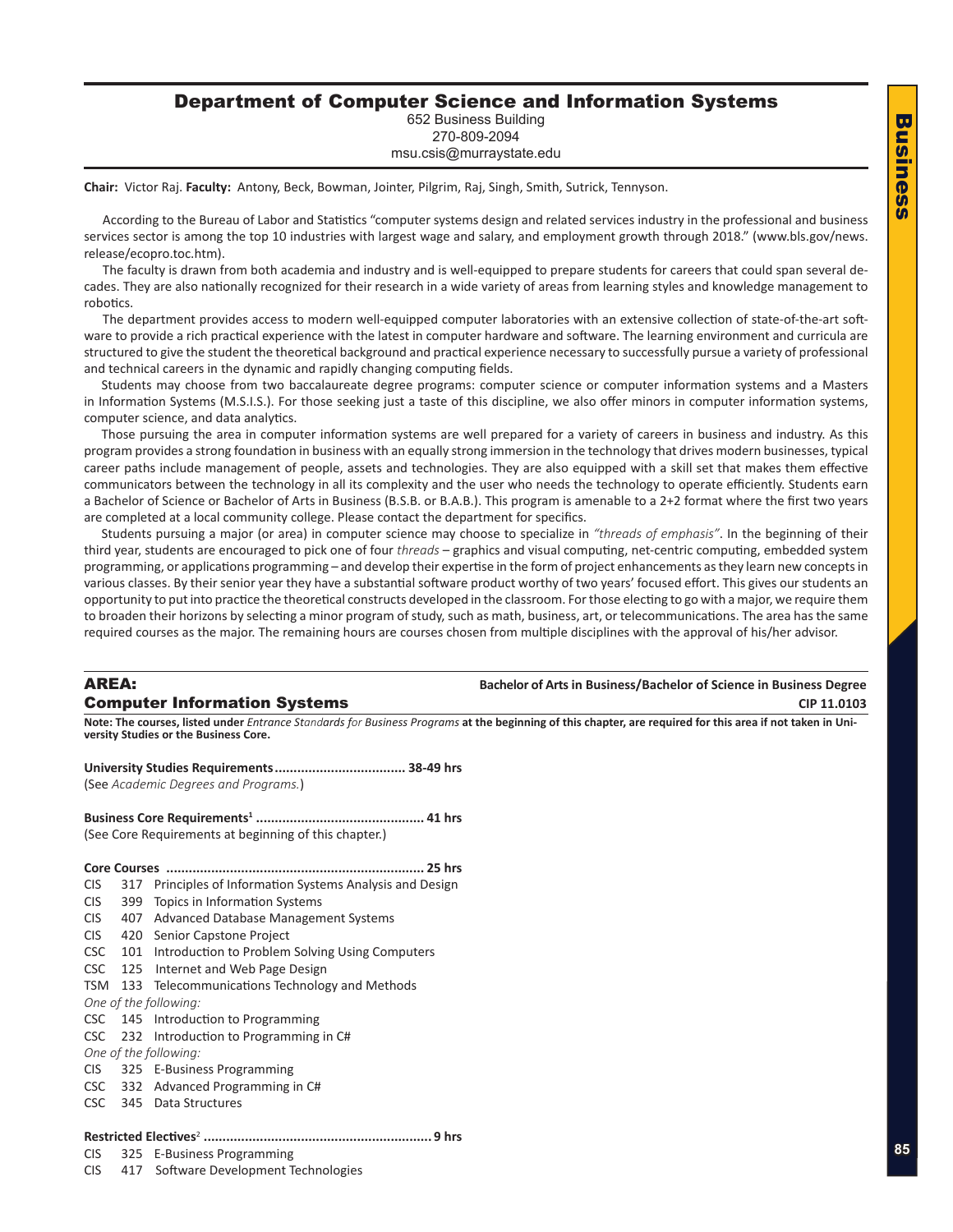# Department of Computer Science and Information Systems

652 Business Building
270-809-2094
msu.csis@murraystate.edu

**Chair:** Victor Raj. **Faculty:** Antony, Beck, Bowman, Jointer, Pilgrim, Raj, Singh, Smith, Sutrick, Tennyson.

According to the Bureau of Labor and Statistics "computer systems design and related services industry in the professional and business services sector is among the top 10 industries with largest wage and salary, and employment growth through 2018." (www.bls.gov/news.release/ecopro.toc.htm).

The faculty is drawn from both academia and industry and is well-equipped to prepare students for careers that could span several decades. They are also nationally recognized for their research in a wide variety of areas from learning styles and knowledge management to robotics.

The department provides access to modern well-equipped computer laboratories with an extensive collection of state-of-the-art software to provide a rich practical experience with the latest in computer hardware and software. The learning environment and curricula are structured to give the student the theoretical background and practical experience necessary to successfully pursue a variety of professional and technical careers in the dynamic and rapidly changing computing fields.

Students may choose from two baccalaureate degree programs: computer science or computer information systems and a Masters in Information Systems (M.S.I.S.). For those seeking just a taste of this discipline, we also offer minors in computer information systems, computer science, and data analytics.

Those pursuing the area in computer information systems are well prepared for a variety of careers in business and industry. As this program provides a strong foundation in business with an equally strong immersion in the technology that drives modern businesses, typical career paths include management of people, assets and technologies. They are also equipped with a skill set that makes them effective communicators between the technology in all its complexity and the user who needs the technology to operate efficiently. Students earn a Bachelor of Science or Bachelor of Arts in Business (B.S.B. or B.A.B.). This program is amenable to a 2+2 format where the first two years are completed at a local community college. Please contact the department for specifics.

Students pursuing a major (or area) in computer science may choose to specialize in *"threads of emphasis"*. In the beginning of their third year, students are encouraged to pick one of four *threads* – graphics and visual computing, net-centric computing, embedded system programming, or applications programming – and develop their expertise in the form of project enhancements as they learn new concepts in various classes. By their senior year they have a substantial software product worthy of two years' focused effort. This gives our students an opportunity to put into practice the theoretical constructs developed in the classroom. For those electing to go with a major, we require them to broaden their horizons by selecting a minor program of study, such as math, business, art, or telecommunications. The area has the same required courses as the major. The remaining hours are courses chosen from multiple disciplines with the approval of his/her advisor.

## AREA: Computer Information Systems

**Bachelor of Arts in Business/Bachelor of Science in Business Degree**
**CIP 11.0103**

**Note: The courses, listed under *Entrance Standards for Business Programs* at the beginning of this chapter, are required for this area if not taken in University Studies or the Business Core.**

**University Studies Requirements .................................. 38-49 hrs**
(See *Academic Degrees and Programs.*)

**Business Core Requirements[1] ............................................ 41 hrs**
(See Core Requirements at beginning of this chapter.)

**Core Courses .................................................................... 25 hrs**
CIS 317 Principles of Information Systems Analysis and Design
CIS 399 Topics in Information Systems
CIS 407 Advanced Database Management Systems
CIS 420 Senior Capstone Project
CSC 101 Introduction to Problem Solving Using Computers
CSC 125 Internet and Web Page Design
TSM 133 Telecommunications Technology and Methods
*One of the following:*
CSC 145 Introduction to Programming
CSC 232 Introduction to Programming in C#
*One of the following:*
CIS 325 E-Business Programming
CSC 332 Advanced Programming in C#
CSC 345 Data Structures

**Restricted Electives[2] ............................................................ 9 hrs**
CIS 325 E-Business Programming
CIS 417 Software Development Technologies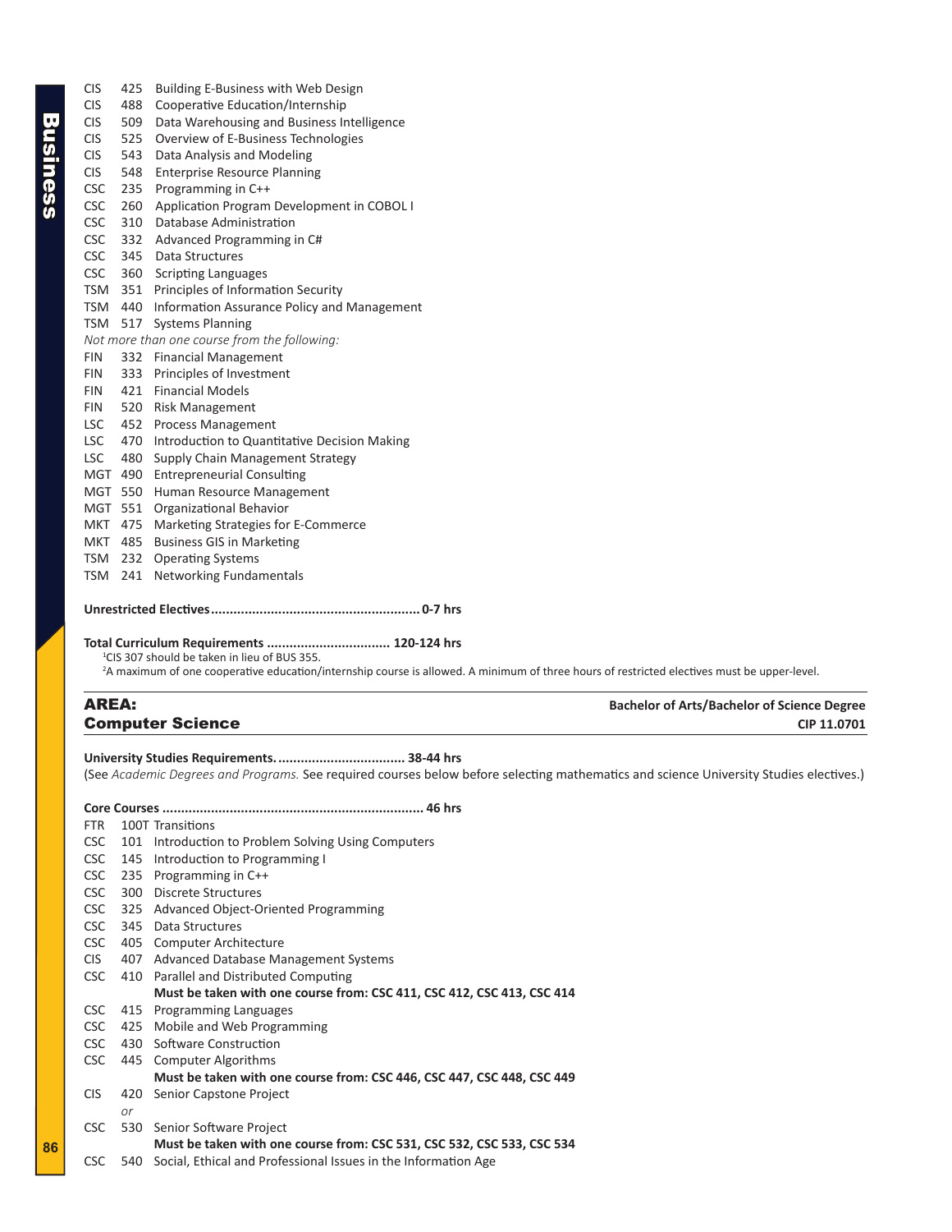CIS 425 Building E-Business with Web Design
CIS 488 Cooperative Education/Internship
CIS 509 Data Warehousing and Business Intelligence
CIS 525 Overview of E-Business Technologies
CIS 543 Data Analysis and Modeling
CIS 548 Enterprise Resource Planning
CSC 235 Programming in C++
CSC 260 Application Program Development in COBOL I
CSC 310 Database Administration
CSC 332 Advanced Programming in C#
CSC 345 Data Structures
CSC 360 Scripting Languages
TSM 351 Principles of Information Security
TSM 440 Information Assurance Policy and Management
TSM 517 Systems Planning

*Not more than one course from the following:*

FIN 332 Financial Management
FIN 333 Principles of Investment
FIN 421 Financial Models
FIN 520 Risk Management
LSC 452 Process Management
LSC 470 Introduction to Quantitative Decision Making
LSC 480 Supply Chain Management Strategy
MGT 490 Entrepreneurial Consulting
MGT 550 Human Resource Management
MGT 551 Organizational Behavior
MKT 475 Marketing Strategies for E-Commerce
MKT 485 Business GIS in Marketing
TSM 232 Operating Systems
TSM 241 Networking Fundamentals

**Unrestricted Electives....................................................... 0-7 hrs**

**Total Curriculum Requirements ................................. 120-124 hrs**

[1]CIS 307 should be taken in lieu of BUS 355.
[2]A maximum of one cooperative education/internship course is allowed. A minimum of three hours of restricted electives must be upper-level.

## AREA: Computer Science

**Bachelor of Arts/Bachelor of Science Degree**
**CIP 11.0701**

**University Studies Requirements................................... 38-44 hrs**
(See *Academic Degrees and Programs.* See required courses below before selecting mathematics and science University Studies electives.)

**Core Courses ..................................................................... 46 hrs**

FTR 100T Transitions
CSC 101 Introduction to Problem Solving Using Computers
CSC 145 Introduction to Programming I
CSC 235 Programming in C++
CSC 300 Discrete Structures
CSC 325 Advanced Object-Oriented Programming
CSC 345 Data Structures
CSC 405 Computer Architecture
CIS 407 Advanced Database Management Systems
CSC 410 Parallel and Distributed Computing
**Must be taken with one course from: CSC 411, CSC 412, CSC 413, CSC 414**
CSC 415 Programming Languages
CSC 425 Mobile and Web Programming
CSC 430 Software Construction
CSC 445 Computer Algorithms
**Must be taken with one course from: CSC 446, CSC 447, CSC 448, CSC 449**
CIS 420 Senior Capstone Project
*or*
CSC 530 Senior Software Project
**Must be taken with one course from: CSC 531, CSC 532, CSC 533, CSC 534**
CSC 540 Social, Ethical and Professional Issues in the Information Age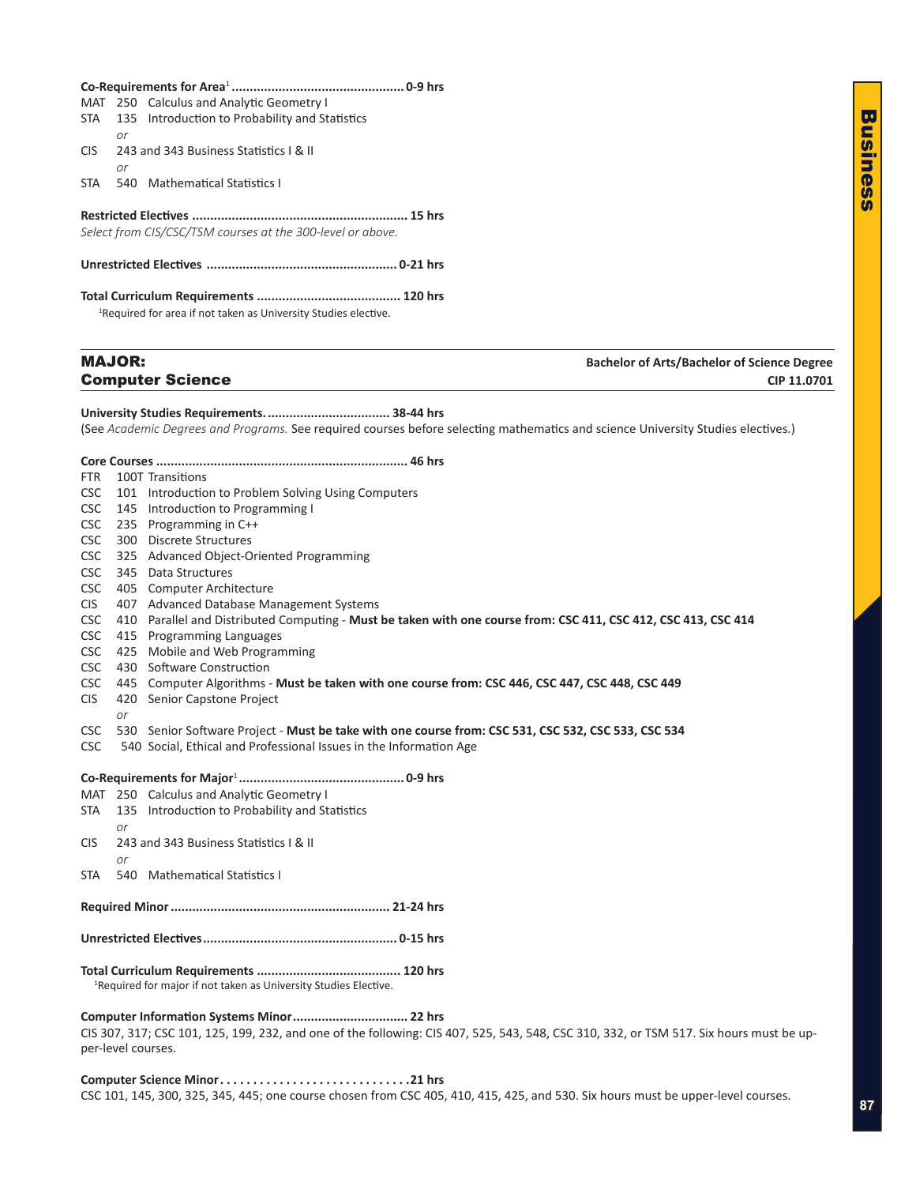**Co-Requirements for Area**[1] ................................................ 0-9 hrs

MAT 250 Calculus and Analytic Geometry I
STA 135 Introduction to Probability and Statistics
*or*
CIS 243 and 343 Business Statistics I & II
*or*
STA 540 Mathematical Statistics I

**Restricted Electives** ........................................................... 15 hrs

*Select from CIS/CSC/TSM courses at the 300-level or above.*

**Unrestricted Electives** .................................................... 0-21 hrs

**Total Curriculum Requirements** ........................................ 120 hrs

[1]Required for area if not taken as University Studies elective.

## MAJOR: Computer Science

**Bachelor of Arts/Bachelor of Science Degree**
**CIP 11.0701**

**University Studies Requirements.** ................................. 38-44 hrs

(See *Academic Degrees and Programs.* See required courses before selecting mathematics and science University Studies electives.)

**Core Courses** .................................................................... 46 hrs

FTR 100T Transitions
CSC 101 Introduction to Problem Solving Using Computers
CSC 145 Introduction to Programming I
CSC 235 Programming in C++
CSC 300 Discrete Structures
CSC 325 Advanced Object-Oriented Programming
CSC 345 Data Structures
CSC 405 Computer Architecture
CIS 407 Advanced Database Management Systems
CSC 410 Parallel and Distributed Computing - **Must be taken with one course from: CSC 411, CSC 412, CSC 413, CSC 414**
CSC 415 Programming Languages
CSC 425 Mobile and Web Programming
CSC 430 Software Construction
CSC 445 Computer Algorithms - **Must be taken with one course from: CSC 446, CSC 447, CSC 448, CSC 449**
CIS 420 Senior Capstone Project
*or*
CSC 530 Senior Software Project - **Must be take with one course from: CSC 531, CSC 532, CSC 533, CSC 534**
CSC 540 Social, Ethical and Professional Issues in the Information Age

**Co-Requirements for Major**[1] ............................................. 0-9 hrs

MAT 250 Calculus and Analytic Geometry I
STA 135 Introduction to Probability and Statistics
*or*
CIS 243 and 343 Business Statistics I & II
*or*
STA 540 Mathematical Statistics I

**Required Minor** ........................................................... 21-24 hrs

**Unrestricted Electives** ..................................................... 0-15 hrs

**Total Curriculum Requirements** ........................................ 120 hrs

[1]Required for major if not taken as University Studies Elective.

**Computer Information Systems Minor** ............................... 22 hrs

CIS 307, 317; CSC 101, 125, 199, 232, and one of the following: CIS 407, 525, 543, 548, CSC 310, 332, or TSM 517. Six hours must be upper-level courses.

**Computer Science Minor** . . . . . . . . . . . . . . . . . . . . . . . . . . . . .21 hrs

CSC 101, 145, 300, 325, 345, 445; one course chosen from CSC 405, 410, 415, 425, and 530. Six hours must be upper-level courses.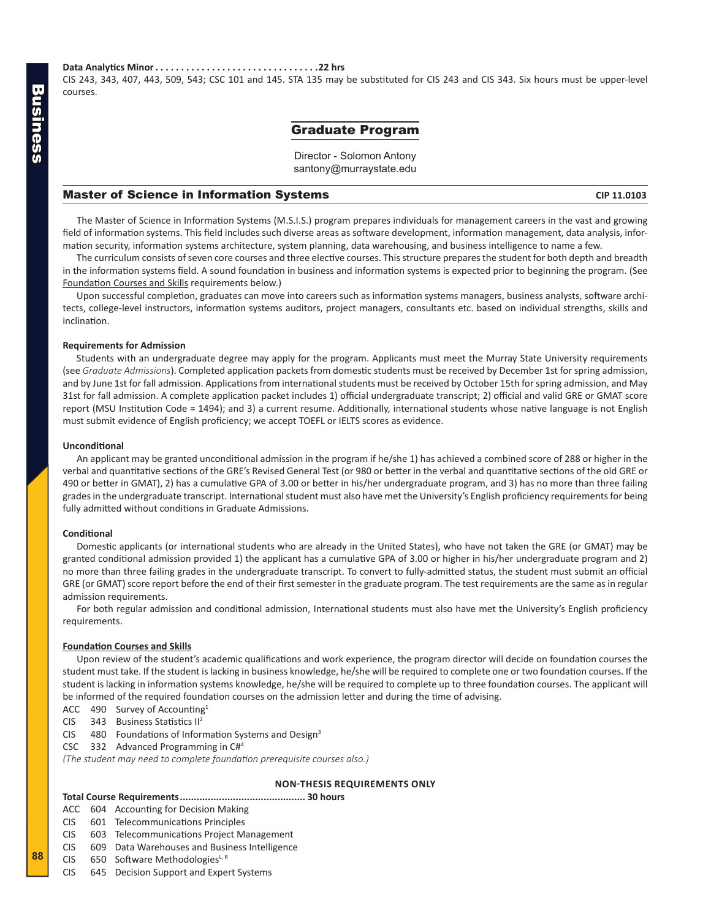**Data Analytics Minor . . . . . . . . . . . . . . . . . . . . . . . . . . . . . . . . 22 hrs**
CIS 243, 343, 407, 443, 509, 543; CSC 101 and 145. STA 135 may be substituted for CIS 243 and CIS 343. Six hours must be upper-level courses.

## Graduate Program

Director - Solomon Antony
santony@murraystate.edu

## Master of Science in Information Systems

**CIP 11.0103**

The Master of Science in Information Systems (M.S.I.S.) program prepares individuals for management careers in the vast and growing field of information systems. This field includes such diverse areas as software development, information management, data analysis, information security, information systems architecture, system planning, data warehousing, and business intelligence to name a few.

The curriculum consists of seven core courses and three elective courses. This structure prepares the student for both depth and breadth in the information systems field. A sound foundation in business and information systems is expected prior to beginning the program. (See Foundation Courses and Skills requirements below.)

Upon successful completion, graduates can move into careers such as information systems managers, business analysts, software architects, college-level instructors, information systems auditors, project managers, consultants etc. based on individual strengths, skills and inclination.

**Requirements for Admission**

Students with an undergraduate degree may apply for the program. Applicants must meet the Murray State University requirements (see *Graduate Admissions*). Completed application packets from domestic students must be received by December 1st for spring admission, and by June 1st for fall admission. Applications from international students must be received by October 15th for spring admission, and May 31st for fall admission. A complete application packet includes 1) official undergraduate transcript; 2) official and valid GRE or GMAT score report (MSU Institution Code = 1494); and 3) a current resume. Additionally, international students whose native language is not English must submit evidence of English proficiency; we accept TOEFL or IELTS scores as evidence.

**Unconditional**

An applicant may be granted unconditional admission in the program if he/she 1) has achieved a combined score of 288 or higher in the verbal and quantitative sections of the GRE's Revised General Test (or 980 or better in the verbal and quantitative sections of the old GRE or 490 or better in GMAT), 2) has a cumulative GPA of 3.00 or better in his/her undergraduate program, and 3) has no more than three failing grades in the undergraduate transcript. International student must also have met the University's English proficiency requirements for being fully admitted without conditions in Graduate Admissions.

**Conditional**

Domestic applicants (or international students who are already in the United States), who have not taken the GRE (or GMAT) may be granted conditional admission provided 1) the applicant has a cumulative GPA of 3.00 or higher in his/her undergraduate program and 2) no more than three failing grades in the undergraduate transcript. To convert to fully-admitted status, the student must submit an official GRE (or GMAT) score report before the end of their first semester in the graduate program. The test requirements are the same as in regular admission requirements.

For both regular admission and conditional admission, International students must also have met the University's English proficiency requirements.

**Foundation Courses and Skills**

Upon review of the student's academic qualifications and work experience, the program director will decide on foundation courses the student must take. If the student is lacking in business knowledge, he/she will be required to complete one or two foundation courses. If the student is lacking in information systems knowledge, he/she will be required to complete up to three foundation courses. The applicant will be informed of the required foundation courses on the admission letter and during the time of advising.

ACC 490 Survey of Accounting[1]
CIS 343 Business Statistics II[2]
CIS 480 Foundations of Information Systems and Design[3]
CSC 332 Advanced Programming in C#[4]
*(The student may need to complete foundation prerequisite courses also.)*

**NON-THESIS REQUIREMENTS ONLY**

**Total Course Requirements............................................ 30 hours**
ACC 604 Accounting for Decision Making
CIS 601 Telecommunications Principles
CIS 603 Telecommunications Project Management
CIS 609 Data Warehouses and Business Intelligence
CIS 650 Software Methodologies[L, R]
CIS 645 Decision Support and Expert Systems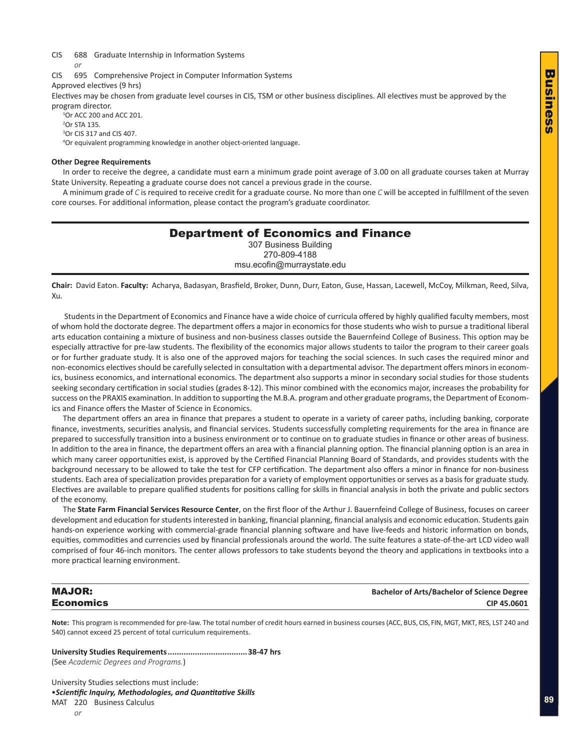CIS 688 Graduate Internship in Information Systems

*or*

CIS 695 Comprehensive Project in Computer Information Systems

Approved electives (9 hrs)

Electives may be chosen from graduate level courses in CIS, TSM or other business disciplines. All electives must be approved by the program director.

[1]Or ACC 200 and ACC 201.

[2]Or STA 135.

[3]Or CIS 317 and CIS 407.

[4]Or equivalent programming knowledge in another object-oriented language.

**Other Degree Requirements**

In order to receive the degree, a candidate must earn a minimum grade point average of 3.00 on all graduate courses taken at Murray State University. Repeating a graduate course does not cancel a previous grade in the course.

A minimum grade of *C* is required to receive credit for a graduate course. No more than one *C* will be accepted in fulfillment of the seven core courses. For additional information, please contact the program's graduate coordinator.

## Department of Economics and Finance

307 Business Building
270-809-4188
msu.ecofin@murraystate.edu

**Chair:** David Eaton. **Faculty:** Acharya, Badasyan, Brasfield, Broker, Dunn, Durr, Eaton, Guse, Hassan, Lacewell, McCoy, Milkman, Reed, Silva, Xu.

Students in the Department of Economics and Finance have a wide choice of curricula offered by highly qualified faculty members, most of whom hold the doctorate degree. The department offers a major in economics for those students who wish to pursue a traditional liberal arts education containing a mixture of business and non-business classes outside the Bauernfeind College of Business. This option may be especially attractive for pre-law students. The flexibility of the economics major allows students to tailor the program to their career goals or for further graduate study. It is also one of the approved majors for teaching the social sciences. In such cases the required minor and non-economics electives should be carefully selected in consultation with a departmental advisor. The department offers minors in economics, business economics, and international economics. The department also supports a minor in secondary social studies for those students seeking secondary certification in social studies (grades 8-12). This minor combined with the economics major, increases the probability for success on the PRAXIS examination. In addition to supporting the M.B.A. program and other graduate programs, the Department of Economics and Finance offers the Master of Science in Economics.

The department offers an area in finance that prepares a student to operate in a variety of career paths, including banking, corporate finance, investments, securities analysis, and financial services. Students successfully completing requirements for the area in finance are prepared to successfully transition into a business environment or to continue on to graduate studies in finance or other areas of business. In addition to the area in finance, the department offers an area with a financial planning option. The financial planning option is an area in which many career opportunities exist, is approved by the Certified Financial Planning Board of Standards, and provides students with the background necessary to be allowed to take the test for CFP certification. The department also offers a minor in finance for non-business students. Each area of specialization provides preparation for a variety of employment opportunities or serves as a basis for graduate study. Electives are available to prepare qualified students for positions calling for skills in financial analysis in both the private and public sectors of the economy.

The **State Farm Financial Services Resource Center**, on the first floor of the Arthur J. Bauernfeind College of Business, focuses on career development and education for students interested in banking, financial planning, financial analysis and economic education. Students gain hands-on experience working with commercial-grade financial planning software and have live-feeds and historic information on bonds, equities, commodities and currencies used by financial professionals around the world. The suite features a state-of-the-art LCD video wall comprised of four 46-inch monitors. The center allows professors to take students beyond the theory and applications in textbooks into a more practical learning environment.

### MAJOR: Economics

**Bachelor of Arts/Bachelor of Science Degree**
**CIP 45.0601**

**Note:** This program is recommended for pre-law. The total number of credit hours earned in business courses (ACC, BUS, CIS, FIN, MGT, MKT, RES, LST 240 and 540) cannot exceed 25 percent of total curriculum requirements.

**University Studies Requirements..................................38-47 hrs**
(See *Academic Degrees and Programs.*)

University Studies selections must include:

•***Scientific Inquiry, Methodologies, and Quantitative Skills***

MAT 220 Business Calculus

*or*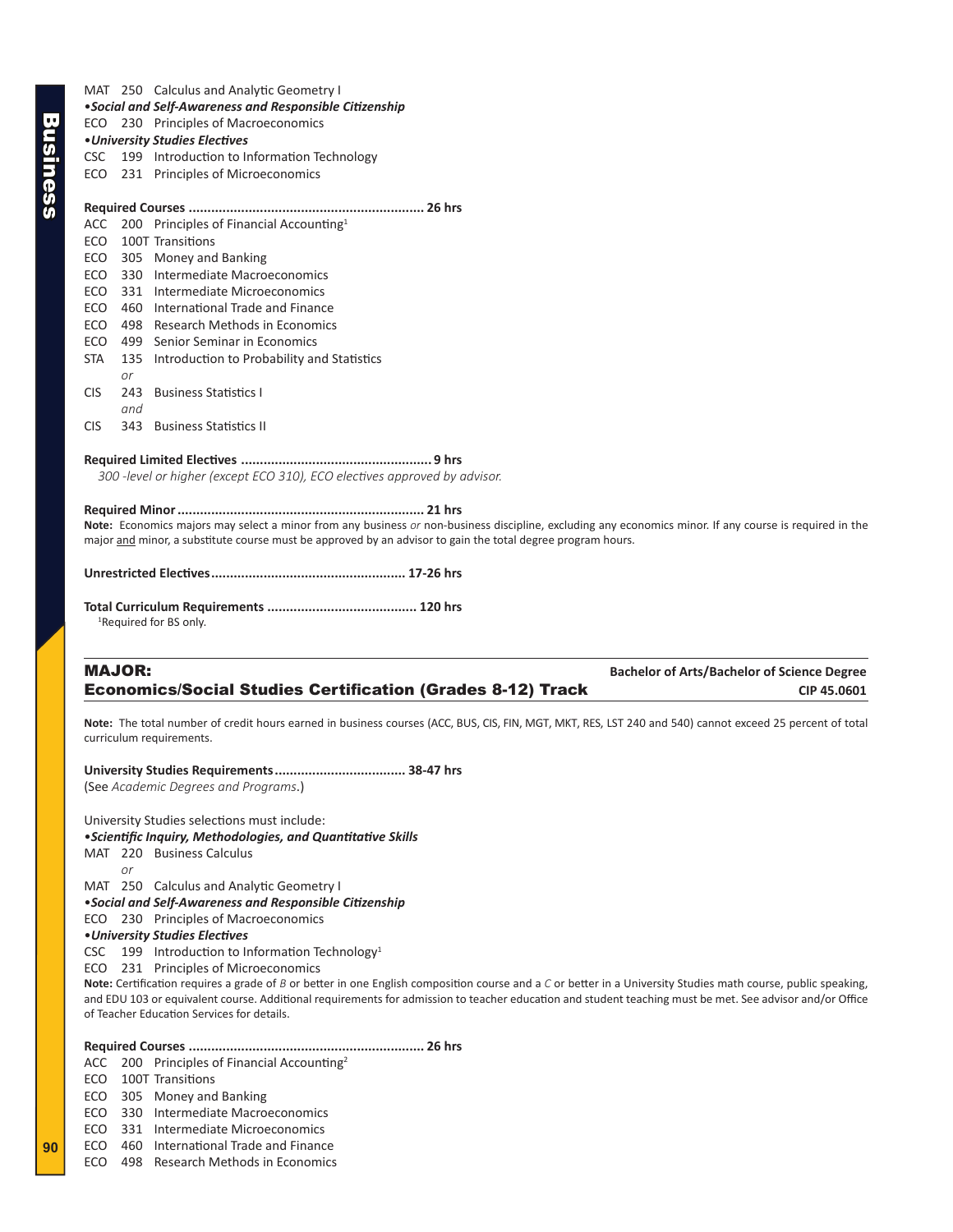MAT 250 Calculus and Analytic Geometry I

•***Social and Self-Awareness and Responsible Citizenship***

ECO 230 Principles of Macroeconomics

•***University Studies Electives***

CSC 199 Introduction to Information Technology

ECO 231 Principles of Microeconomics

**Required Courses .............................................................. 26 hrs**

ACC 200 Principles of Financial Accounting[1]

ECO 100T Transitions

ECO 305 Money and Banking

ECO 330 Intermediate Macroeconomics

ECO 331 Intermediate Microeconomics

ECO 460 International Trade and Finance

ECO 498 Research Methods in Economics

ECO 499 Senior Seminar in Economics

STA 135 Introduction to Probability and Statistics

*or*

CIS 243 Business Statistics I

*and*

CIS 343 Business Statistics II

**Required Limited Electives .................................................. 9 hrs**

*300 -level or higher (except ECO 310), ECO electives approved by advisor.*

**Required Minor................................................................. 21 hrs**

**Note:** Economics majors may select a minor from any business *or* non-business discipline, excluding any economics minor. If any course is required in the major and minor, a substitute course must be approved by an advisor to gain the total degree program hours.

**Unrestricted Electives................................................... 17-26 hrs**

**Total Curriculum Requirements ........................................ 120 hrs**

[1]Required for BS only.

## MAJOR: Economics/Social Studies Certification (Grades 8-12) Track

**Bachelor of Arts/Bachelor of Science Degree**
**CIP 45.0601**

**Note:** The total number of credit hours earned in business courses (ACC, BUS, CIS, FIN, MGT, MKT, RES, LST 240 and 540) cannot exceed 25 percent of total curriculum requirements.

**University Studies Requirements.................................. 38-47 hrs**

(See *Academic Degrees and Programs*.)

University Studies selections must include:

•***Scientific Inquiry, Methodologies, and Quantitative Skills***

MAT 220 Business Calculus

*or*

MAT 250 Calculus and Analytic Geometry I

•***Social and Self-Awareness and Responsible Citizenship***

ECO 230 Principles of Macroeconomics

•***University Studies Electives***

CSC 199 Introduction to Information Technology[1]

ECO 231 Principles of Microeconomics

**Note:** Certification requires a grade of *B* or better in one English composition course and a *C* or better in a University Studies math course, public speaking, and EDU 103 or equivalent course. Additional requirements for admission to teacher education and student teaching must be met. See advisor and/or Office of Teacher Education Services for details.

**Required Courses .............................................................. 26 hrs**

ACC 200 Principles of Financial Accounting[2]

ECO 100T Transitions

ECO 305 Money and Banking

ECO 330 Intermediate Macroeconomics

ECO 331 Intermediate Microeconomics

ECO 460 International Trade and Finance

ECO 498 Research Methods in Economics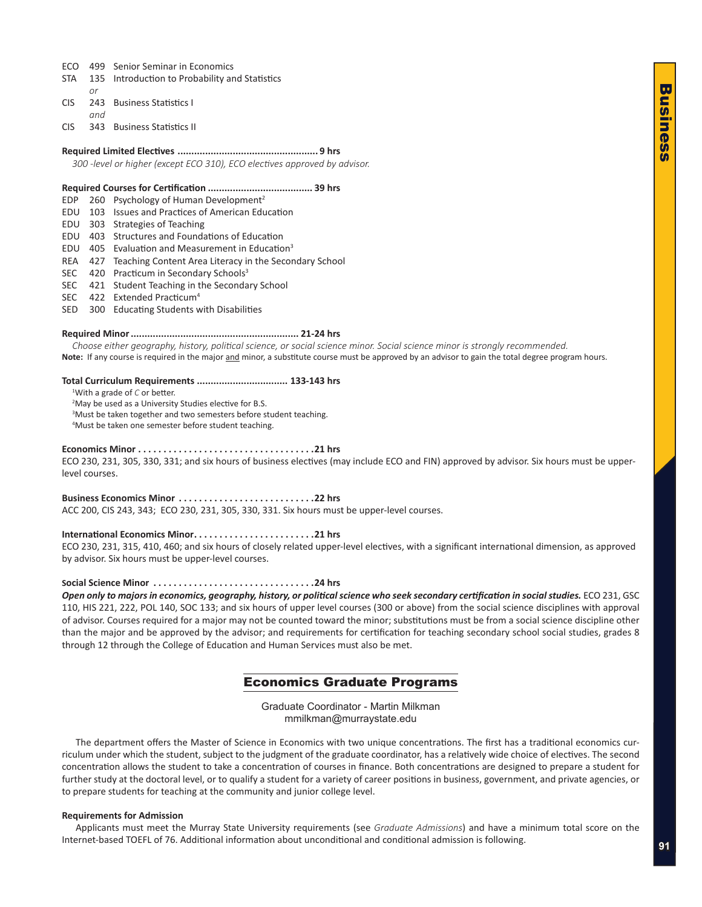ECO 499 Senior Seminar in Economics
STA 135 Introduction to Probability and Statistics
*or*
CIS 243 Business Statistics I
*and*
CIS 343 Business Statistics II

**Required Limited Electives .................................................. 9 hrs**
*300 -level or higher (except ECO 310), ECO electives approved by advisor.*

**Required Courses for Certification ..................................... 39 hrs**
EDP 260 Psychology of Human Development[2]
EDU 103 Issues and Practices of American Education
EDU 303 Strategies of Teaching
EDU 403 Structures and Foundations of Education
EDU 405 Evaluation and Measurement in Education[3]
REA 427 Teaching Content Area Literacy in the Secondary School
SEC 420 Practicum in Secondary Schools[3]
SEC 421 Student Teaching in the Secondary School
SEC 422 Extended Practicum[4]
SED 300 Educating Students with Disabilities

**Required Minor ............................................................ 21-24 hrs**
*Choose either geography, history, political science, or social science minor. Social science minor is strongly recommended.*
**Note:** If any course is required in the major and minor, a substitute course must be approved by an advisor to gain the total degree program hours.

**Total Curriculum Requirements ................................ 133-143 hrs**
[1]With a grade of *C* or better.
[2]May be used as a University Studies elective for B.S.
[3]Must be taken together and two semesters before student teaching.
[4]Must be taken one semester before student teaching.

**Economics Minor . . . . . . . . . . . . . . . . . . . . . . . . . . . . . . . . . . .21 hrs**
ECO 230, 231, 305, 330, 331; and six hours of business electives (may include ECO and FIN) approved by advisor. Six hours must be upper-level courses.

**Business Economics Minor . . . . . . . . . . . . . . . . . . . . . . . . . . .22 hrs**
ACC 200, CIS 243, 343; ECO 230, 231, 305, 330, 331. Six hours must be upper-level courses.

**International Economics Minor. . . . . . . . . . . . . . . . . . . . . . . .21 hrs**
ECO 230, 231, 315, 410, 460; and six hours of closely related upper-level electives, with a significant international dimension, as approved by advisor. Six hours must be upper-level courses.

**Social Science Minor . . . . . . . . . . . . . . . . . . . . . . . . . . . . . . . .24 hrs**
***Open only to majors in economics, geography, history, or political science who seek secondary certification in social studies.*** ECO 231, GSC 110, HIS 221, 222, POL 140, SOC 133; and six hours of upper level courses (300 or above) from the social science disciplines with approval of advisor. Courses required for a major may not be counted toward the minor; substitutions must be from a social science discipline other than the major and be approved by the advisor; and requirements for certification for teaching secondary school social studies, grades 8 through 12 through the College of Education and Human Services must also be met.

## Economics Graduate Programs

Graduate Coordinator - Martin Milkman
mmilkman@murraystate.edu

The department offers the Master of Science in Economics with two unique concentrations. The first has a traditional economics curriculum under which the student, subject to the judgment of the graduate coordinator, has a relatively wide choice of electives. The second concentration allows the student to take a concentration of courses in finance. Both concentrations are designed to prepare a student for further study at the doctoral level, or to qualify a student for a variety of career positions in business, government, and private agencies, or to prepare students for teaching at the community and junior college level.

**Requirements for Admission**
Applicants must meet the Murray State University requirements (see *Graduate Admissions*) and have a minimum total score on the Internet-based TOEFL of 76. Additional information about unconditional and conditional admission is following.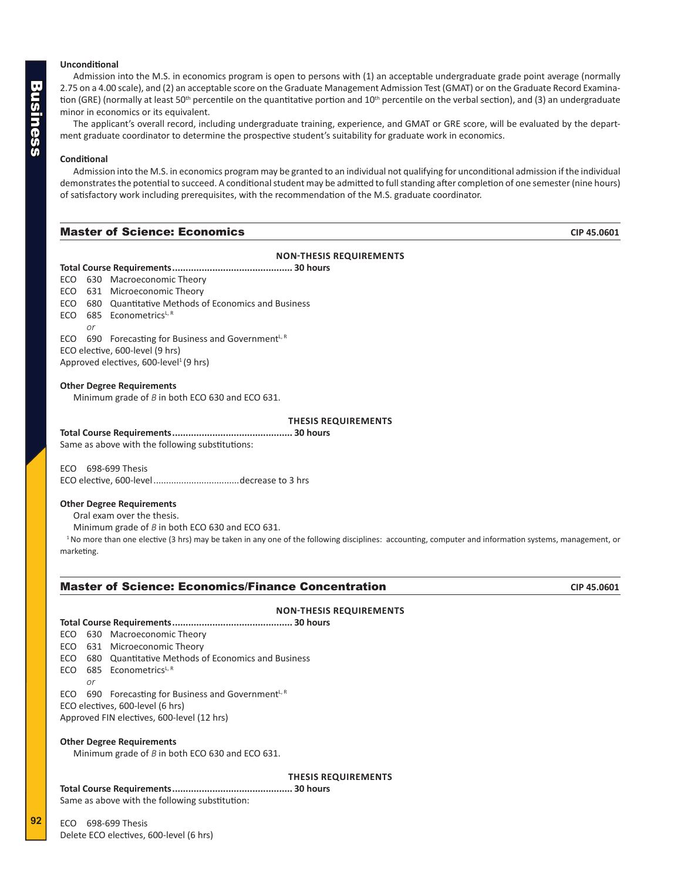### Unconditional

Admission into the M.S. in economics program is open to persons with (1) an acceptable undergraduate grade point average (normally 2.75 on a 4.00 scale), and (2) an acceptable score on the Graduate Management Admission Test (GMAT) or on the Graduate Record Examination (GRE) (normally at least 50th percentile on the quantitative portion and 10th percentile on the verbal section), and (3) an undergraduate minor in economics or its equivalent.

The applicant's overall record, including undergraduate training, experience, and GMAT or GRE score, will be evaluated by the department graduate coordinator to determine the prospective student's suitability for graduate work in economics.

### Conditional

Admission into the M.S. in economics program may be granted to an individual not qualifying for unconditional admission if the individual demonstrates the potential to succeed. A conditional student may be admitted to full standing after completion of one semester (nine hours) of satisfactory work including prerequisites, with the recommendation of the M.S. graduate coordinator.

## Master of Science: Economics

CIP 45.0601

**NON-THESIS REQUIREMENTS**

**Total Course Requirements............................................ 30 hours**

ECO 630 Macroeconomic Theory
ECO 631 Microeconomic Theory
ECO 680 Quantitative Methods of Economics and Business
ECO 685 Econometrics[L, R]
*or*
ECO 690 Forecasting for Business and Government[L, R]
ECO elective, 600-level (9 hrs)
Approved electives, 600-level[1] (9 hrs)

**Other Degree Requirements**

Minimum grade of *B* in both ECO 630 and ECO 631.

**THESIS REQUIREMENTS**

**Total Course Requirements............................................ 30 hours**

Same as above with the following substitutions:

ECO 698-699 Thesis
ECO elective, 600-level.................................decrease to 3 hrs

**Other Degree Requirements**

Oral exam over the thesis.
Minimum grade of *B* in both ECO 630 and ECO 631.

[1] No more than one elective (3 hrs) may be taken in any one of the following disciplines: accounting, computer and information systems, management, or marketing.

## Master of Science: Economics/Finance Concentration

CIP 45.0601

**NON-THESIS REQUIREMENTS**

**Total Course Requirements............................................ 30 hours**

ECO 630 Macroeconomic Theory
ECO 631 Microeconomic Theory
ECO 680 Quantitative Methods of Economics and Business
ECO 685 Econometrics[L, R]
*or*
ECO 690 Forecasting for Business and Government[L, R]
ECO electives, 600-level (6 hrs)
Approved FIN electives, 600-level (12 hrs)

**Other Degree Requirements**

Minimum grade of *B* in both ECO 630 and ECO 631.

**THESIS REQUIREMENTS**

**Total Course Requirements............................................ 30 hours**

Same as above with the following substitution:

ECO 698-699 Thesis
Delete ECO electives, 600-level (6 hrs)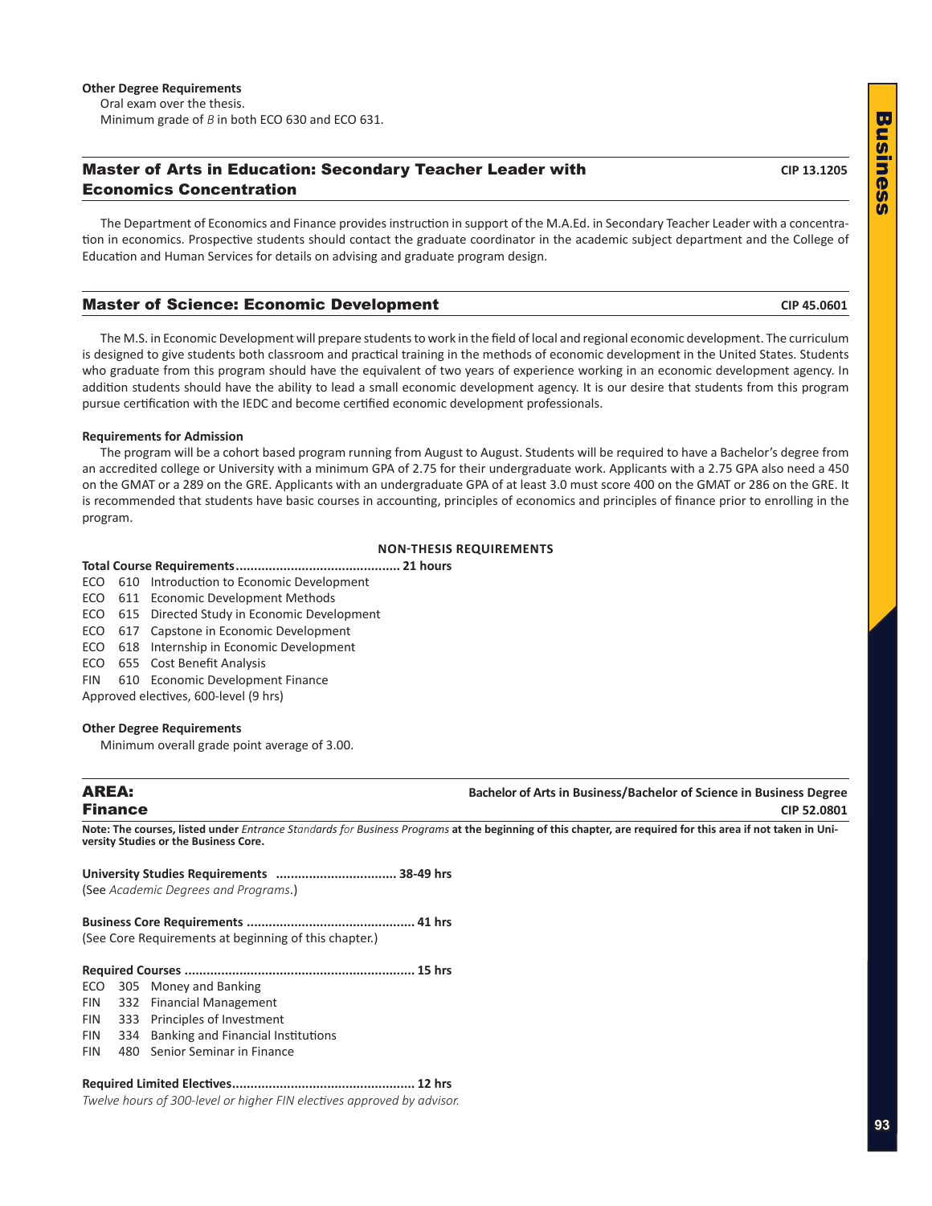**Other Degree Requirements**

Oral exam over the thesis.

Minimum grade of *B* in both ECO 630 and ECO 631.

## Master of Arts in Education: Secondary Teacher Leader with Economics Concentration

CIP 13.1205

The Department of Economics and Finance provides instruction in support of the M.A.Ed. in Secondary Teacher Leader with a concentration in economics. Prospective students should contact the graduate coordinator in the academic subject department and the College of Education and Human Services for details on advising and graduate program design.

## Master of Science: Economic Development

CIP 45.0601

The M.S. in Economic Development will prepare students to work in the field of local and regional economic development. The curriculum is designed to give students both classroom and practical training in the methods of economic development in the United States. Students who graduate from this program should have the equivalent of two years of experience working in an economic development agency. In addition students should have the ability to lead a small economic development agency. It is our desire that students from this program pursue certification with the IEDC and become certified economic development professionals.

**Requirements for Admission**

The program will be a cohort based program running from August to August. Students will be required to have a Bachelor's degree from an accredited college or University with a minimum GPA of 2.75 for their undergraduate work. Applicants with a 2.75 GPA also need a 450 on the GMAT or a 289 on the GRE. Applicants with an undergraduate GPA of at least 3.0 must score 400 on the GMAT or 286 on the GRE. It is recommended that students have basic courses in accounting, principles of economics and principles of finance prior to enrolling in the program.

**NON-THESIS REQUIREMENTS**

**Total Course Requirements............................................ 21 hours**

ECO 610 Introduction to Economic Development
ECO 611 Economic Development Methods
ECO 615 Directed Study in Economic Development
ECO 617 Capstone in Economic Development
ECO 618 Internship in Economic Development
ECO 655 Cost Benefit Analysis
FIN 610 Economic Development Finance
Approved electives, 600-level (9 hrs)

**Other Degree Requirements**

Minimum overall grade point average of 3.00.

## AREA: Finance

**Bachelor of Arts in Business/Bachelor of Science in Business Degree**
**CIP 52.0801**

**Note: The courses, listed under** *Entrance Standards for Business Programs* **at the beginning of this chapter, are required for this area if not taken in University Studies or the Business Core.**

**University Studies Requirements ................................ 38-49 hrs**
(See *Academic Degrees and Programs*.)

**Business Core Requirements ............................................ 41 hrs**
(See Core Requirements at beginning of this chapter.)

**Required Courses ............................................................. 15 hrs**

ECO 305 Money and Banking
FIN 332 Financial Management
FIN 333 Principles of Investment
FIN 334 Banking and Financial Institutions
FIN 480 Senior Seminar in Finance

**Required Limited Electives................................................ 12 hrs**
*Twelve hours of 300-level or higher FIN electives approved by advisor.*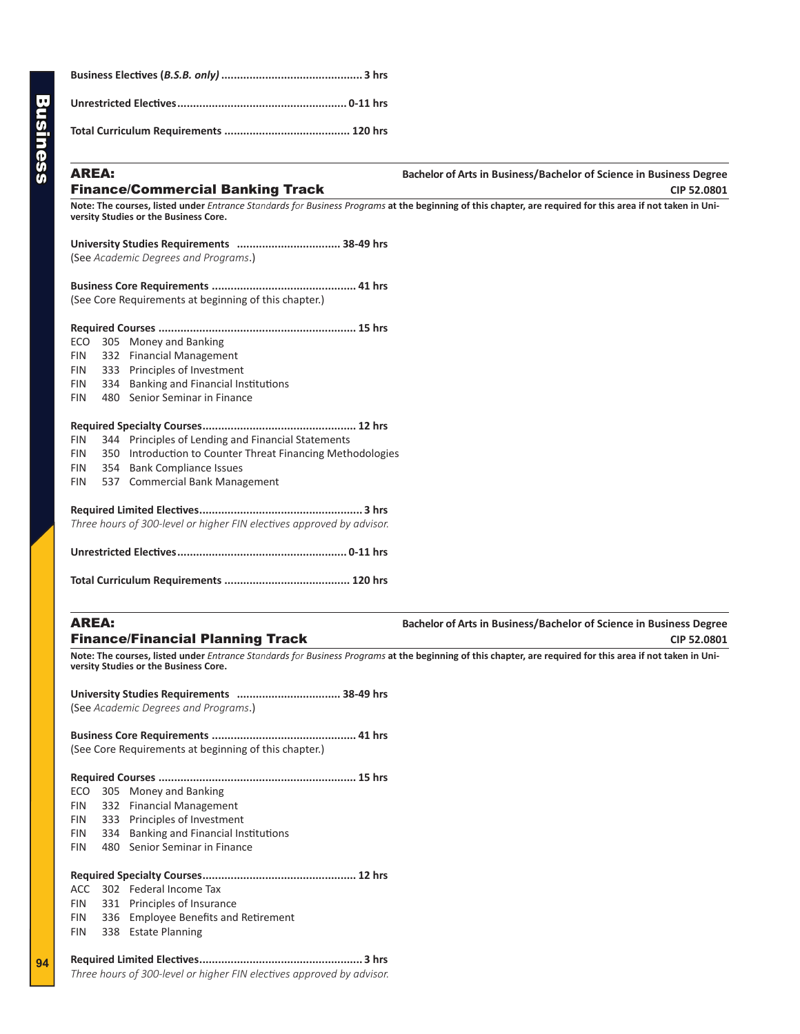**Business Electives (*B.S.B. only*)** ............................................ **3 hrs**

**Unrestricted Electives**..................................................... **0-11 hrs**

**Total Curriculum Requirements** ....................................... **120 hrs**

## AREA: Finance/Commercial Banking Track

**Bachelor of Arts in Business/Bachelor of Science in Business Degree**
**CIP 52.0801**

**Note: The courses, listed under** ***Entrance Standards for Business Programs*** **at the beginning of this chapter, are required for this area if not taken in University Studies or the Business Core.**

**University Studies Requirements** ................................ **38-49 hrs**
(See *Academic Degrees and Programs*.)

**Business Core Requirements** ............................................. **41 hrs**
(See Core Requirements at beginning of this chapter.)

**Required Courses** .............................................................. **15 hrs**

- ECO 305 Money and Banking
- FIN 332 Financial Management
- FIN 333 Principles of Investment
- FIN 334 Banking and Financial Institutions
- FIN 480 Senior Seminar in Finance

**Required Specialty Courses**................................................ **12 hrs**

- FIN 344 Principles of Lending and Financial Statements
- FIN 350 Introduction to Counter Threat Financing Methodologies
- FIN 354 Bank Compliance Issues
- FIN 537 Commercial Bank Management

**Required Limited Electives**................................................... **3 hrs**
*Three hours of 300-level or higher FIN electives approved by advisor.*

**Unrestricted Electives**..................................................... **0-11 hrs**

**Total Curriculum Requirements** ....................................... **120 hrs**

## AREA: Finance/Financial Planning Track

**Bachelor of Arts in Business/Bachelor of Science in Business Degree**
**CIP 52.0801**

**Note: The courses, listed under** ***Entrance Standards for Business Programs*** **at the beginning of this chapter, are required for this area if not taken in University Studies or the Business Core.**

**University Studies Requirements** ................................ **38-49 hrs**
(See *Academic Degrees and Programs*.)

**Business Core Requirements** ............................................. **41 hrs**
(See Core Requirements at beginning of this chapter.)

**Required Courses** .............................................................. **15 hrs**

- ECO 305 Money and Banking
- FIN 332 Financial Management
- FIN 333 Principles of Investment
- FIN 334 Banking and Financial Institutions
- FIN 480 Senior Seminar in Finance

**Required Specialty Courses**................................................ **12 hrs**

- ACC 302 Federal Income Tax
- FIN 331 Principles of Insurance
- FIN 336 Employee Benefits and Retirement
- FIN 338 Estate Planning

**Required Limited Electives**................................................... **3 hrs**
*Three hours of 300-level or higher FIN electives approved by advisor.*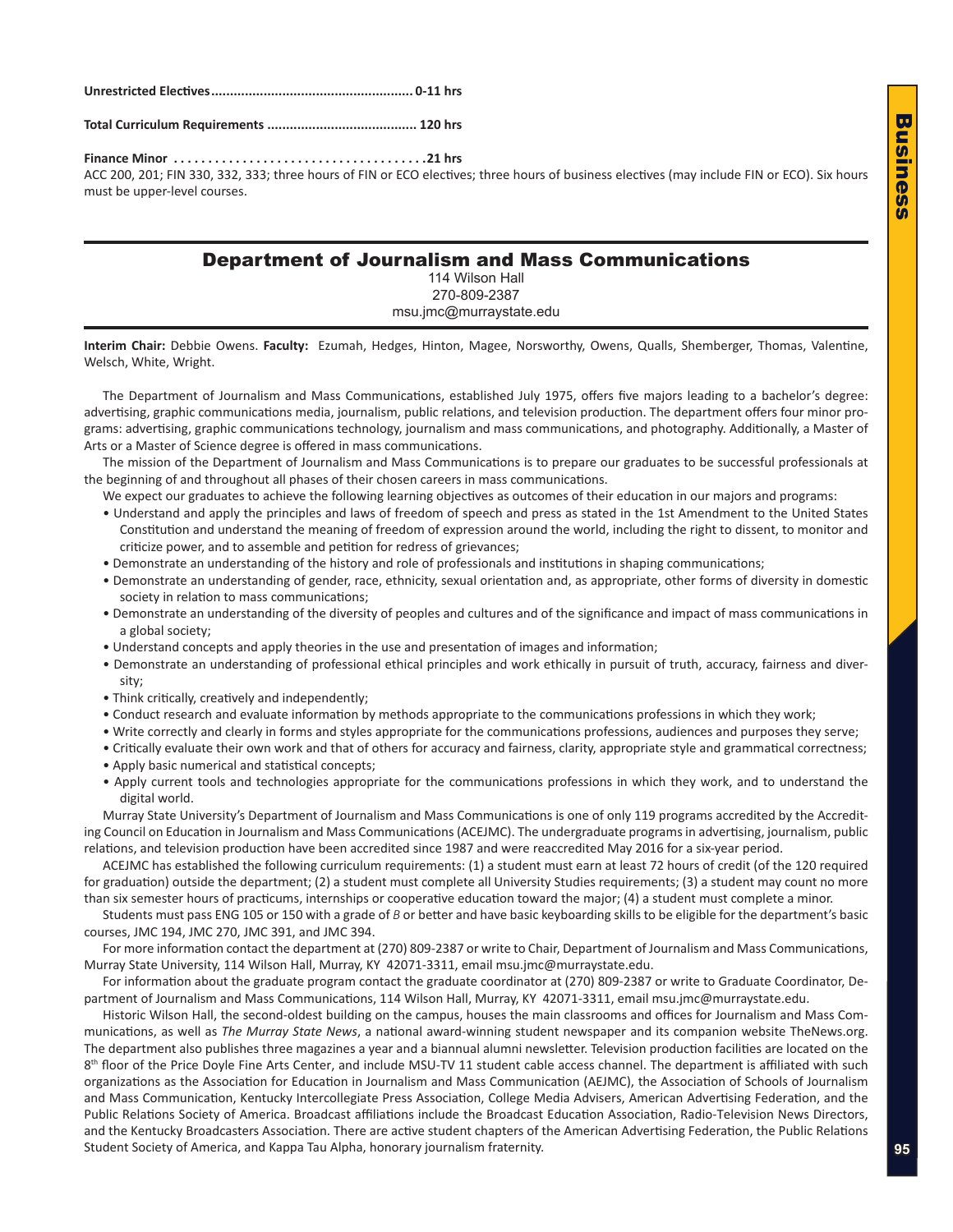**Unrestricted Electives ..................................................... 0-11 hrs**

**Total Curriculum Requirements ....................................... 120 hrs**

**Finance Minor .....................................21 hrs**
ACC 200, 201; FIN 330, 332, 333; three hours of FIN or ECO electives; three hours of business electives (may include FIN or ECO). Six hours must be upper-level courses.

## Department of Journalism and Mass Communications

114 Wilson Hall
270-809-2387
msu.jmc@murraystate.edu

**Interim Chair:** Debbie Owens. **Faculty:** Ezumah, Hedges, Hinton, Magee, Norsworthy, Owens, Qualls, Shemberger, Thomas, Valentine, Welsch, White, Wright.

The Department of Journalism and Mass Communications, established July 1975, offers five majors leading to a bachelor's degree: advertising, graphic communications media, journalism, public relations, and television production. The department offers four minor programs: advertising, graphic communications technology, journalism and mass communications, and photography. Additionally, a Master of Arts or a Master of Science degree is offered in mass communications.

The mission of the Department of Journalism and Mass Communications is to prepare our graduates to be successful professionals at the beginning of and throughout all phases of their chosen careers in mass communications.

We expect our graduates to achieve the following learning objectives as outcomes of their education in our majors and programs:

- Understand and apply the principles and laws of freedom of speech and press as stated in the 1st Amendment to the United States Constitution and understand the meaning of freedom of expression around the world, including the right to dissent, to monitor and criticize power, and to assemble and petition for redress of grievances;
- Demonstrate an understanding of the history and role of professionals and institutions in shaping communications;
- Demonstrate an understanding of gender, race, ethnicity, sexual orientation and, as appropriate, other forms of diversity in domestic society in relation to mass communications;
- Demonstrate an understanding of the diversity of peoples and cultures and of the significance and impact of mass communications in a global society;
- Understand concepts and apply theories in the use and presentation of images and information;
- Demonstrate an understanding of professional ethical principles and work ethically in pursuit of truth, accuracy, fairness and diversity;
- Think critically, creatively and independently;
- Conduct research and evaluate information by methods appropriate to the communications professions in which they work;
- Write correctly and clearly in forms and styles appropriate for the communications professions, audiences and purposes they serve;
- Critically evaluate their own work and that of others for accuracy and fairness, clarity, appropriate style and grammatical correctness;
- Apply basic numerical and statistical concepts;
- Apply current tools and technologies appropriate for the communications professions in which they work, and to understand the digital world.

Murray State University's Department of Journalism and Mass Communications is one of only 119 programs accredited by the Accrediting Council on Education in Journalism and Mass Communications (ACEJMC). The undergraduate programs in advertising, journalism, public relations, and television production have been accredited since 1987 and were reaccredited May 2016 for a six-year period.

ACEJMC has established the following curriculum requirements: (1) a student must earn at least 72 hours of credit (of the 120 required for graduation) outside the department; (2) a student must complete all University Studies requirements; (3) a student may count no more than six semester hours of practicums, internships or cooperative education toward the major; (4) a student must complete a minor.

Students must pass ENG 105 or 150 with a grade of *B* or better and have basic keyboarding skills to be eligible for the department's basic courses, JMC 194, JMC 270, JMC 391, and JMC 394.

For more information contact the department at (270) 809-2387 or write to Chair, Department of Journalism and Mass Communications, Murray State University, 114 Wilson Hall, Murray, KY 42071-3311, email msu.jmc@murraystate.edu.

For information about the graduate program contact the graduate coordinator at (270) 809-2387 or write to Graduate Coordinator, Department of Journalism and Mass Communications, 114 Wilson Hall, Murray, KY 42071-3311, email msu.jmc@murraystate.edu.

Historic Wilson Hall, the second-oldest building on the campus, houses the main classrooms and offices for Journalism and Mass Communications, as well as *The Murray State News*, a national award-winning student newspaper and its companion website TheNews.org. The department also publishes three magazines a year and a biannual alumni newsletter. Television production facilities are located on the 8th floor of the Price Doyle Fine Arts Center, and include MSU-TV 11 student cable access channel. The department is affiliated with such organizations as the Association for Education in Journalism and Mass Communication (AEJMC), the Association of Schools of Journalism and Mass Communication, Kentucky Intercollegiate Press Association, College Media Advisers, American Advertising Federation, and the Public Relations Society of America. Broadcast affiliations include the Broadcast Education Association, Radio-Television News Directors, and the Kentucky Broadcasters Association. There are active student chapters of the American Advertising Federation, the Public Relations Student Society of America, and Kappa Tau Alpha, honorary journalism fraternity.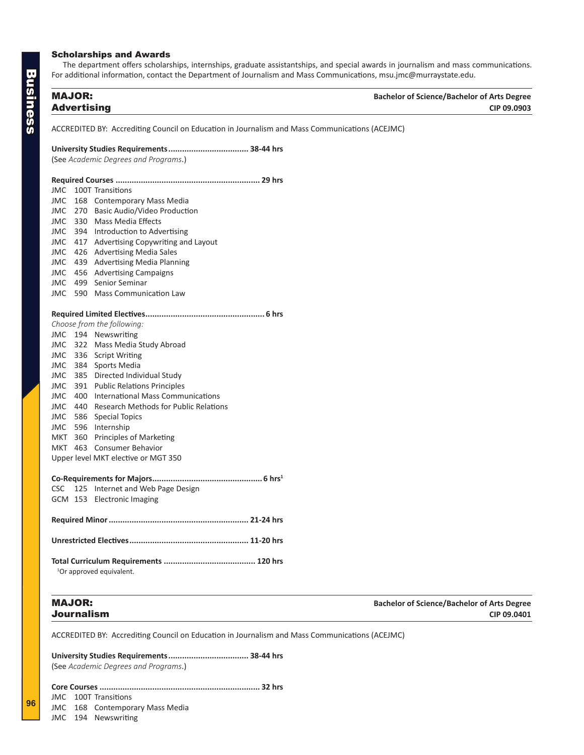### Scholarships and Awards

The department offers scholarships, internships, graduate assistantships, and special awards in journalism and mass communications. For additional information, contact the Department of Journalism and Mass Communications, msu.jmc@murraystate.edu.

## MAJOR: Advertising

**Bachelor of Science/Bachelor of Arts Degree**
**CIP 09.0903**

ACCREDITED BY: Accrediting Council on Education in Journalism and Mass Communications (ACEJMC)

**University Studies Requirements.................................. 38-44 hrs**
(See *Academic Degrees and Programs*.)

**Required Courses ............................................................. 29 hrs**
- JMC 100T Transitions
- JMC 168 Contemporary Mass Media
- JMC 270 Basic Audio/Video Production
- JMC 330 Mass Media Effects
- JMC 394 Introduction to Advertising
- JMC 417 Advertising Copywriting and Layout
- JMC 426 Advertising Media Sales
- JMC 439 Advertising Media Planning
- JMC 456 Advertising Campaigns
- JMC 499 Senior Seminar
- JMC 590 Mass Communication Law

**Required Limited Electives.................................................. 6 hrs**
*Choose from the following:*
- JMC 194 Newswriting
- JMC 322 Mass Media Study Abroad
- JMC 336 Script Writing
- JMC 384 Sports Media
- JMC 385 Directed Individual Study
- JMC 391 Public Relations Principles
- JMC 400 International Mass Communications
- JMC 440 Research Methods for Public Relations
- JMC 586 Special Topics
- JMC 596 Internship
- MKT 360 Principles of Marketing
- MKT 463 Consumer Behavior
- Upper level MKT elective or MGT 350

**Co-Requirements for Majors.............................................. 6 hrs[1]**
- CSC 125 Internet and Web Page Design
- GCM 153 Electronic Imaging

**Required Minor ........................................................... 21-24 hrs**

**Unrestricted Electives.................................................. 11-20 hrs**

**Total Curriculum Requirements ....................................... 120 hrs**

[1]Or approved equivalent.

## MAJOR: Journalism

**Bachelor of Science/Bachelor of Arts Degree**
**CIP 09.0401**

ACCREDITED BY: Accrediting Council on Education in Journalism and Mass Communications (ACEJMC)

**University Studies Requirements.................................. 38-44 hrs**
(See *Academic Degrees and Programs*.)

**Core Courses .................................................................... 32 hrs**
- JMC 100T Transitions
- JMC 168 Contemporary Mass Media
- JMC 194 Newswriting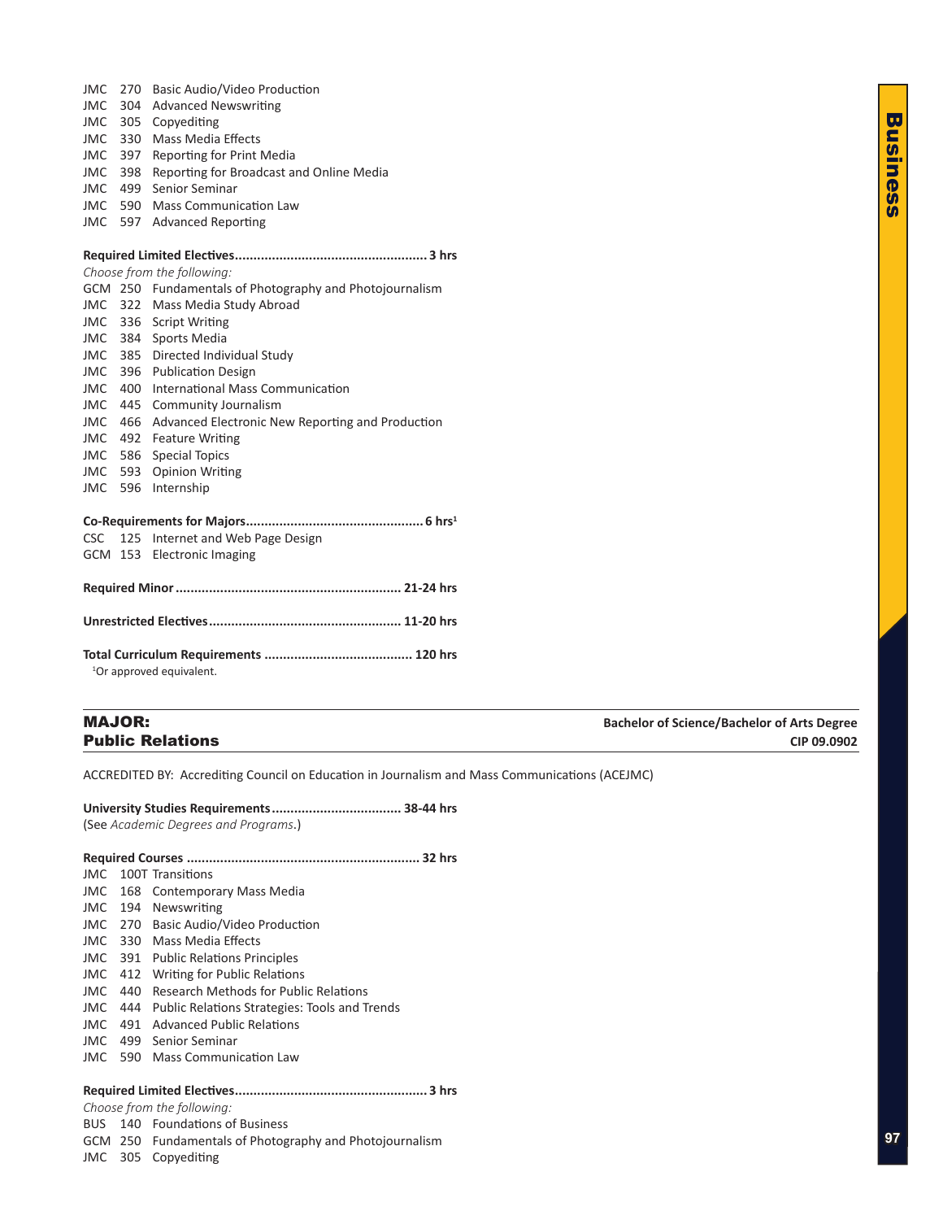JMC 270 Basic Audio/Video Production
JMC 304 Advanced Newswriting
JMC 305 Copyediting
JMC 330 Mass Media Effects
JMC 397 Reporting for Print Media
JMC 398 Reporting for Broadcast and Online Media
JMC 499 Senior Seminar
JMC 590 Mass Communication Law
JMC 597 Advanced Reporting

**Required Limited Electives.................................................. 3 hrs**
*Choose from the following:*
GCM 250 Fundamentals of Photography and Photojournalism
JMC 322 Mass Media Study Abroad
JMC 336 Script Writing
JMC 384 Sports Media
JMC 385 Directed Individual Study
JMC 396 Publication Design
JMC 400 International Mass Communication
JMC 445 Community Journalism
JMC 466 Advanced Electronic New Reporting and Production
JMC 492 Feature Writing
JMC 586 Special Topics
JMC 593 Opinion Writing
JMC 596 Internship

**Co-Requirements for Majors............................................... 6 hrs[1]**
CSC 125 Internet and Web Page Design
GCM 153 Electronic Imaging

**Required Minor ........................................................... 21-24 hrs**

**Unrestricted Electives.................................................. 11-20 hrs**

**Total Curriculum Requirements ....................................... 120 hrs**

[1]Or approved equivalent.

## MAJOR: Public Relations

**Bachelor of Science/Bachelor of Arts Degree**
**CIP 09.0902**

ACCREDITED BY: Accrediting Council on Education in Journalism and Mass Communications (ACEJMC)

**University Studies Requirements.................................. 38-44 hrs**
(See *Academic Degrees and Programs*.)

**Required Courses ............................................................. 32 hrs**
JMC 100T Transitions
JMC 168 Contemporary Mass Media
JMC 194 Newswriting
JMC 270 Basic Audio/Video Production
JMC 330 Mass Media Effects
JMC 391 Public Relations Principles
JMC 412 Writing for Public Relations
JMC 440 Research Methods for Public Relations
JMC 444 Public Relations Strategies: Tools and Trends
JMC 491 Advanced Public Relations
JMC 499 Senior Seminar
JMC 590 Mass Communication Law

**Required Limited Electives.................................................. 3 hrs**
*Choose from the following:*
BUS 140 Foundations of Business
GCM 250 Fundamentals of Photography and Photojournalism
JMC 305 Copyediting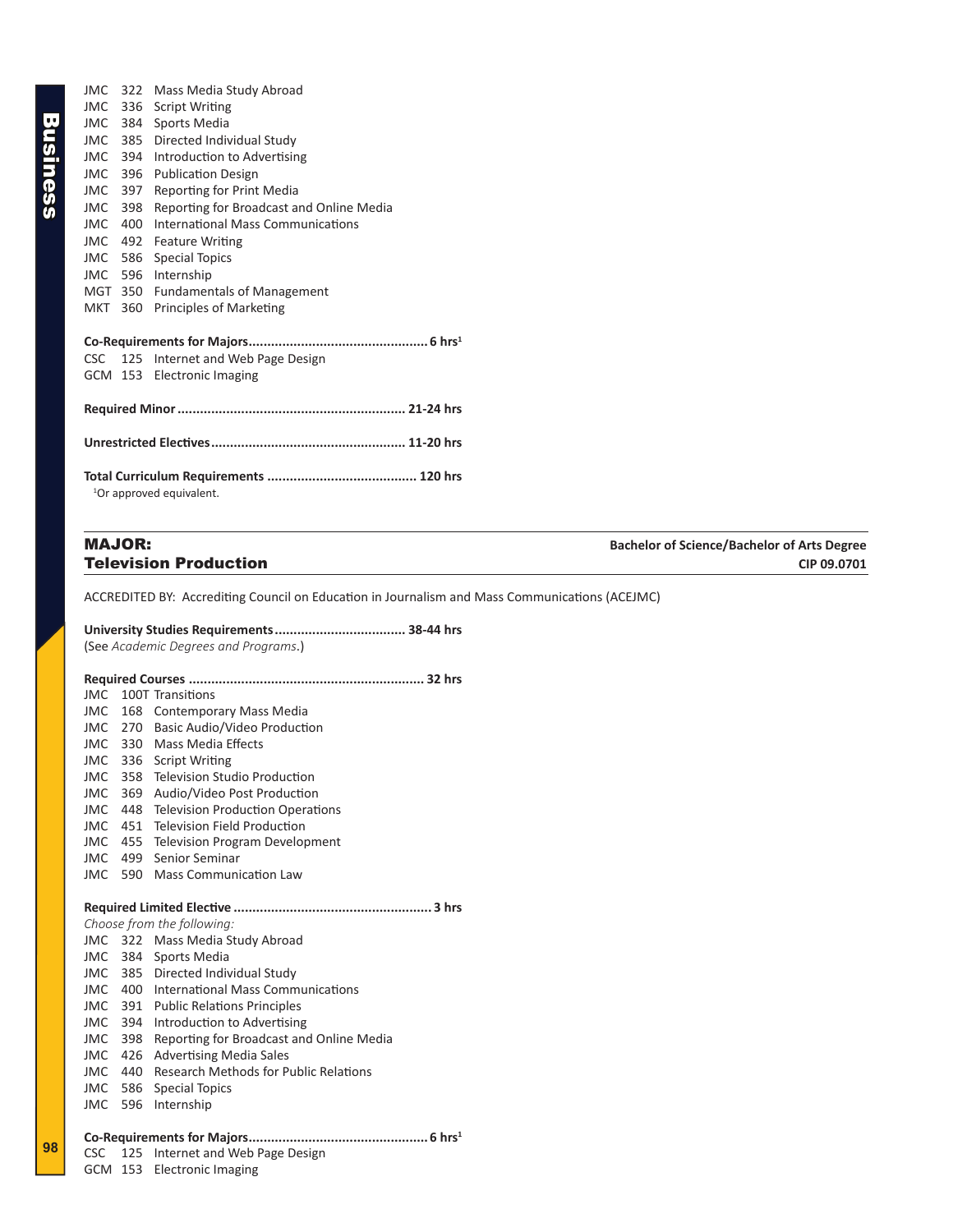JMC 322 Mass Media Study Abroad
JMC 336 Script Writing
JMC 384 Sports Media
JMC 385 Directed Individual Study
JMC 394 Introduction to Advertising
JMC 396 Publication Design
JMC 397 Reporting for Print Media
JMC 398 Reporting for Broadcast and Online Media
JMC 400 International Mass Communications
JMC 492 Feature Writing
JMC 586 Special Topics
JMC 596 Internship
MGT 350 Fundamentals of Management
MKT 360 Principles of Marketing

**Co-Requirements for Majors............................................... 6 hrs[1]**
CSC 125 Internet and Web Page Design
GCM 153 Electronic Imaging

**Required Minor ........................................................... 21-24 hrs**

**Unrestricted Electives.................................................. 11-20 hrs**

**Total Curriculum Requirements ....................................... 120 hrs**

[1]Or approved equivalent.

## MAJOR: Television Production

**Bachelor of Science/Bachelor of Arts Degree**
**CIP 09.0701**

ACCREDITED BY: Accrediting Council on Education in Journalism and Mass Communications (ACEJMC)

**University Studies Requirements.................................. 38-44 hrs**
(See *Academic Degrees and Programs*.)

**Required Courses ............................................................. 32 hrs**
JMC 100T Transitions
JMC 168 Contemporary Mass Media
JMC 270 Basic Audio/Video Production
JMC 330 Mass Media Effects
JMC 336 Script Writing
JMC 358 Television Studio Production
JMC 369 Audio/Video Post Production
JMC 448 Television Production Operations
JMC 451 Television Field Production
JMC 455 Television Program Development
JMC 499 Senior Seminar
JMC 590 Mass Communication Law

**Required Limited Elective ................................................... 3 hrs**
*Choose from the following:*
JMC 322 Mass Media Study Abroad
JMC 384 Sports Media
JMC 385 Directed Individual Study
JMC 400 International Mass Communications
JMC 391 Public Relations Principles
JMC 394 Introduction to Advertising
JMC 398 Reporting for Broadcast and Online Media
JMC 426 Advertising Media Sales
JMC 440 Research Methods for Public Relations
JMC 586 Special Topics
JMC 596 Internship

**Co-Requirements for Majors............................................... 6 hrs[1]**
CSC 125 Internet and Web Page Design
GCM 153 Electronic Imaging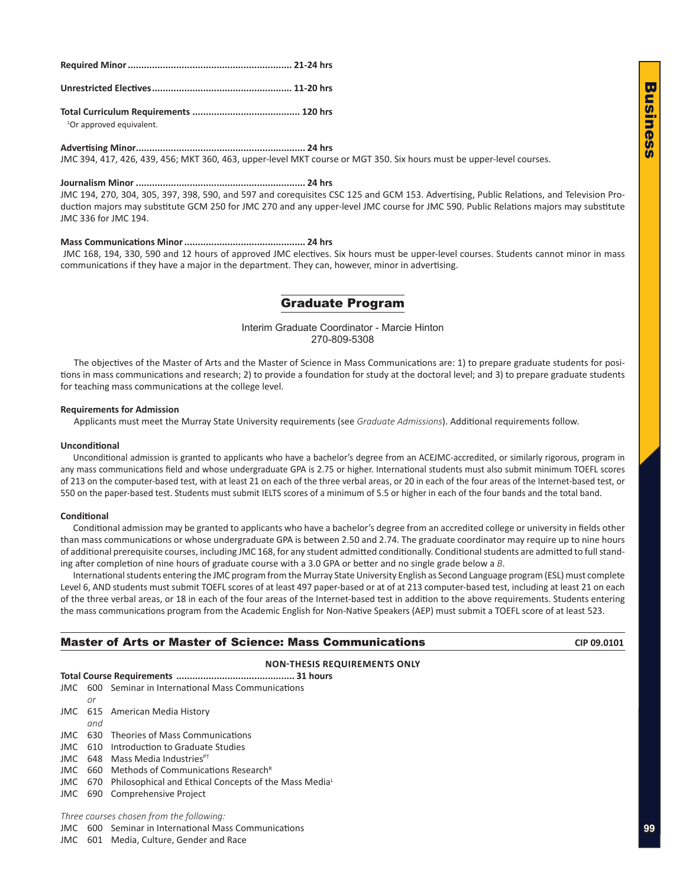**Required Minor ............................................................ 21-24 hrs**

**Unrestricted Electives................................................... 11-20 hrs**

**Total Curriculum Requirements ....................................... 120 hrs**

[1]Or approved equivalent.

**Advertising Minor.............................................................. 24 hrs**
JMC 394, 417, 426, 439, 456; MKT 360, 463, upper-level MKT course or MGT 350. Six hours must be upper-level courses.

**Journalism Minor .............................................................. 24 hrs**
JMC 194, 270, 304, 305, 397, 398, 590, and 597 and corequisites CSC 125 and GCM 153. Advertising, Public Relations, and Television Production majors may substitute GCM 250 for JMC 270 and any upper-level JMC course for JMC 590. Public Relations majors may substitute JMC 336 for JMC 194.

**Mass Communications Minor ............................................ 24 hrs**
JMC 168, 194, 330, 590 and 12 hours of approved JMC electives. Six hours must be upper-level courses. Students cannot minor in mass communications if they have a major in the department. They can, however, minor in advertising.

## Graduate Program

Interim Graduate Coordinator - Marcie Hinton
270-809-5308

The objectives of the Master of Arts and the Master of Science in Mass Communications are: 1) to prepare graduate students for positions in mass communications and research; 2) to provide a foundation for study at the doctoral level; and 3) to prepare graduate students for teaching mass communications at the college level.

**Requirements for Admission**

Applicants must meet the Murray State University requirements (see *Graduate Admissions*). Additional requirements follow.

**Unconditional**

Unconditional admission is granted to applicants who have a bachelor's degree from an ACEJMC-accredited, or similarly rigorous, program in any mass communications field and whose undergraduate GPA is 2.75 or higher. International students must also submit minimum TOEFL scores of 213 on the computer-based test, with at least 21 on each of the three verbal areas, or 20 in each of the four areas of the Internet-based test, or 550 on the paper-based test. Students must submit IELTS scores of a minimum of 5.5 or higher in each of the four bands and the total band.

**Conditional**

Conditional admission may be granted to applicants who have a bachelor's degree from an accredited college or university in fields other than mass communications or whose undergraduate GPA is between 2.50 and 2.74. The graduate coordinator may require up to nine hours of additional prerequisite courses, including JMC 168, for any student admitted conditionally. Conditional students are admitted to full standing after completion of nine hours of graduate course with a 3.0 GPA or better and no single grade below a *B*.

International students entering the JMC program from the Murray State University English as Second Language program (ESL) must complete Level 6, AND students must submit TOEFL scores of at least 497 paper-based or at of at 213 computer-based test, including at least 21 on each of the three verbal areas, or 18 in each of the four areas of the Internet-based test in addition to the above requirements. Students entering the mass communications program from the Academic English for Non-Native Speakers (AEP) must submit a TOEFL score of at least 523.

## Master of Arts or Master of Science: Mass Communications — CIP 09.0101

**NON-THESIS REQUIREMENTS ONLY**

**Total Course Requirements ........................................... 31 hours**

JMC 600 Seminar in International Mass Communications
*or*
JMC 615 American Media History
*and*
JMC 630 Theories of Mass Communications
JMC 610 Introduction to Graduate Studies
JMC 648 Mass Media Industries[PT]
JMC 660 Methods of Communications Research[R]
JMC 670 Philosophical and Ethical Concepts of the Mass Media[L]
JMC 690 Comprehensive Project

*Three courses chosen from the following:*
JMC 600 Seminar in International Mass Communications
JMC 601 Media, Culture, Gender and Race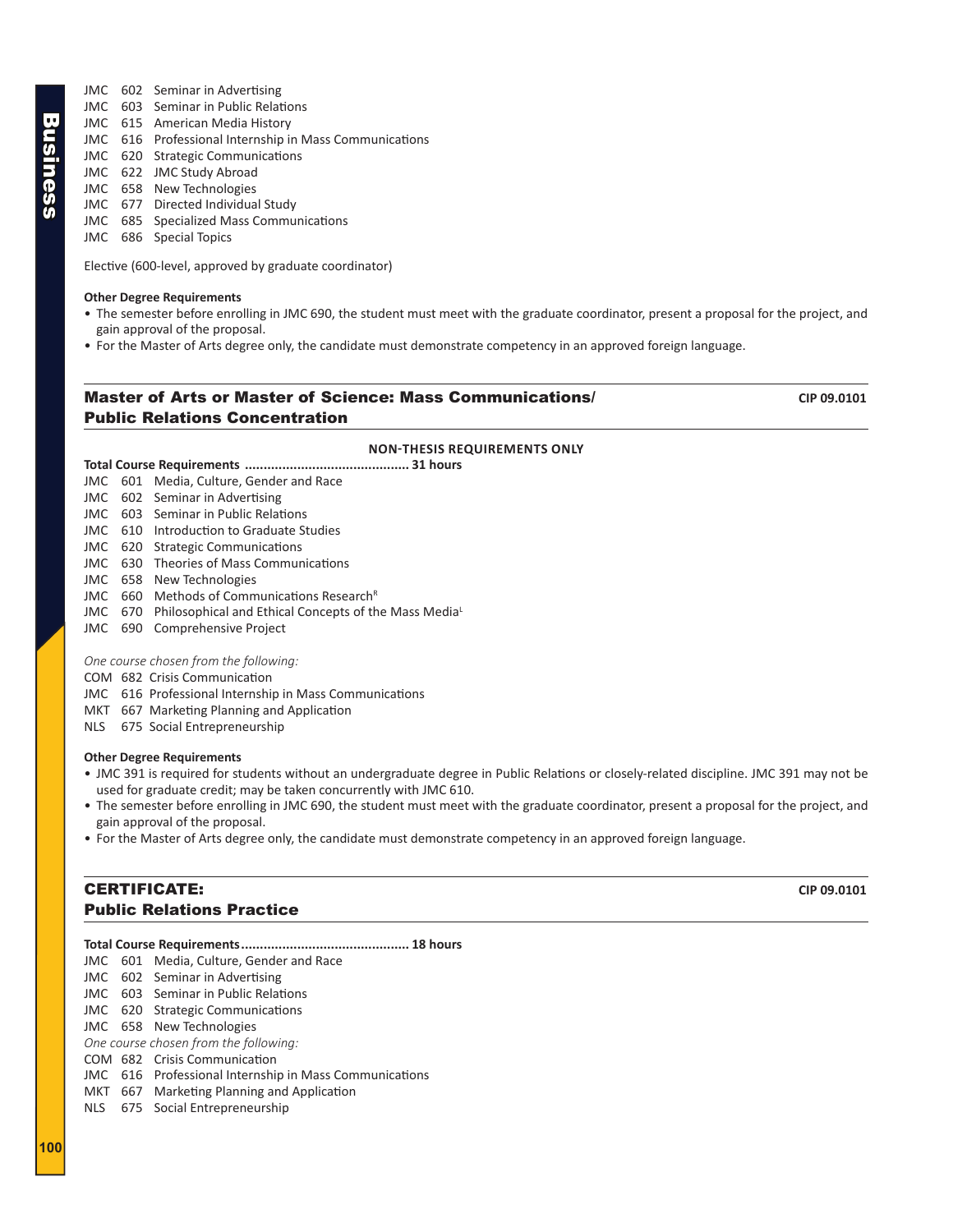JMC 602 Seminar in Advertising
JMC 603 Seminar in Public Relations
JMC 615 American Media History
JMC 616 Professional Internship in Mass Communications
JMC 620 Strategic Communications
JMC 622 JMC Study Abroad
JMC 658 New Technologies
JMC 677 Directed Individual Study
JMC 685 Specialized Mass Communications
JMC 686 Special Topics

Elective (600-level, approved by graduate coordinator)

**Other Degree Requirements**

- The semester before enrolling in JMC 690, the student must meet with the graduate coordinator, present a proposal for the project, and gain approval of the proposal.
- For the Master of Arts degree only, the candidate must demonstrate competency in an approved foreign language.

## Master of Arts or Master of Science: Mass Communications/ Public Relations Concentration

CIP 09.0101

**NON-THESIS REQUIREMENTS ONLY**

**Total Course Requirements ........................................... 31 hours**

JMC 601 Media, Culture, Gender and Race
JMC 602 Seminar in Advertising
JMC 603 Seminar in Public Relations
JMC 610 Introduction to Graduate Studies
JMC 620 Strategic Communications
JMC 630 Theories of Mass Communications
JMC 658 New Technologies
JMC 660 Methods of Communications Research[R]
JMC 670 Philosophical and Ethical Concepts of the Mass Media[L]
JMC 690 Comprehensive Project

*One course chosen from the following:*

COM 682 Crisis Communication
JMC 616 Professional Internship in Mass Communications
MKT 667 Marketing Planning and Application
NLS 675 Social Entrepreneurship

**Other Degree Requirements**

- JMC 391 is required for students without an undergraduate degree in Public Relations or closely-related discipline. JMC 391 may not be used for graduate credit; may be taken concurrently with JMC 610.
- The semester before enrolling in JMC 690, the student must meet with the graduate coordinator, present a proposal for the project, and gain approval of the proposal.
- For the Master of Arts degree only, the candidate must demonstrate competency in an approved foreign language.

## CERTIFICATE: Public Relations Practice

CIP 09.0101

**Total Course Requirements............................................ 18 hours**

JMC 601 Media, Culture, Gender and Race
JMC 602 Seminar in Advertising
JMC 603 Seminar in Public Relations
JMC 620 Strategic Communications
JMC 658 New Technologies

*One course chosen from the following:*

COM 682 Crisis Communication
JMC 616 Professional Internship in Mass Communications
MKT 667 Marketing Planning and Application
NLS 675 Social Entrepreneurship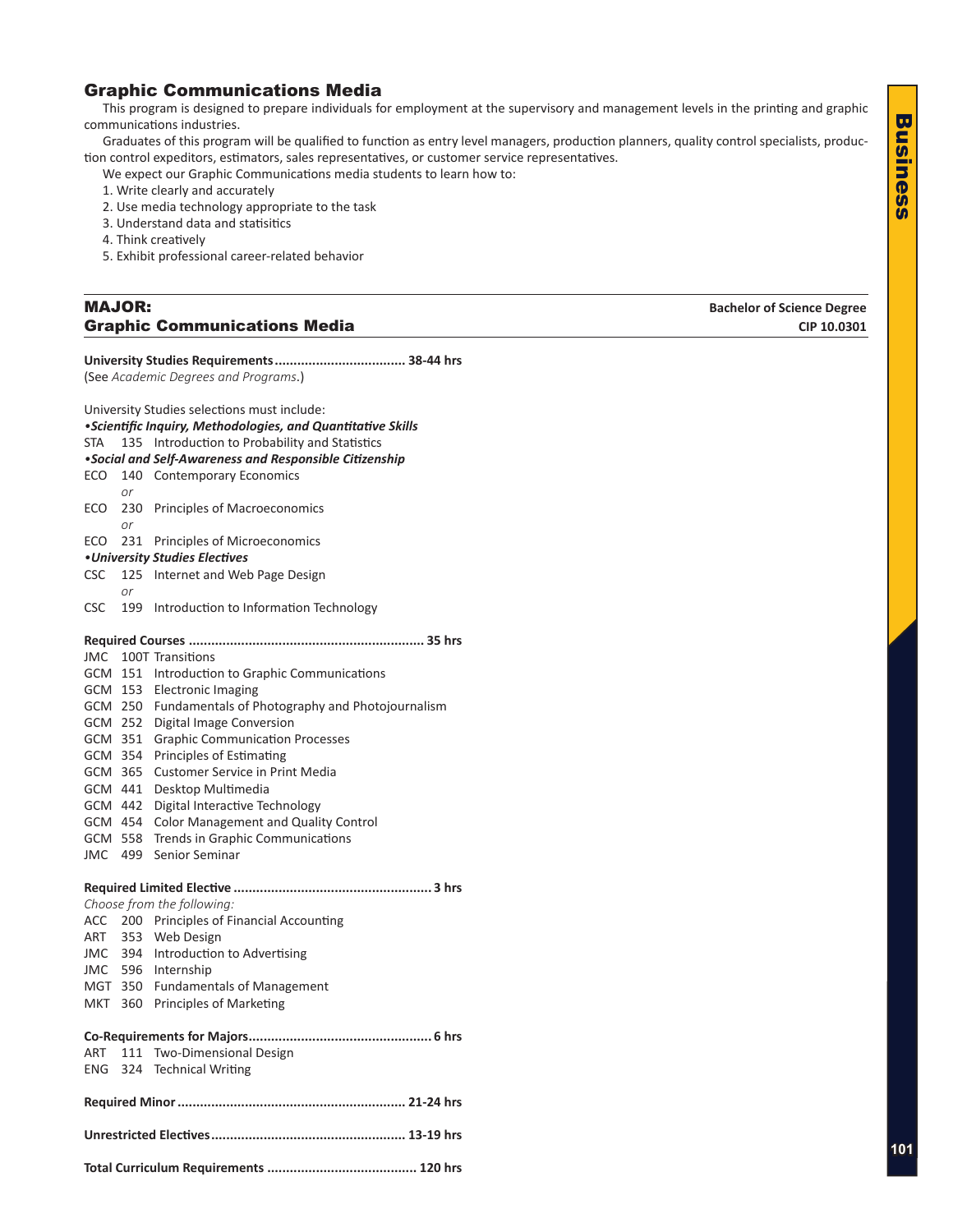## Graphic Communications Media

This program is designed to prepare individuals for employment at the supervisory and management levels in the printing and graphic communications industries.

Graduates of this program will be qualified to function as entry level managers, production planners, quality control specialists, production control expeditors, estimators, sales representatives, or customer service representatives.

We expect our Graphic Communications media students to learn how to:

1. Write clearly and accurately
2. Use media technology appropriate to the task
3. Understand data and statisitics
4. Think creatively
5. Exhibit professional career-related behavior

---

### MAJOR: Graphic Communications Media

**Bachelor of Science Degree**
**CIP 10.0301**

**University Studies Requirements .................................. 38-44 hrs**
(See *Academic Degrees and Programs*.)

University Studies selections must include:

***•Scientific Inquiry, Methodologies, and Quantitative Skills***

STA 135 Introduction to Probability and Statistics

***•Social and Self-Awareness and Responsible Citizenship***

ECO 140 Contemporary Economics
*or*
ECO 230 Principles of Macroeconomics
*or*
ECO 231 Principles of Microeconomics

***•University Studies Electives***

CSC 125 Internet and Web Page Design
*or*
CSC 199 Introduction to Information Technology

**Required Courses ............................................................. 35 hrs**

JMC 100T Transitions
GCM 151 Introduction to Graphic Communications
GCM 153 Electronic Imaging
GCM 250 Fundamentals of Photography and Photojournalism
GCM 252 Digital Image Conversion
GCM 351 Graphic Communication Processes
GCM 354 Principles of Estimating
GCM 365 Customer Service in Print Media
GCM 441 Desktop Multimedia
GCM 442 Digital Interactive Technology
GCM 454 Color Management and Quality Control
GCM 558 Trends in Graphic Communications
JMC 499 Senior Seminar

**Required Limited Elective .................................................... 3 hrs**

*Choose from the following:*

ACC 200 Principles of Financial Accounting
ART 353 Web Design
JMC 394 Introduction to Advertising
JMC 596 Internship
MGT 350 Fundamentals of Management
MKT 360 Principles of Marketing

**Co-Requirements for Majors................................................ 6 hrs**

ART 111 Two-Dimensional Design
ENG 324 Technical Writing

**Required Minor ............................................................ 21-24 hrs**

**Unrestricted Electives.................................................... 13-19 hrs**

**Total Curriculum Requirements ....................................... 120 hrs**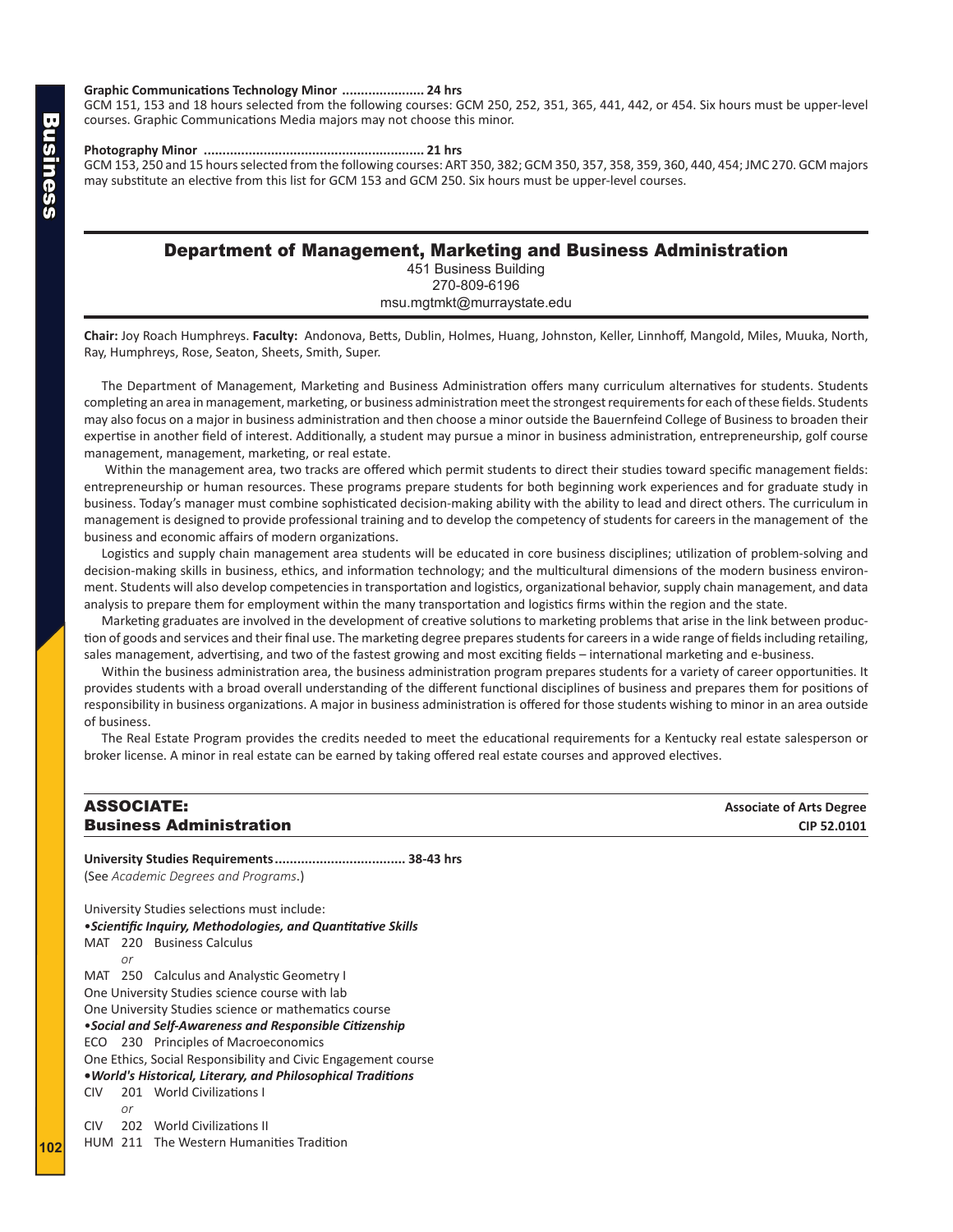**Graphic Communications Technology Minor ...................... 24 hrs**
GCM 151, 153 and 18 hours selected from the following courses: GCM 250, 252, 351, 365, 441, 442, or 454. Six hours must be upper-level courses. Graphic Communications Media majors may not choose this minor.

**Photography Minor ........................................................... 21 hrs**
GCM 153, 250 and 15 hours selected from the following courses: ART 350, 382; GCM 350, 357, 358, 359, 360, 440, 454; JMC 270. GCM majors may substitute an elective from this list for GCM 153 and GCM 250. Six hours must be upper-level courses.

## Department of Management, Marketing and Business Administration

451 Business Building
270-809-6196
msu.mgtmkt@murraystate.edu

**Chair:** Joy Roach Humphreys. **Faculty:** Andonova, Betts, Dublin, Holmes, Huang, Johnston, Keller, Linnhoff, Mangold, Miles, Muuka, North, Ray, Humphreys, Rose, Seaton, Sheets, Smith, Super.

The Department of Management, Marketing and Business Administration offers many curriculum alternatives for students. Students completing an area in management, marketing, or business administration meet the strongest requirements for each of these fields. Students may also focus on a major in business administration and then choose a minor outside the Bauernfeind College of Business to broaden their expertise in another field of interest. Additionally, a student may pursue a minor in business administration, entrepreneurship, golf course management, management, marketing, or real estate.

Within the management area, two tracks are offered which permit students to direct their studies toward specific management fields: entrepreneurship or human resources. These programs prepare students for both beginning work experiences and for graduate study in business. Today's manager must combine sophisticated decision-making ability with the ability to lead and direct others. The curriculum in management is designed to provide professional training and to develop the competency of students for careers in the management of the business and economic affairs of modern organizations.

Logistics and supply chain management area students will be educated in core business disciplines; utilization of problem-solving and decision-making skills in business, ethics, and information technology; and the multicultural dimensions of the modern business environment. Students will also develop competencies in transportation and logistics, organizational behavior, supply chain management, and data analysis to prepare them for employment within the many transportation and logistics firms within the region and the state.

Marketing graduates are involved in the development of creative solutions to marketing problems that arise in the link between production of goods and services and their final use. The marketing degree prepares students for careers in a wide range of fields including retailing, sales management, advertising, and two of the fastest growing and most exciting fields – international marketing and e-business.

Within the business administration area, the business administration program prepares students for a variety of career opportunities. It provides students with a broad overall understanding of the different functional disciplines of business and prepares them for positions of responsibility in business organizations. A major in business administration is offered for those students wishing to minor in an area outside of business.

The Real Estate Program provides the credits needed to meet the educational requirements for a Kentucky real estate salesperson or broker license. A minor in real estate can be earned by taking offered real estate courses and approved electives.

### ASSOCIATE: Business Administration

**Associate of Arts Degree**
**CIP 52.0101**

**University Studies Requirements.................................. 38-43 hrs**
(See *Academic Degrees and Programs*.)

University Studies selections must include:

•***Scientific Inquiry, Methodologies, and Quantitative Skills***
MAT 220 Business Calculus
*or*
MAT 250 Calculus and Analystic Geometry I
One University Studies science course with lab
One University Studies science or mathematics course

•***Social and Self-Awareness and Responsible Citizenship***
ECO 230 Principles of Macroeconomics
One Ethics, Social Responsibility and Civic Engagement course

•***World's Historical, Literary, and Philosophical Traditions***
CIV 201 World Civilizations I
*or*
CIV 202 World Civilizations II
HUM 211 The Western Humanities Tradition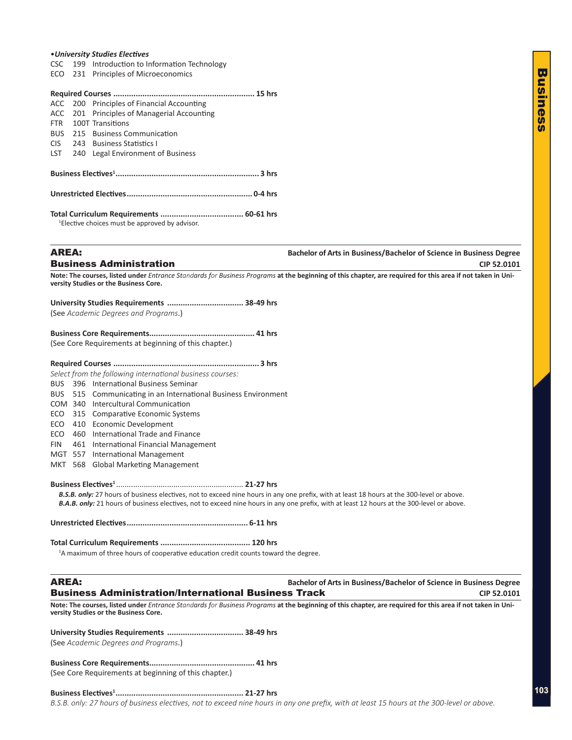**•*University Studies Electives***
CSC 199 Introduction to Information Technology
ECO 231 Principles of Microeconomics

**Required Courses .............................................................. 15 hrs**
ACC 200 Principles of Financial Accounting
ACC 201 Principles of Managerial Accounting
FTR 100T Transitions
BUS 215 Business Communication
CIS 243 Business Statistics I
LST 240 Legal Environment of Business

**Business Electives[1]............................................................... 3 hrs**

**Unrestricted Electives....................................................... 0-4 hrs**

**Total Curriculum Requirements .................................... 60-61 hrs**
[1]Elective choices must be approved by advisor.

## AREA: Business Administration

**Bachelor of Arts in Business/Bachelor of Science in Business Degree**
**CIP 52.0101**

**Note: The courses, listed under** *Entrance Standards for Business Programs* **at the beginning of this chapter, are required for this area if not taken in University Studies or the Business Core.**

**University Studies Requirements .................................. 38-49 hrs**
(See *Academic Degrees and Programs*.)

**Business Core Requirements.............................................. 41 hrs**
(See Core Requirements at beginning of this chapter.)

**Required Courses ................................................................ 3 hrs**
*Select from the following international business courses:*
BUS 396 International Business Seminar
BUS 515 Communicating in an International Business Environment
COM 340 Intercultural Communication
ECO 315 Comparative Economic Systems
ECO 410 Economic Development
ECO 460 International Trade and Finance
FIN 461 International Financial Management
MGT 557 International Management
MKT 568 Global Marketing Management

**Business Electives[1]........................................................... 21-27 hrs**
***B.S.B. only:*** 27 hours of business electives, not to exceed nine hours in any one prefix, with at least 18 hours at the 300-level or above.
***B.A.B. only:*** 21 hours of business electives, not to exceed nine hours in any one prefix, with at least 12 hours at the 300-level or above.

**Unrestricted Electives...................................................... 6-11 hrs**

**Total Curriculum Requirements ........................................ 120 hrs**
[1]A maximum of three hours of cooperative education credit counts toward the degree.

## AREA: Business Administration/International Business Track

**Bachelor of Arts in Business/Bachelor of Science in Business Degree**
**CIP 52.0101**

**Note: The courses, listed under** *Entrance Standards for Business Programs* **at the beginning of this chapter, are required for this area if not taken in University Studies or the Business Core.**

**University Studies Requirements .................................. 38-49 hrs**
(See *Academic Degrees and Programs*.)

**Business Core Requirements.............................................. 41 hrs**
(See Core Requirements at beginning of this chapter.)

**Business Electives[1]........................................................ 21-27 hrs**
*B.S.B. only: 27 hours of business electives, not to exceed nine hours in any one prefix, with at least 15 hours at the 300-level or above.*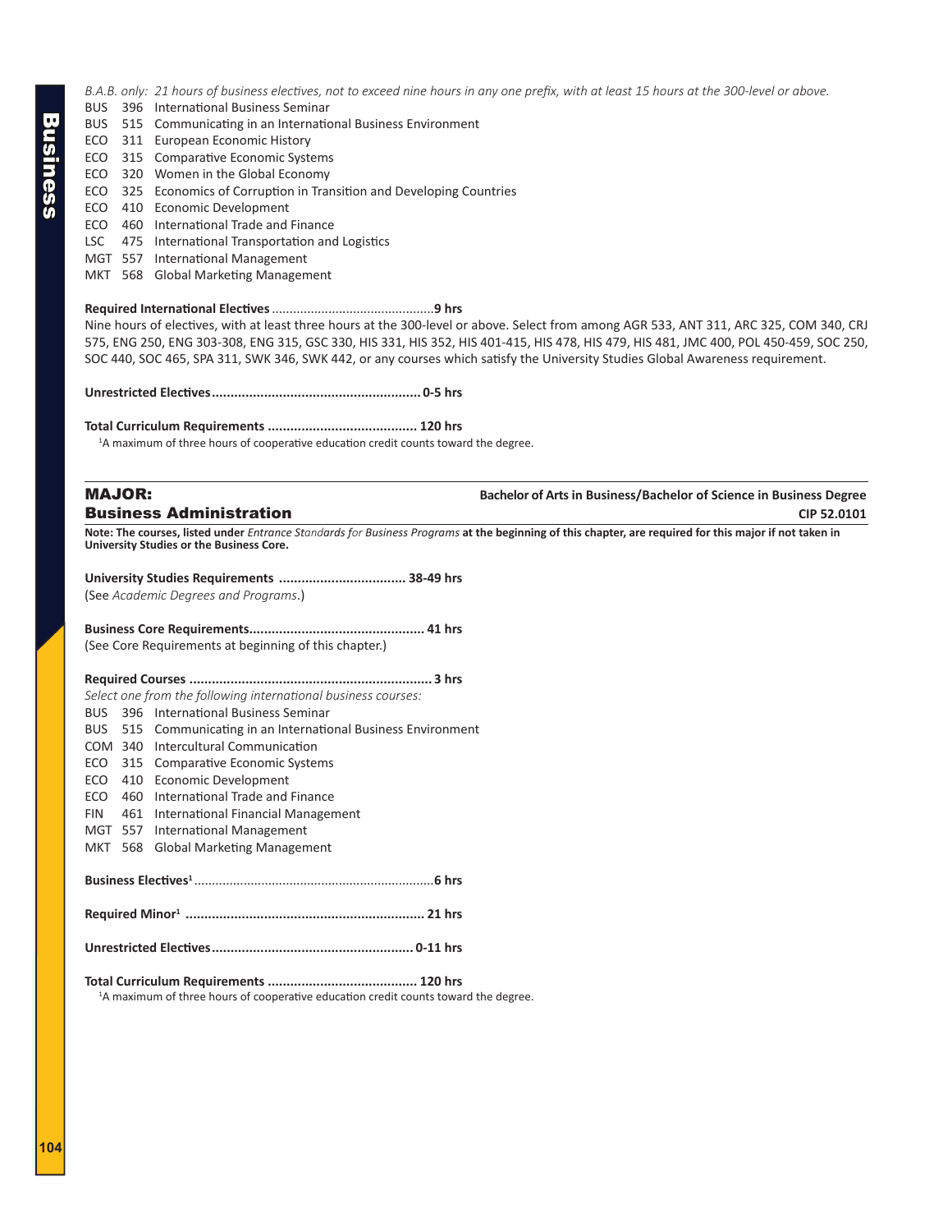*B.A.B. only: 21 hours of business electives, not to exceed nine hours in any one prefix, with at least 15 hours at the 300-level or above.*

BUS 396 International Business Seminar
BUS 515 Communicating in an International Business Environment
ECO 311 European Economic History
ECO 315 Comparative Economic Systems
ECO 320 Women in the Global Economy
ECO 325 Economics of Corruption in Transition and Developing Countries
ECO 410 Economic Development
ECO 460 International Trade and Finance
LSC 475 International Transportation and Logistics
MGT 557 International Management
MKT 568 Global Marketing Management

**Required International Electives .............................................9 hrs**

Nine hours of electives, with at least three hours at the 300-level or above. Select from among AGR 533, ANT 311, ARC 325, COM 340, CRJ 575, ENG 250, ENG 303-308, ENG 315, GSC 330, HIS 331, HIS 352, HIS 401-415, HIS 478, HIS 479, HIS 481, JMC 400, POL 450-459, SOC 250, SOC 440, SOC 465, SPA 311, SWK 346, SWK 442, or any courses which satisfy the University Studies Global Awareness requirement.

**Unrestricted Electives....................................................... 0-5 hrs**

**Total Curriculum Requirements ....................................... 120 hrs**

[1]A maximum of three hours of cooperative education credit counts toward the degree.

## MAJOR: Business Administration

**Bachelor of Arts in Business/Bachelor of Science in Business Degree**
**CIP 52.0101**

**Note: The courses, listed under *Entrance Standards for Business Programs* at the beginning of this chapter, are required for this major if not taken in University Studies or the Business Core.**

**University Studies Requirements ................................. 38-49 hrs**
(See *Academic Degrees and Programs*.)

**Business Core Requirements............................................... 41 hrs**
(See Core Requirements at beginning of this chapter.)

**Required Courses ................................................................ 3 hrs**

*Select one from the following international business courses:*

BUS 396 International Business Seminar
BUS 515 Communicating in an International Business Environment
COM 340 Intercultural Communication
ECO 315 Comparative Economic Systems
ECO 410 Economic Development
ECO 460 International Trade and Finance
FIN 461 International Financial Management
MGT 557 International Management
MKT 568 Global Marketing Management

**Business Electives[1]..................................................................6 hrs**

**Required Minor[1] ............................................................... 21 hrs**

**Unrestricted Electives..................................................... 0-11 hrs**

**Total Curriculum Requirements ....................................... 120 hrs**

[1]A maximum of three hours of cooperative education credit counts toward the degree.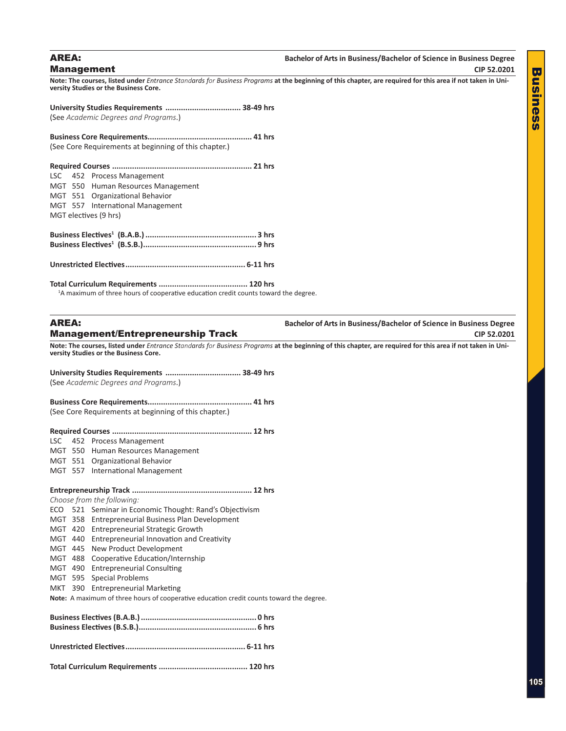## AREA: Management

**Bachelor of Arts in Business/Bachelor of Science in Business Degree**
**CIP 52.0201**

**Note: The courses, listed under** *Entrance Standards for Business Programs* **at the beginning of this chapter, are required for this area if not taken in University Studies or the Business Core.**

**University Studies Requirements .................................. 38-49 hrs**
(See *Academic Degrees and Programs*.)

**Business Core Requirements.............................................. 41 hrs**
(See Core Requirements at beginning of this chapter.)

**Required Courses .............................................................. 21 hrs**
LSC 452 Process Management
MGT 550 Human Resources Management
MGT 551 Organizational Behavior
MGT 557 International Management
MGT electives (9 hrs)

**Business Electives[1] (B.A.B.) ................................................. 3 hrs**
**Business Electives[1] (B.S.B.).................................................. 9 hrs**

**Unrestricted Electives..................................................... 6-11 hrs**

**Total Curriculum Requirements ....................................... 120 hrs**
[1]A maximum of three hours of cooperative education credit counts toward the degree.

## AREA: Management/Entrepreneurship Track

**Bachelor of Arts in Business/Bachelor of Science in Business Degree**
**CIP 52.0201**

**Note: The courses, listed under** *Entrance Standards for Business Programs* **at the beginning of this chapter, are required for this area if not taken in University Studies or the Business Core.**

**University Studies Requirements .................................. 38-49 hrs**
(See *Academic Degrees and Programs*.)

**Business Core Requirements.............................................. 41 hrs**
(See Core Requirements at beginning of this chapter.)

**Required Courses .............................................................. 12 hrs**
LSC 452 Process Management
MGT 550 Human Resources Management
MGT 551 Organizational Behavior
MGT 557 International Management

**Entrepreneurship Track ..................................................... 12 hrs**
*Choose from the following:*
ECO 521 Seminar in Economic Thought: Rand's Objectivism
MGT 358 Entrepreneurial Business Plan Development
MGT 420 Entrepreneurial Strategic Growth
MGT 440 Entrepreneurial Innovation and Creativity
MGT 445 New Product Development
MGT 488 Cooperative Education/Internship
MGT 490 Entrepreneurial Consulting
MGT 595 Special Problems
MKT 390 Entrepreneurial Marketing
**Note:** A maximum of three hours of cooperative education credit counts toward the degree.

**Business Electives (B.A.B.) ................................................... 0 hrs**
**Business Electives (B.S.B.).................................................... 6 hrs**

**Unrestricted Electives..................................................... 6-11 hrs**

**Total Curriculum Requirements ....................................... 120 hrs**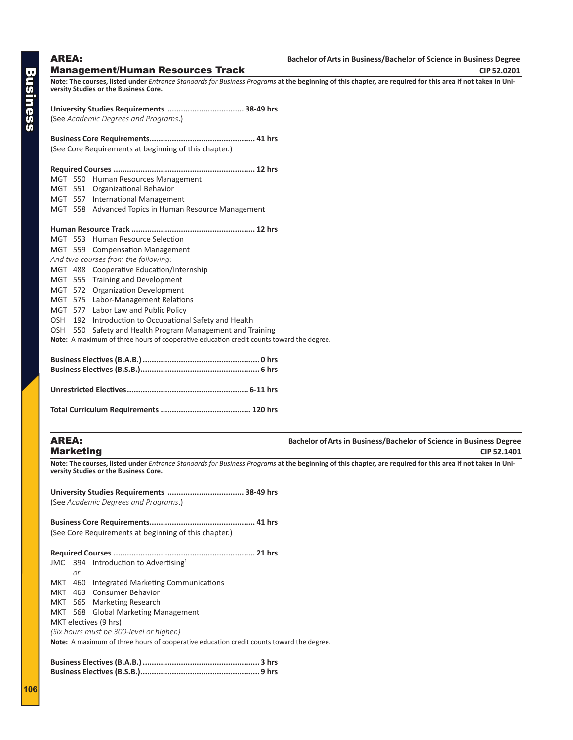## AREA: Management/Human Resources Track

**Bachelor of Arts in Business/Bachelor of Science in Business Degree**
**CIP 52.0201**

**Note: The courses, listed under** *Entrance Standards for Business Programs* **at the beginning of this chapter, are required for this area if not taken in University Studies or the Business Core.**

**University Studies Requirements .................................. 38-49 hrs**
(See *Academic Degrees and Programs*.)

**Business Core Requirements.............................................. 41 hrs**
(See Core Requirements at beginning of this chapter.)

**Required Courses .............................................................. 12 hrs**
MGT 550 Human Resources Management
MGT 551 Organizational Behavior
MGT 557 International Management
MGT 558 Advanced Topics in Human Resource Management

**Human Resource Track ...................................................... 12 hrs**
MGT 553 Human Resource Selection
MGT 559 Compensation Management
*And two courses from the following:*
MGT 488 Cooperative Education/Internship
MGT 555 Training and Development
MGT 572 Organization Development
MGT 575 Labor-Management Relations
MGT 577 Labor Law and Public Policy
OSH 192 Introduction to Occupational Safety and Health
OSH 550 Safety and Health Program Management and Training
**Note:** A maximum of three hours of cooperative education credit counts toward the degree.

**Business Electives (B.A.B.) ................................................... 0 hrs**
**Business Electives (B.S.B.).................................................... 6 hrs**

**Unrestricted Electives..................................................... 6-11 hrs**

**Total Curriculum Requirements ....................................... 120 hrs**

## AREA: Marketing

**Bachelor of Arts in Business/Bachelor of Science in Business Degree**
**CIP 52.1401**

**Note: The courses, listed under** *Entrance Standards for Business Programs* **at the beginning of this chapter, are required for this area if not taken in University Studies or the Business Core.**

**University Studies Requirements .................................. 38-49 hrs**
(See *Academic Degrees and Programs*.)

**Business Core Requirements.............................................. 41 hrs**
(See Core Requirements at beginning of this chapter.)

**Required Courses .............................................................. 21 hrs**
JMC 394 Introduction to Advertising[1]
*or*
MKT 460 Integrated Marketing Communications
MKT 463 Consumer Behavior
MKT 565 Marketing Research
MKT 568 Global Marketing Management
MKT electives (9 hrs)
*(Six hours must be 300-level or higher.)*
**Note:** A maximum of three hours of cooperative education credit counts toward the degree.

**Business Electives (B.A.B.) ................................................... 3 hrs**
**Business Electives (B.S.B.).................................................... 9 hrs**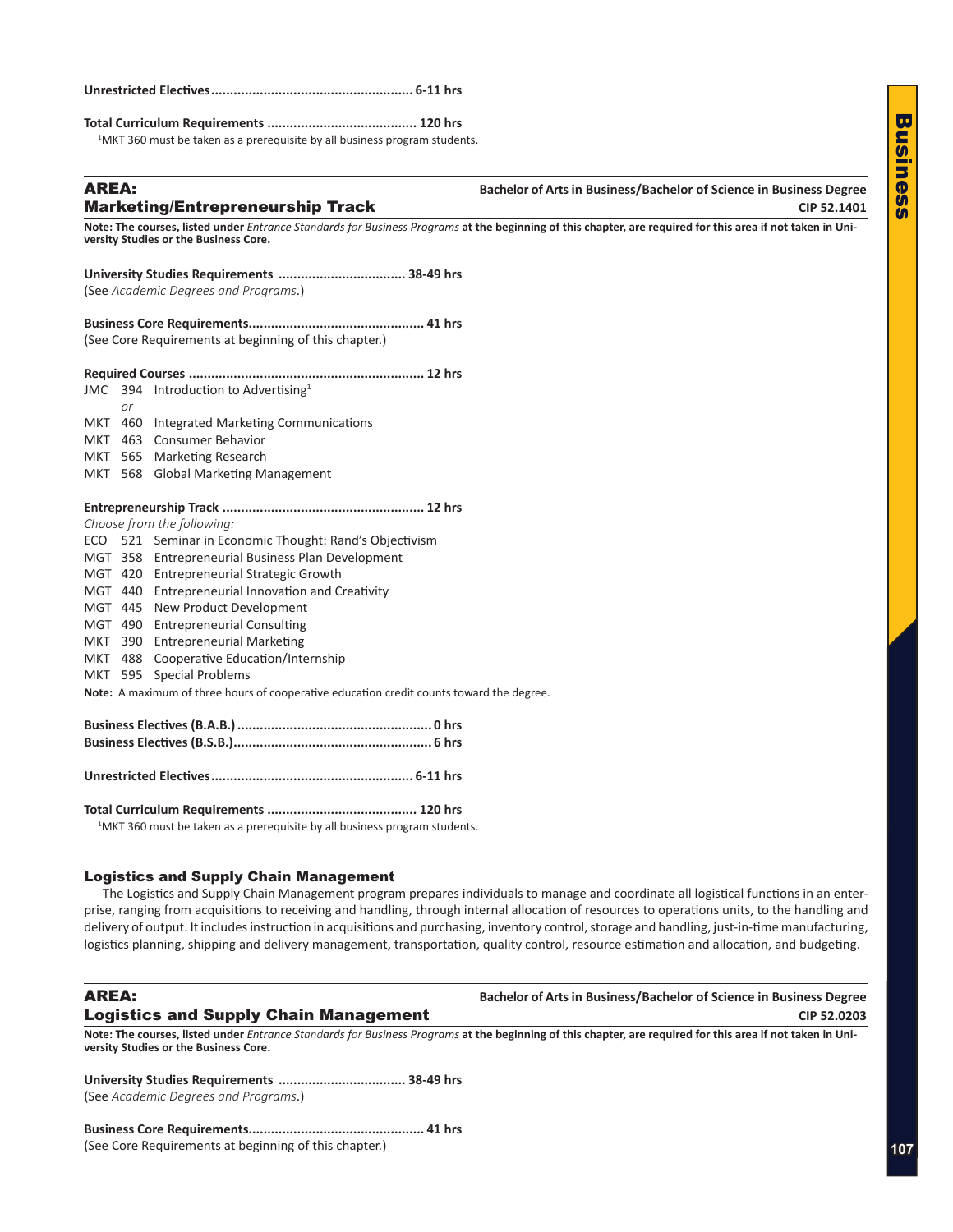**Unrestricted Electives ..................................................... 6-11 hrs**

**Total Curriculum Requirements ........................................ 120 hrs**

[1]MKT 360 must be taken as a prerequisite by all business program students.

## AREA: Marketing/Entrepreneurship Track

**Bachelor of Arts in Business/Bachelor of Science in Business Degree**
**CIP 52.1401**

**Note: The courses, listed under** *Entrance Standards for Business Programs* **at the beginning of this chapter, are required for this area if not taken in University Studies or the Business Core.**

**University Studies Requirements .................................. 38-49 hrs**
(See *Academic Degrees and Programs*.)

**Business Core Requirements.............................................. 41 hrs**
(See Core Requirements at beginning of this chapter.)

**Required Courses .............................................................. 12 hrs**

JMC 394 Introduction to Advertising[1]
*or*
MKT 460 Integrated Marketing Communications
MKT 463 Consumer Behavior
MKT 565 Marketing Research
MKT 568 Global Marketing Management

**Entrepreneurship Track ..................................................... 12 hrs**

*Choose from the following:*

ECO 521 Seminar in Economic Thought: Rand's Objectivism
MGT 358 Entrepreneurial Business Plan Development
MGT 420 Entrepreneurial Strategic Growth
MGT 440 Entrepreneurial Innovation and Creativity
MGT 445 New Product Development
MGT 490 Entrepreneurial Consulting
MKT 390 Entrepreneurial Marketing
MKT 488 Cooperative Education/Internship
MKT 595 Special Problems

**Note:** A maximum of three hours of cooperative education credit counts toward the degree.

**Business Electives (B.A.B.) ................................................... 0 hrs**
**Business Electives (B.S.B.)..................................................... 6 hrs**

**Unrestricted Electives ..................................................... 6-11 hrs**

**Total Curriculum Requirements ........................................ 120 hrs**

[1]MKT 360 must be taken as a prerequisite by all business program students.

### Logistics and Supply Chain Management

The Logistics and Supply Chain Management program prepares individuals to manage and coordinate all logistical functions in an enterprise, ranging from acquisitions to receiving and handling, through internal allocation of resources to operations units, to the handling and delivery of output. It includes instruction in acquisitions and purchasing, inventory control, storage and handling, just-in-time manufacturing, logistics planning, shipping and delivery management, transportation, quality control, resource estimation and allocation, and budgeting.

## AREA: Logistics and Supply Chain Management

**Bachelor of Arts in Business/Bachelor of Science in Business Degree**
**CIP 52.0203**

**Note: The courses, listed under** *Entrance Standards for Business Programs* **at the beginning of this chapter, are required for this area if not taken in University Studies or the Business Core.**

**University Studies Requirements .................................. 38-49 hrs**
(See *Academic Degrees and Programs*.)

**Business Core Requirements.............................................. 41 hrs**
(See Core Requirements at beginning of this chapter.)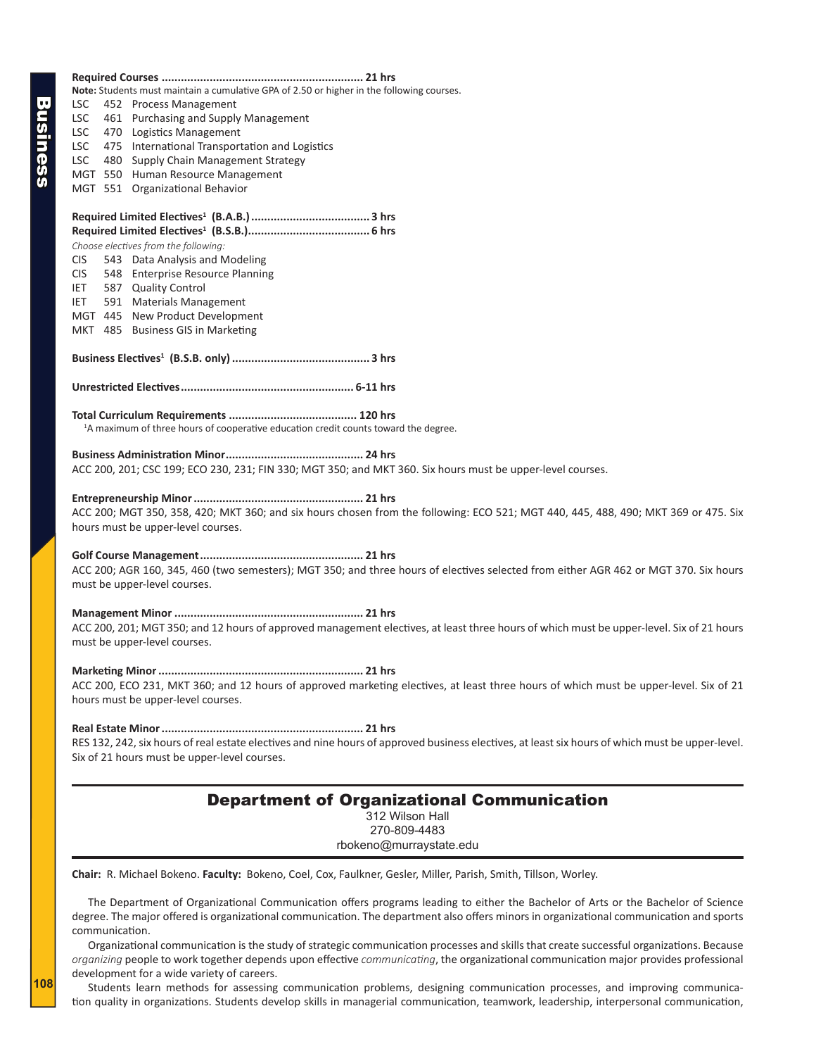**Required Courses .............................................................. 21 hrs**

**Note:** Students must maintain a cumulative GPA of 2.50 or higher in the following courses.

- LSC 452 Process Management
- LSC 461 Purchasing and Supply Management
- LSC 470 Logistics Management
- LSC 475 International Transportation and Logistics
- LSC 480 Supply Chain Management Strategy
- MGT 550 Human Resource Management
- MGT 551 Organizational Behavior

**Required Limited Electives[1] (B.A.B.) .................................... 3 hrs**
**Required Limited Electives[1] (B.S.B.)..................................... 6 hrs**

*Choose electives from the following:*

- CIS 543 Data Analysis and Modeling
- CIS 548 Enterprise Resource Planning
- IET 587 Quality Control
- IET 591 Materials Management
- MGT 445 New Product Development
- MKT 485 Business GIS in Marketing

**Business Electives[1] (B.S.B. only) .......................................... 3 hrs**

**Unrestricted Electives..................................................... 6-11 hrs**

**Total Curriculum Requirements ....................................... 120 hrs**

[1]A maximum of three hours of cooperative education credit counts toward the degree.

**Business Administration Minor.......................................... 24 hrs**

ACC 200, 201; CSC 199; ECO 230, 231; FIN 330; MGT 350; and MKT 360. Six hours must be upper-level courses.

**Entrepreneurship Minor .................................................... 21 hrs**

ACC 200; MGT 350, 358, 420; MKT 360; and six hours chosen from the following: ECO 521; MGT 440, 445, 488, 490; MKT 369 or 475. Six hours must be upper-level courses.

**Golf Course Management.................................................. 21 hrs**

ACC 200; AGR 160, 345, 460 (two semesters); MGT 350; and three hours of electives selected from either AGR 462 or MGT 370. Six hours must be upper-level courses.

**Management Minor .......................................................... 21 hrs**

ACC 200, 201; MGT 350; and 12 hours of approved management electives, at least three hours of which must be upper-level. Six of 21 hours must be upper-level courses.

**Marketing Minor ............................................................... 21 hrs**

ACC 200, ECO 231, MKT 360; and 12 hours of approved marketing electives, at least three hours of which must be upper-level. Six of 21 hours must be upper-level courses.

**Real Estate Minor .............................................................. 21 hrs**

RES 132, 242, six hours of real estate electives and nine hours of approved business electives, at least six hours of which must be upper-level. Six of 21 hours must be upper-level courses.

## Department of Organizational Communication

312 Wilson Hall
270-809-4483
rbokeno@murraystate.edu

**Chair:** R. Michael Bokeno. **Faculty:** Bokeno, Coel, Cox, Faulkner, Gesler, Miller, Parish, Smith, Tillson, Worley.

The Department of Organizational Communication offers programs leading to either the Bachelor of Arts or the Bachelor of Science degree. The major offered is organizational communication. The department also offers minors in organizational communication and sports communication.

Organizational communication is the study of strategic communication processes and skills that create successful organizations. Because *organizing* people to work together depends upon effective *communicating*, the organizational communication major provides professional development for a wide variety of careers.

Students learn methods for assessing communication problems, designing communication processes, and improving communication quality in organizations. Students develop skills in managerial communication, teamwork, leadership, interpersonal communication,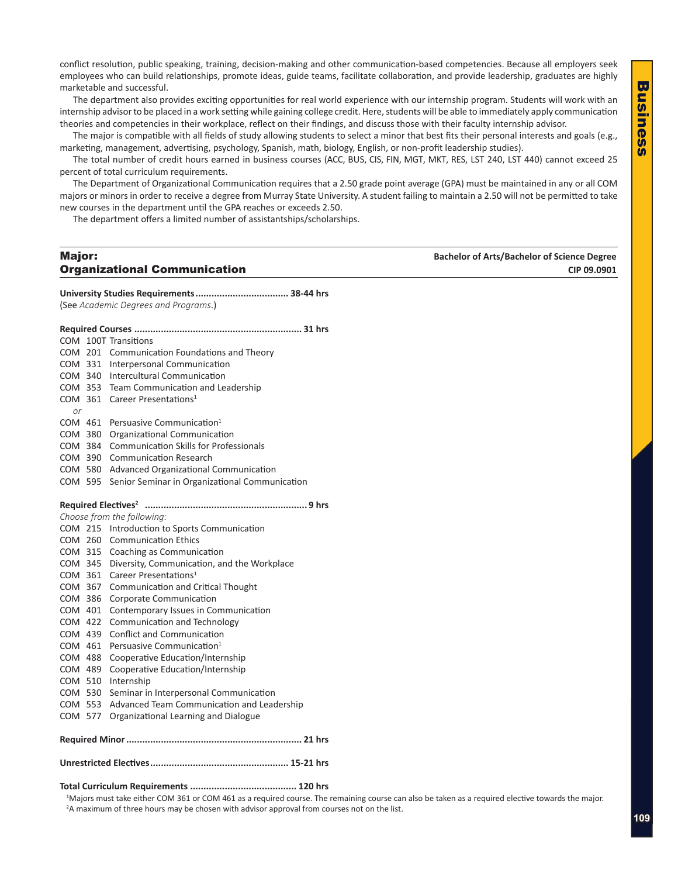conflict resolution, public speaking, training, decision-making and other communication-based competencies. Because all employers seek employees who can build relationships, promote ideas, guide teams, facilitate collaboration, and provide leadership, graduates are highly marketable and successful.

The department also provides exciting opportunities for real world experience with our internship program. Students will work with an internship advisor to be placed in a work setting while gaining college credit. Here, students will be able to immediately apply communication theories and competencies in their workplace, reflect on their findings, and discuss those with their faculty internship advisor.

The major is compatible with all fields of study allowing students to select a minor that best fits their personal interests and goals (e.g., marketing, management, advertising, psychology, Spanish, math, biology, English, or non-profit leadership studies).

The total number of credit hours earned in business courses (ACC, BUS, CIS, FIN, MGT, MKT, RES, LST 240, LST 440) cannot exceed 25 percent of total curriculum requirements.

The Department of Organizational Communication requires that a 2.50 grade point average (GPA) must be maintained in any or all COM majors or minors in order to receive a degree from Murray State University. A student failing to maintain a 2.50 will not be permitted to take new courses in the department until the GPA reaches or exceeds 2.50.

The department offers a limited number of assistantships/scholarships.

## Major: Organizational Communication

**Bachelor of Arts/Bachelor of Science Degree**
**CIP 09.0901**

**University Studies Requirements.................................. 38-44 hrs**
(See *Academic Degrees and Programs*.)

**Required Courses ............................................................. 31 hrs**

COM 100T Transitions
COM 201 Communication Foundations and Theory
COM 331 Interpersonal Communication
COM 340 Intercultural Communication
COM 353 Team Communication and Leadership
COM 361 Career Presentations[1]
*or*
COM 461 Persuasive Communication[1]
COM 380 Organizational Communication
COM 384 Communication Skills for Professionals
COM 390 Communication Research
COM 580 Advanced Organizational Communication
COM 595 Senior Seminar in Organizational Communication

**Required Electives[2] ............................................................ 9 hrs**

*Choose from the following:*
COM 215 Introduction to Sports Communication
COM 260 Communication Ethics
COM 315 Coaching as Communication
COM 345 Diversity, Communication, and the Workplace
COM 361 Career Presentations[1]
COM 367 Communication and Critical Thought
COM 386 Corporate Communication
COM 401 Contemporary Issues in Communication
COM 422 Communication and Technology
COM 439 Conflict and Communication
COM 461 Persuasive Communication[1]
COM 488 Cooperative Education/Internship
COM 489 Cooperative Education/Internship
COM 510 Internship
COM 530 Seminar in Interpersonal Communication
COM 553 Advanced Team Communication and Leadership
COM 577 Organizational Learning and Dialogue

**Required Minor ................................................................. 21 hrs**

**Unrestricted Electives................................................... 15-21 hrs**

**Total Curriculum Requirements ....................................... 120 hrs**

[1]Majors must take either COM 361 or COM 461 as a required course. The remaining course can also be taken as a required elective towards the major.
[2]A maximum of three hours may be chosen with advisor approval from courses not on the list.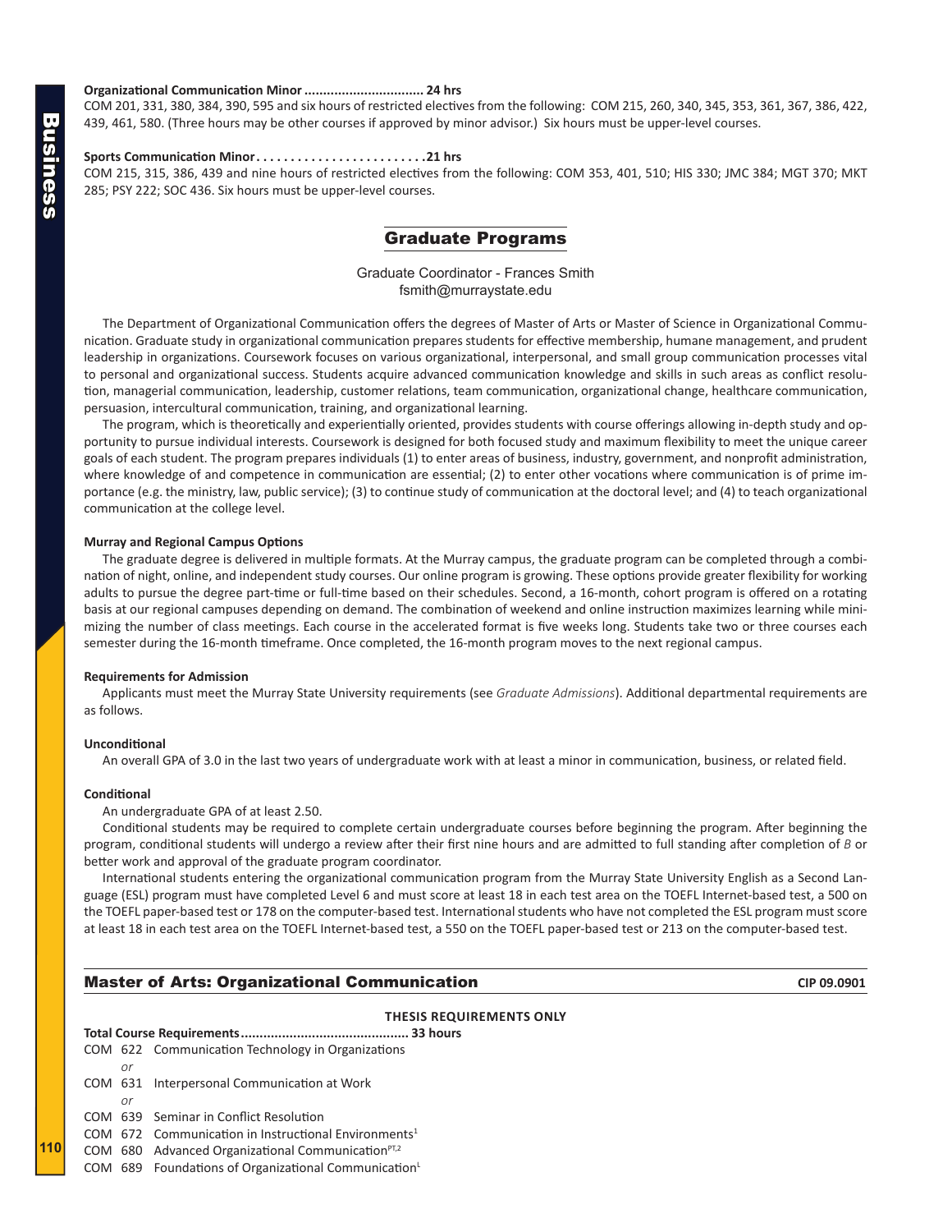**Organizational Communication Minor ................................ 24 hrs**
COM 201, 331, 380, 384, 390, 595 and six hours of restricted electives from the following: COM 215, 260, 340, 345, 353, 361, 367, 386, 422, 439, 461, 580. (Three hours may be other courses if approved by minor advisor.) Six hours must be upper-level courses.

**Sports Communication Minor . . . . . . . . . . . . . . . . . . . . . . . . .21 hrs**
COM 215, 315, 386, 439 and nine hours of restricted electives from the following: COM 353, 401, 510; HIS 330; JMC 384; MGT 370; MKT 285; PSY 222; SOC 436. Six hours must be upper-level courses.

## Graduate Programs

Graduate Coordinator - Frances Smith
fsmith@murraystate.edu

The Department of Organizational Communication offers the degrees of Master of Arts or Master of Science in Organizational Communication. Graduate study in organizational communication prepares students for effective membership, humane management, and prudent leadership in organizations. Coursework focuses on various organizational, interpersonal, and small group communication processes vital to personal and organizational success. Students acquire advanced communication knowledge and skills in such areas as conflict resolution, managerial communication, leadership, customer relations, team communication, organizational change, healthcare communication, persuasion, intercultural communication, training, and organizational learning.

The program, which is theoretically and experientially oriented, provides students with course offerings allowing in-depth study and opportunity to pursue individual interests. Coursework is designed for both focused study and maximum flexibility to meet the unique career goals of each student. The program prepares individuals (1) to enter areas of business, industry, government, and nonprofit administration, where knowledge of and competence in communication are essential; (2) to enter other vocations where communication is of prime importance (e.g. the ministry, law, public service); (3) to continue study of communication at the doctoral level; and (4) to teach organizational communication at the college level.

**Murray and Regional Campus Options**

The graduate degree is delivered in multiple formats. At the Murray campus, the graduate program can be completed through a combination of night, online, and independent study courses. Our online program is growing. These options provide greater flexibility for working adults to pursue the degree part-time or full-time based on their schedules. Second, a 16-month, cohort program is offered on a rotating basis at our regional campuses depending on demand. The combination of weekend and online instruction maximizes learning while minimizing the number of class meetings. Each course in the accelerated format is five weeks long. Students take two or three courses each semester during the 16-month timeframe. Once completed, the 16-month program moves to the next regional campus.

**Requirements for Admission**

Applicants must meet the Murray State University requirements (see *Graduate Admissions*). Additional departmental requirements are as follows.

**Unconditional**

An overall GPA of 3.0 in the last two years of undergraduate work with at least a minor in communication, business, or related field.

**Conditional**

An undergraduate GPA of at least 2.50.

Conditional students may be required to complete certain undergraduate courses before beginning the program. After beginning the program, conditional students will undergo a review after their first nine hours and are admitted to full standing after completion of *B* or better work and approval of the graduate program coordinator.

International students entering the organizational communication program from the Murray State University English as a Second Language (ESL) program must have completed Level 6 and must score at least 18 in each test area on the TOEFL Internet-based test, a 500 on the TOEFL paper-based test or 178 on the computer-based test. International students who have not completed the ESL program must score at least 18 in each test area on the TOEFL Internet-based test, a 550 on the TOEFL paper-based test or 213 on the computer-based test.

## Master of Arts: Organizational Communication — CIP 09.0901

**THESIS REQUIREMENTS ONLY**

**Total Course Requirements............................................ 33 hours**

COM 622 Communication Technology in Organizations
*or*
COM 631 Interpersonal Communication at Work
*or*
COM 639 Seminar in Conflict Resolution
COM 672 Communication in Instructional Environments[1]
COM 680 Advanced Organizational Communication[PT,2]
COM 689 Foundations of Organizational Communication[L]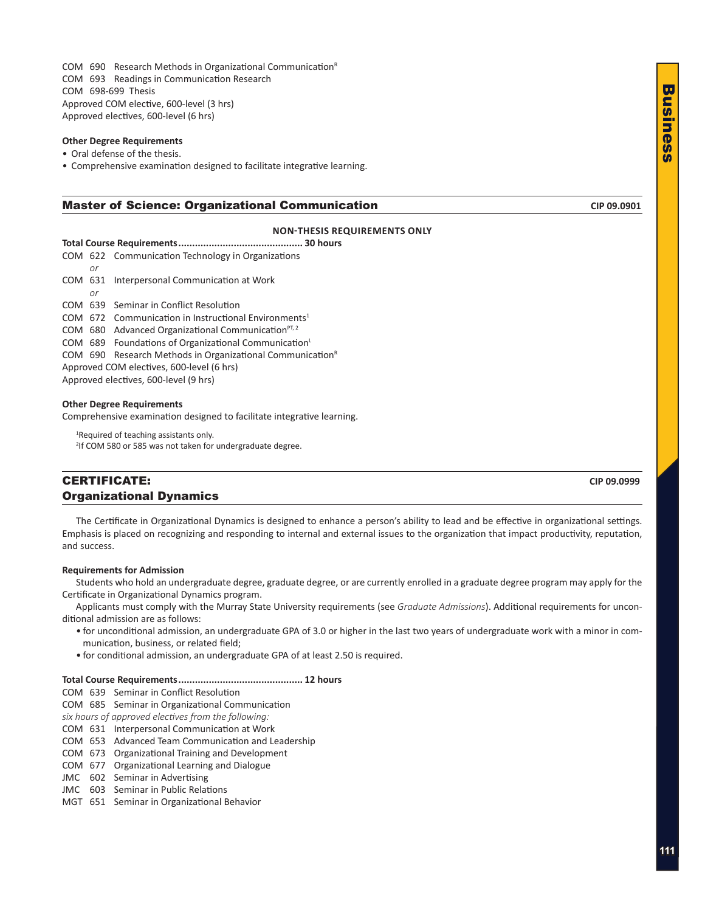COM 690 Research Methods in Organizational Communication[R]
COM 693 Readings in Communication Research
COM 698-699 Thesis
Approved COM elective, 600-level (3 hrs)
Approved electives, 600-level (6 hrs)

**Other Degree Requirements**

- Oral defense of the thesis.
- Comprehensive examination designed to facilitate integrative learning.

## Master of Science: Organizational Communication

CIP 09.0901

**NON-THESIS REQUIREMENTS ONLY**

**Total Course Requirements............................................ 30 hours**

COM 622 Communication Technology in Organizations
*or*
COM 631 Interpersonal Communication at Work
*or*
COM 639 Seminar in Conflict Resolution
COM 672 Communication in Instructional Environments[1]
COM 680 Advanced Organizational Communication[PT, 2]
COM 689 Foundations of Organizational Communication[L]
COM 690 Research Methods in Organizational Communication[R]
Approved COM electives, 600-level (6 hrs)
Approved electives, 600-level (9 hrs)

**Other Degree Requirements**

Comprehensive examination designed to facilitate integrative learning.

[1]Required of teaching assistants only.
[2]If COM 580 or 585 was not taken for undergraduate degree.

## CERTIFICATE: Organizational Dynamics

CIP 09.0999

The Certificate in Organizational Dynamics is designed to enhance a person's ability to lead and be effective in organizational settings. Emphasis is placed on recognizing and responding to internal and external issues to the organization that impact productivity, reputation, and success.

**Requirements for Admission**

Students who hold an undergraduate degree, graduate degree, or are currently enrolled in a graduate degree program may apply for the Certificate in Organizational Dynamics program.

Applicants must comply with the Murray State University requirements (see *Graduate Admissions*). Additional requirements for unconditional admission are as follows:

- for unconditional admission, an undergraduate GPA of 3.0 or higher in the last two years of undergraduate work with a minor in communication, business, or related field;
- for conditional admission, an undergraduate GPA of at least 2.50 is required.

**Total Course Requirements............................................ 12 hours**

COM 639 Seminar in Conflict Resolution
COM 685 Seminar in Organizational Communication
*six hours of approved electives from the following:*
COM 631 Interpersonal Communication at Work
COM 653 Advanced Team Communication and Leadership
COM 673 Organizational Training and Development
COM 677 Organizational Learning and Dialogue
JMC 602 Seminar in Advertising
JMC 603 Seminar in Public Relations
MGT 651 Seminar in Organizational Behavior